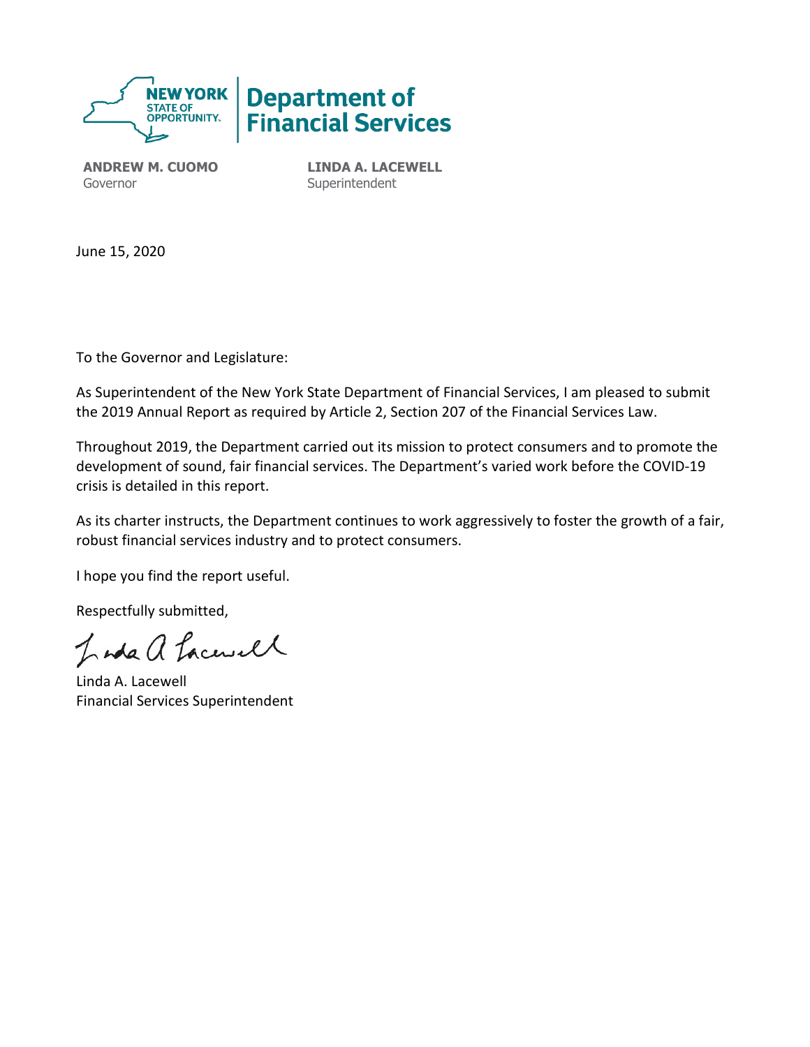NEW YORK STATE OF OPPORTUNITY. | Department of Financial Services

**ANDREW M. CUOMO**
Governor

**LINDA A. LACEWELL**
Superintendent

June 15, 2020

To the Governor and Legislature:

As Superintendent of the New York State Department of Financial Services, I am pleased to submit the 2019 Annual Report as required by Article 2, Section 207 of the Financial Services Law.

Throughout 2019, the Department carried out its mission to protect consumers and to promote the development of sound, fair financial services. The Department's varied work before the COVID-19 crisis is detailed in this report.

As its charter instructs, the Department continues to work aggressively to foster the growth of a fair, robust financial services industry and to protect consumers.

I hope you find the report useful.

Respectfully submitted,

Linda A. Lacewell
Financial Services Superintendent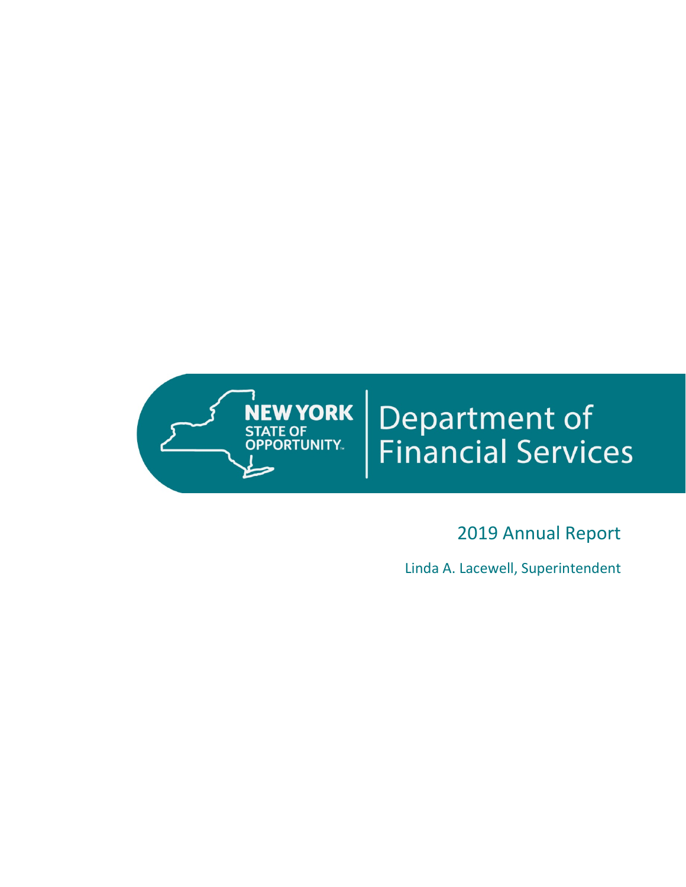NEW YORK STATE OF OPPORTUNITY.

# Department of Financial Services

## 2019 Annual Report

Linda A. Lacewell, Superintendent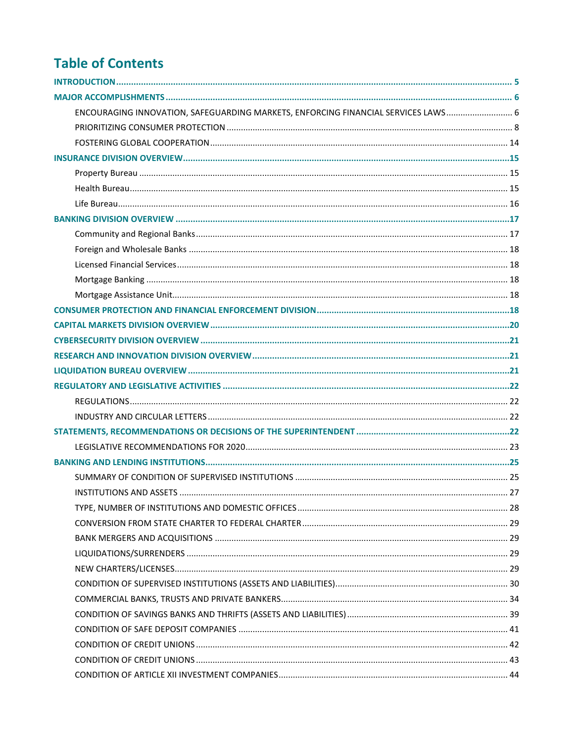# Table of Contents

- INTRODUCTION ........ 5
- MAJOR ACCOMPLISHMENTS ........ 6
  - ENCOURAGING INNOVATION, SAFEGUARDING MARKETS, ENFORCING FINANCIAL SERVICES LAWS ........ 6
  - PRIORITIZING CONSUMER PROTECTION ........ 8
  - FOSTERING GLOBAL COOPERATION ........ 14
- INSURANCE DIVISION OVERVIEW ........ 15
  - Property Bureau ........ 15
  - Health Bureau ........ 15
  - Life Bureau ........ 16
- BANKING DIVISION OVERVIEW ........ 17
  - Community and Regional Banks ........ 17
  - Foreign and Wholesale Banks ........ 18
  - Licensed Financial Services ........ 18
  - Mortgage Banking ........ 18
  - Mortgage Assistance Unit ........ 18
- CONSUMER PROTECTION AND FINANCIAL ENFORCEMENT DIVISION ........ 18
- CAPITAL MARKETS DIVISION OVERVIEW ........ 20
- CYBERSECURITY DIVISION OVERVIEW ........ 21
- RESEARCH AND INNOVATION DIVISION OVERVIEW ........ 21
- LIQUIDATION BUREAU OVERVIEW ........ 21
- REGULATORY AND LEGISLATIVE ACTIVITIES ........ 22
  - REGULATIONS ........ 22
  - INDUSTRY AND CIRCULAR LETTERS ........ 22
- STATEMENTS, RECOMMENDATIONS OR DECISIONS OF THE SUPERINTENDENT ........ 22
  - LEGISLATIVE RECOMMENDATIONS FOR 2020 ........ 23
- BANKING AND LENDING INSTITUTIONS ........ 25
  - SUMMARY OF CONDITION OF SUPERVISED INSTITUTIONS ........ 25
  - INSTITUTIONS AND ASSETS ........ 27
  - TYPE, NUMBER OF INSTITUTIONS AND DOMESTIC OFFICES ........ 28
  - CONVERSION FROM STATE CHARTER TO FEDERAL CHARTER ........ 29
  - BANK MERGERS AND ACQUISITIONS ........ 29
  - LIQUIDATIONS/SURRENDERS ........ 29
  - NEW CHARTERS/LICENSES ........ 29
  - CONDITION OF SUPERVISED INSTITUTIONS (ASSETS AND LIABILITIES) ........ 30
  - COMMERCIAL BANKS, TRUSTS AND PRIVATE BANKERS ........ 34
  - CONDITION OF SAVINGS BANKS AND THRIFTS (ASSETS AND LIABILITIES) ........ 39
  - CONDITION OF SAFE DEPOSIT COMPANIES ........ 41
  - CONDITION OF CREDIT UNIONS ........ 42
  - CONDITION OF CREDIT UNIONS ........ 43
  - CONDITION OF ARTICLE XII INVESTMENT COMPANIES ........ 44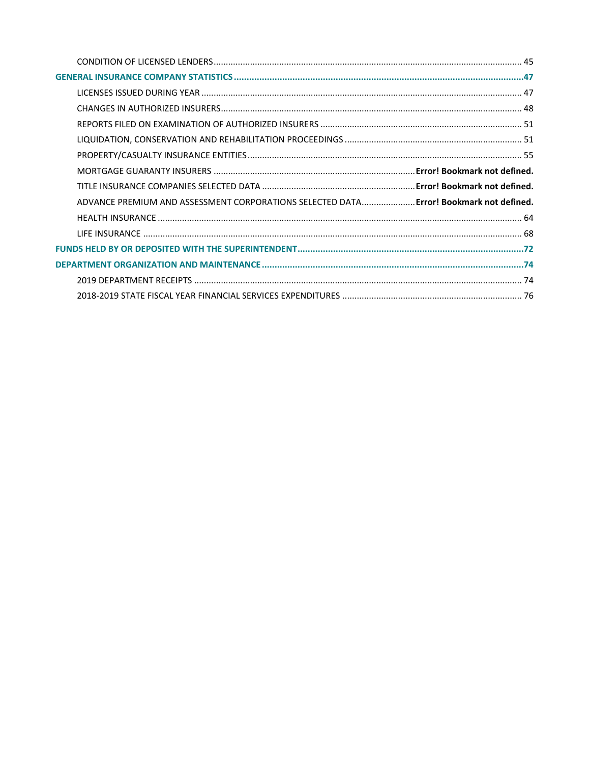CONDITION OF LICENSED LENDERS ........................................................................................................................ 45

**GENERAL INSURANCE COMPANY STATISTICS ..................................................................................................47**

LICENSES ISSUED DURING YEAR ........................................................................................................................ 47

CHANGES IN AUTHORIZED INSURERS ................................................................................................................. 48

REPORTS FILED ON EXAMINATION OF AUTHORIZED INSURERS ........................................................................ 51

LIQUIDATION, CONSERVATION AND REHABILITATION PROCEEDINGS .............................................................. 51

PROPERTY/CASUALTY INSURANCE ENTITIES ...................................................................................................... 55

MORTGAGE GUARANTY INSURERS ................................................................................... **Error! Bookmark not defined.**

TITLE INSURANCE COMPANIES SELECTED DATA ............................................................... **Error! Bookmark not defined.**

ADVANCE PREMIUM AND ASSESSMENT CORPORATIONS SELECTED DATA ...................... **Error! Bookmark not defined.**

HEALTH INSURANCE ........................................................................................................................................... 64

LIFE INSURANCE ................................................................................................................................................. 68

**FUNDS HELD BY OR DEPOSITED WITH THE SUPERINTENDENT .........................................................................72**

**DEPARTMENT ORGANIZATION AND MAINTENANCE .......................................................................................74**

2019 DEPARTMENT RECEIPTS ............................................................................................................................. 74

2018-2019 STATE FISCAL YEAR FINANCIAL SERVICES EXPENDITURES ................................................................. 76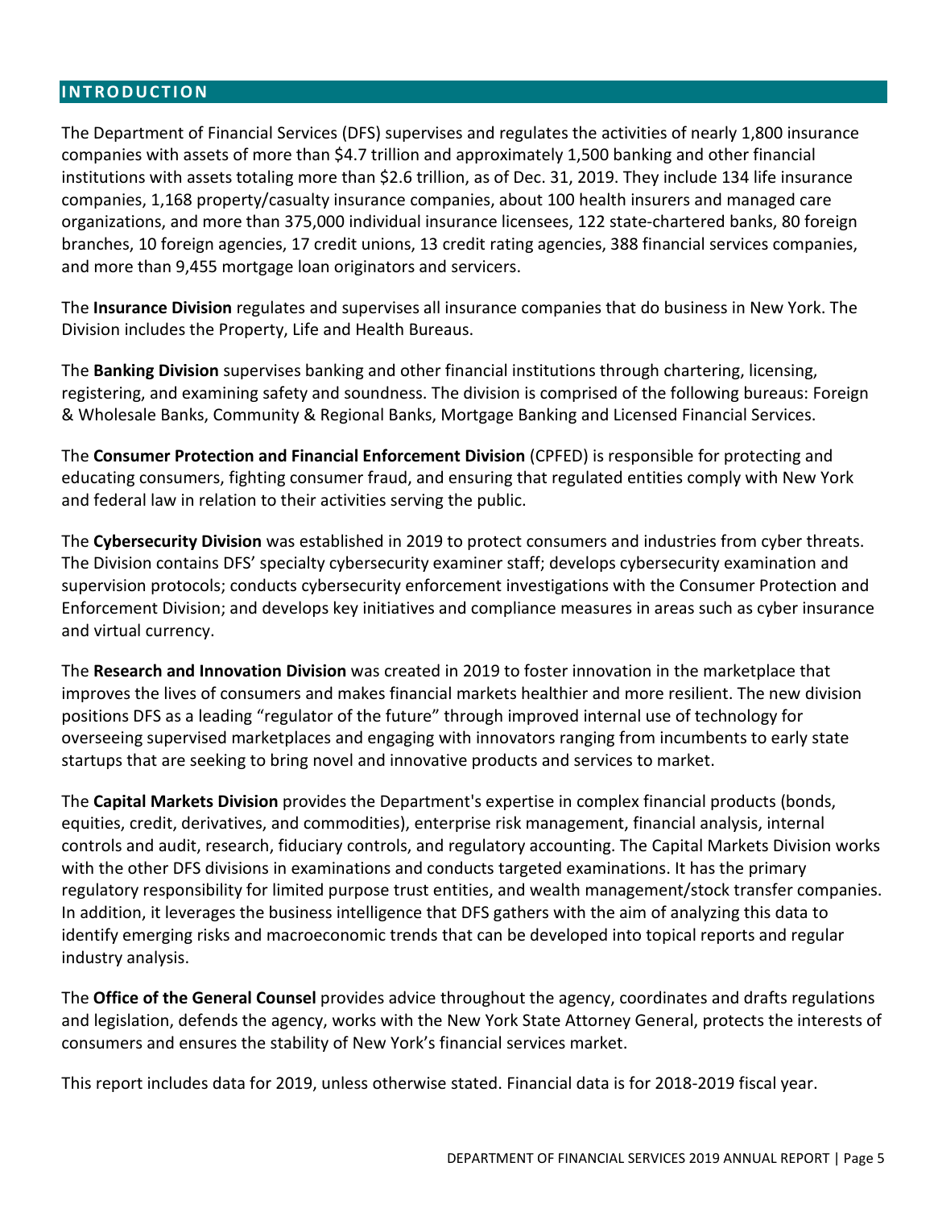## INTRODUCTION

The Department of Financial Services (DFS) supervises and regulates the activities of nearly 1,800 insurance companies with assets of more than $4.7 trillion and approximately 1,500 banking and other financial institutions with assets totaling more than $2.6 trillion, as of Dec. 31, 2019. They include 134 life insurance companies, 1,168 property/casualty insurance companies, about 100 health insurers and managed care organizations, and more than 375,000 individual insurance licensees, 122 state-chartered banks, 80 foreign branches, 10 foreign agencies, 17 credit unions, 13 credit rating agencies, 388 financial services companies, and more than 9,455 mortgage loan originators and servicers.

The **Insurance Division** regulates and supervises all insurance companies that do business in New York. The Division includes the Property, Life and Health Bureaus.

The **Banking Division** supervises banking and other financial institutions through chartering, licensing, registering, and examining safety and soundness. The division is comprised of the following bureaus: Foreign & Wholesale Banks, Community & Regional Banks, Mortgage Banking and Licensed Financial Services.

The **Consumer Protection and Financial Enforcement Division** (CPFED) is responsible for protecting and educating consumers, fighting consumer fraud, and ensuring that regulated entities comply with New York and federal law in relation to their activities serving the public.

The **Cybersecurity Division** was established in 2019 to protect consumers and industries from cyber threats. The Division contains DFS' specialty cybersecurity examiner staff; develops cybersecurity examination and supervision protocols; conducts cybersecurity enforcement investigations with the Consumer Protection and Enforcement Division; and develops key initiatives and compliance measures in areas such as cyber insurance and virtual currency.

The **Research and Innovation Division** was created in 2019 to foster innovation in the marketplace that improves the lives of consumers and makes financial markets healthier and more resilient. The new division positions DFS as a leading "regulator of the future" through improved internal use of technology for overseeing supervised marketplaces and engaging with innovators ranging from incumbents to early state startups that are seeking to bring novel and innovative products and services to market.

The **Capital Markets Division** provides the Department's expertise in complex financial products (bonds, equities, credit, derivatives, and commodities), enterprise risk management, financial analysis, internal controls and audit, research, fiduciary controls, and regulatory accounting. The Capital Markets Division works with the other DFS divisions in examinations and conducts targeted examinations. It has the primary regulatory responsibility for limited purpose trust entities, and wealth management/stock transfer companies. In addition, it leverages the business intelligence that DFS gathers with the aim of analyzing this data to identify emerging risks and macroeconomic trends that can be developed into topical reports and regular industry analysis.

The **Office of the General Counsel** provides advice throughout the agency, coordinates and drafts regulations and legislation, defends the agency, works with the New York State Attorney General, protects the interests of consumers and ensures the stability of New York's financial services market.

This report includes data for 2019, unless otherwise stated. Financial data is for 2018-2019 fiscal year.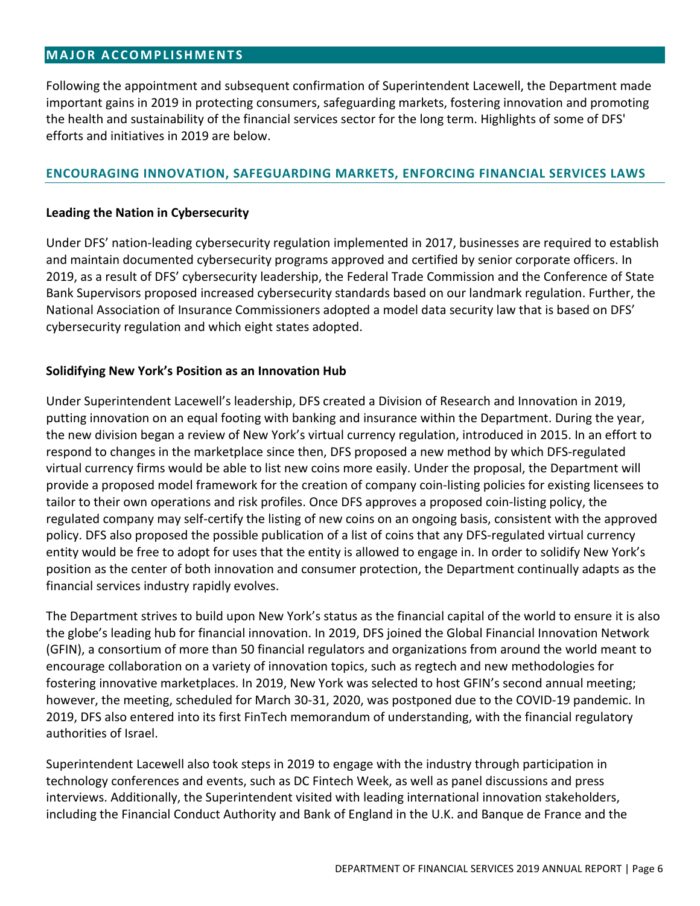## MAJOR ACCOMPLISHMENTS

Following the appointment and subsequent confirmation of Superintendent Lacewell, the Department made important gains in 2019 in protecting consumers, safeguarding markets, fostering innovation and promoting the health and sustainability of the financial services sector for the long term. Highlights of some of DFS' efforts and initiatives in 2019 are below.

### ENCOURAGING INNOVATION, SAFEGUARDING MARKETS, ENFORCING FINANCIAL SERVICES LAWS

**Leading the Nation in Cybersecurity**

Under DFS' nation-leading cybersecurity regulation implemented in 2017, businesses are required to establish and maintain documented cybersecurity programs approved and certified by senior corporate officers. In 2019, as a result of DFS' cybersecurity leadership, the Federal Trade Commission and the Conference of State Bank Supervisors proposed increased cybersecurity standards based on our landmark regulation. Further, the National Association of Insurance Commissioners adopted a model data security law that is based on DFS' cybersecurity regulation and which eight states adopted.

**Solidifying New York's Position as an Innovation Hub**

Under Superintendent Lacewell's leadership, DFS created a Division of Research and Innovation in 2019, putting innovation on an equal footing with banking and insurance within the Department. During the year, the new division began a review of New York's virtual currency regulation, introduced in 2015. In an effort to respond to changes in the marketplace since then, DFS proposed a new method by which DFS-regulated virtual currency firms would be able to list new coins more easily. Under the proposal, the Department will provide a proposed model framework for the creation of company coin-listing policies for existing licensees to tailor to their own operations and risk profiles. Once DFS approves a proposed coin-listing policy, the regulated company may self-certify the listing of new coins on an ongoing basis, consistent with the approved policy. DFS also proposed the possible publication of a list of coins that any DFS-regulated virtual currency entity would be free to adopt for uses that the entity is allowed to engage in. In order to solidify New York's position as the center of both innovation and consumer protection, the Department continually adapts as the financial services industry rapidly evolves.

The Department strives to build upon New York's status as the financial capital of the world to ensure it is also the globe's leading hub for financial innovation. In 2019, DFS joined the Global Financial Innovation Network (GFIN), a consortium of more than 50 financial regulators and organizations from around the world meant to encourage collaboration on a variety of innovation topics, such as regtech and new methodologies for fostering innovative marketplaces. In 2019, New York was selected to host GFIN's second annual meeting; however, the meeting, scheduled for March 30-31, 2020, was postponed due to the COVID-19 pandemic. In 2019, DFS also entered into its first FinTech memorandum of understanding, with the financial regulatory authorities of Israel.

Superintendent Lacewell also took steps in 2019 to engage with the industry through participation in technology conferences and events, such as DC Fintech Week, as well as panel discussions and press interviews. Additionally, the Superintendent visited with leading international innovation stakeholders, including the Financial Conduct Authority and Bank of England in the U.K. and Banque de France and the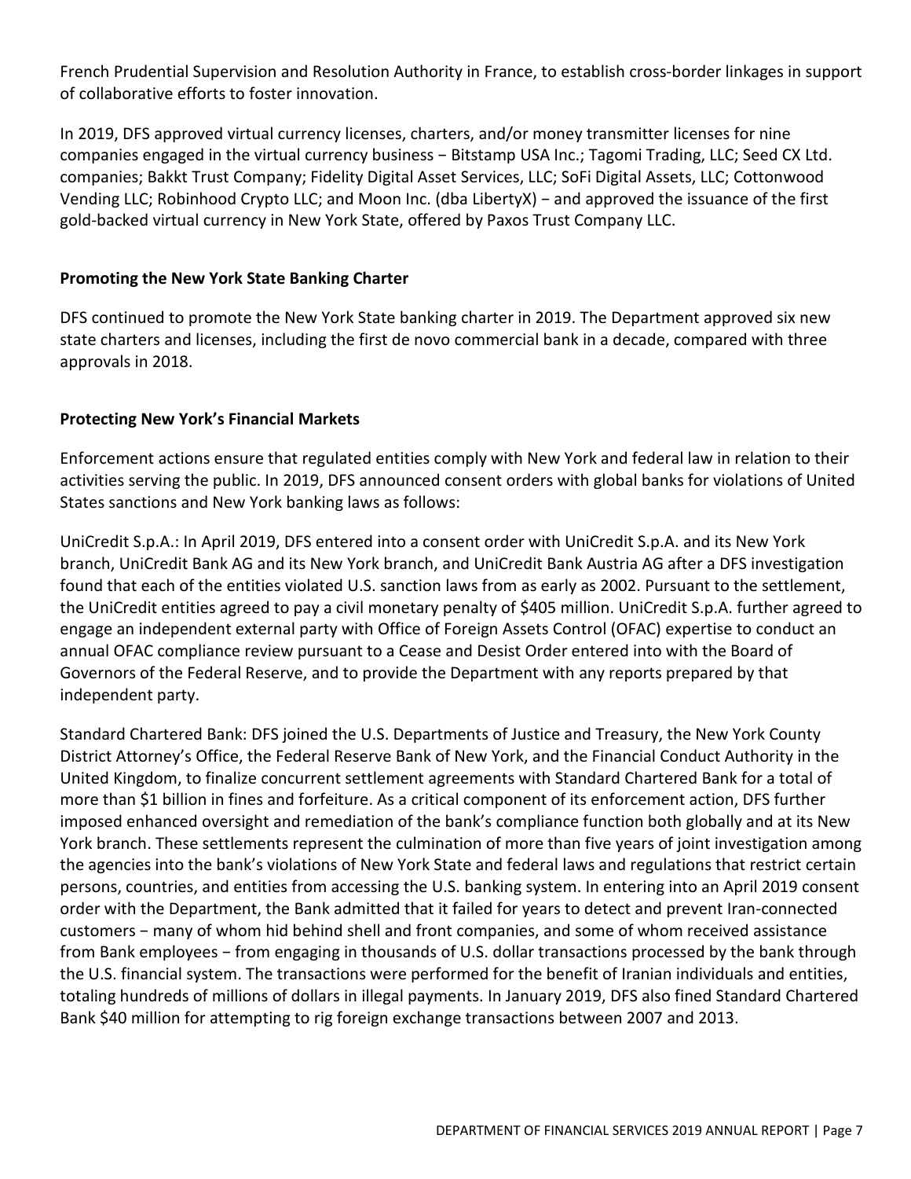French Prudential Supervision and Resolution Authority in France, to establish cross-border linkages in support of collaborative efforts to foster innovation.

In 2019, DFS approved virtual currency licenses, charters, and/or money transmitter licenses for nine companies engaged in the virtual currency business − Bitstamp USA Inc.; Tagomi Trading, LLC; Seed CX Ltd. companies; Bakkt Trust Company; Fidelity Digital Asset Services, LLC; SoFi Digital Assets, LLC; Cottonwood Vending LLC; Robinhood Crypto LLC; and Moon Inc. (dba LibertyX) − and approved the issuance of the first gold-backed virtual currency in New York State, offered by Paxos Trust Company LLC.

**Promoting the New York State Banking Charter**

DFS continued to promote the New York State banking charter in 2019. The Department approved six new state charters and licenses, including the first de novo commercial bank in a decade, compared with three approvals in 2018.

**Protecting New York's Financial Markets**

Enforcement actions ensure that regulated entities comply with New York and federal law in relation to their activities serving the public. In 2019, DFS announced consent orders with global banks for violations of United States sanctions and New York banking laws as follows:

UniCredit S.p.A.: In April 2019, DFS entered into a consent order with UniCredit S.p.A. and its New York branch, UniCredit Bank AG and its New York branch, and UniCredit Bank Austria AG after a DFS investigation found that each of the entities violated U.S. sanction laws from as early as 2002. Pursuant to the settlement, the UniCredit entities agreed to pay a civil monetary penalty of $405 million. UniCredit S.p.A. further agreed to engage an independent external party with Office of Foreign Assets Control (OFAC) expertise to conduct an annual OFAC compliance review pursuant to a Cease and Desist Order entered into with the Board of Governors of the Federal Reserve, and to provide the Department with any reports prepared by that independent party.

Standard Chartered Bank: DFS joined the U.S. Departments of Justice and Treasury, the New York County District Attorney's Office, the Federal Reserve Bank of New York, and the Financial Conduct Authority in the United Kingdom, to finalize concurrent settlement agreements with Standard Chartered Bank for a total of more than $1 billion in fines and forfeiture. As a critical component of its enforcement action, DFS further imposed enhanced oversight and remediation of the bank's compliance function both globally and at its New York branch. These settlements represent the culmination of more than five years of joint investigation among the agencies into the bank's violations of New York State and federal laws and regulations that restrict certain persons, countries, and entities from accessing the U.S. banking system. In entering into an April 2019 consent order with the Department, the Bank admitted that it failed for years to detect and prevent Iran-connected customers − many of whom hid behind shell and front companies, and some of whom received assistance from Bank employees − from engaging in thousands of U.S. dollar transactions processed by the bank through the U.S. financial system. The transactions were performed for the benefit of Iranian individuals and entities, totaling hundreds of millions of dollars in illegal payments. In January 2019, DFS also fined Standard Chartered Bank $40 million for attempting to rig foreign exchange transactions between 2007 and 2013.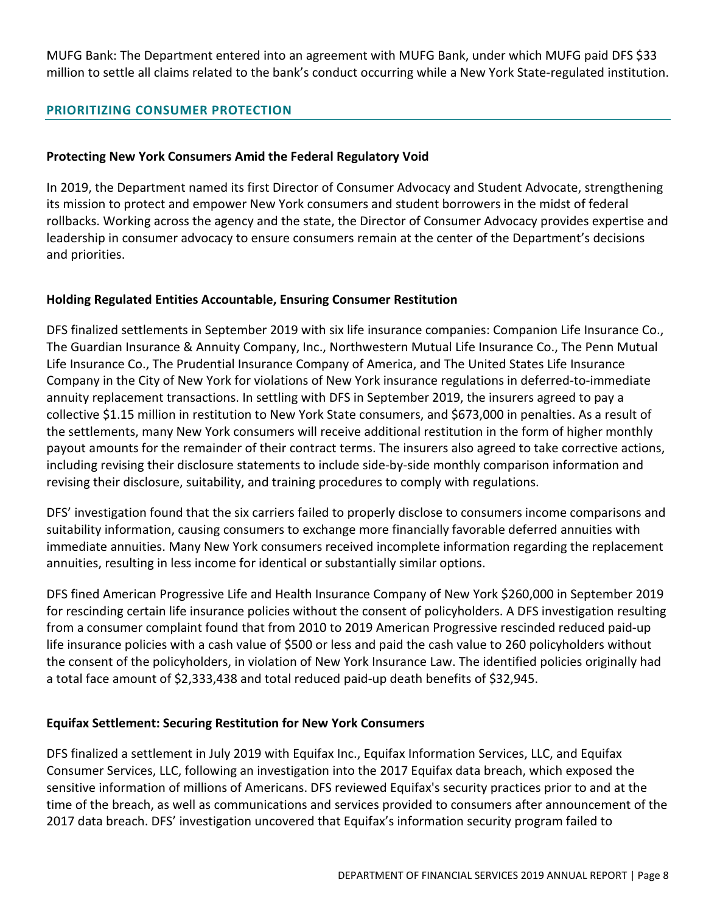MUFG Bank: The Department entered into an agreement with MUFG Bank, under which MUFG paid DFS $33 million to settle all claims related to the bank's conduct occurring while a New York State-regulated institution.

## PRIORITIZING CONSUMER PROTECTION

### Protecting New York Consumers Amid the Federal Regulatory Void

In 2019, the Department named its first Director of Consumer Advocacy and Student Advocate, strengthening its mission to protect and empower New York consumers and student borrowers in the midst of federal rollbacks. Working across the agency and the state, the Director of Consumer Advocacy provides expertise and leadership in consumer advocacy to ensure consumers remain at the center of the Department's decisions and priorities.

### Holding Regulated Entities Accountable, Ensuring Consumer Restitution

DFS finalized settlements in September 2019 with six life insurance companies: Companion Life Insurance Co., The Guardian Insurance & Annuity Company, Inc., Northwestern Mutual Life Insurance Co., The Penn Mutual Life Insurance Co., The Prudential Insurance Company of America, and The United States Life Insurance Company in the City of New York for violations of New York insurance regulations in deferred-to-immediate annuity replacement transactions. In settling with DFS in September 2019, the insurers agreed to pay a collective $1.15 million in restitution to New York State consumers, and $673,000 in penalties. As a result of the settlements, many New York consumers will receive additional restitution in the form of higher monthly payout amounts for the remainder of their contract terms. The insurers also agreed to take corrective actions, including revising their disclosure statements to include side-by-side monthly comparison information and revising their disclosure, suitability, and training procedures to comply with regulations.

DFS' investigation found that the six carriers failed to properly disclose to consumers income comparisons and suitability information, causing consumers to exchange more financially favorable deferred annuities with immediate annuities. Many New York consumers received incomplete information regarding the replacement annuities, resulting in less income for identical or substantially similar options.

DFS fined American Progressive Life and Health Insurance Company of New York $260,000 in September 2019 for rescinding certain life insurance policies without the consent of policyholders. A DFS investigation resulting from a consumer complaint found that from 2010 to 2019 American Progressive rescinded reduced paid-up life insurance policies with a cash value of $500 or less and paid the cash value to 260 policyholders without the consent of the policyholders, in violation of New York Insurance Law. The identified policies originally had a total face amount of $2,333,438 and total reduced paid-up death benefits of $32,945.

### Equifax Settlement: Securing Restitution for New York Consumers

DFS finalized a settlement in July 2019 with Equifax Inc., Equifax Information Services, LLC, and Equifax Consumer Services, LLC, following an investigation into the 2017 Equifax data breach, which exposed the sensitive information of millions of Americans. DFS reviewed Equifax's security practices prior to and at the time of the breach, as well as communications and services provided to consumers after announcement of the 2017 data breach. DFS' investigation uncovered that Equifax's information security program failed to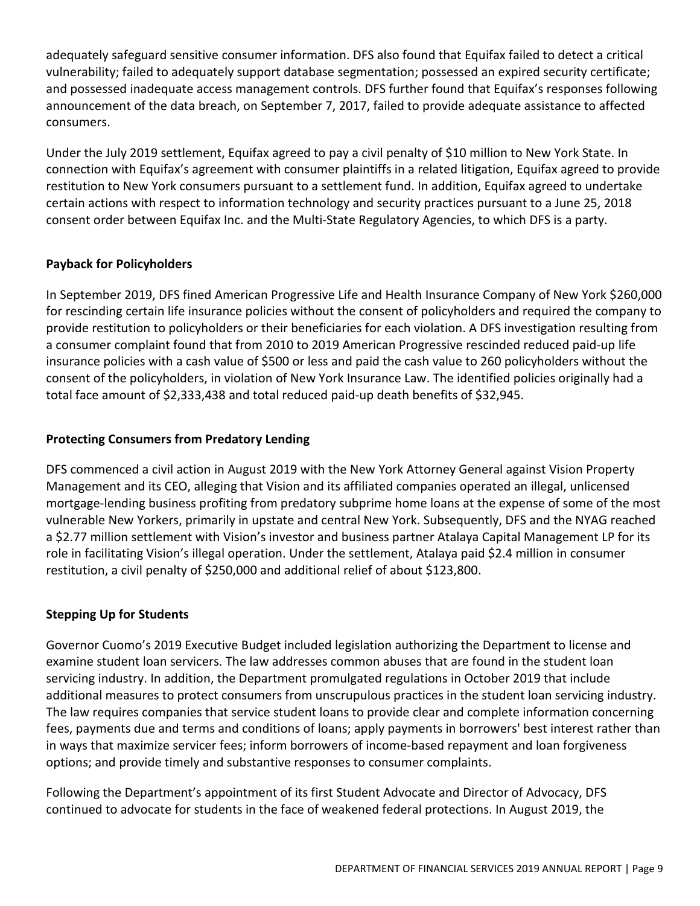adequately safeguard sensitive consumer information. DFS also found that Equifax failed to detect a critical vulnerability; failed to adequately support database segmentation; possessed an expired security certificate; and possessed inadequate access management controls. DFS further found that Equifax's responses following announcement of the data breach, on September 7, 2017, failed to provide adequate assistance to affected consumers.

Under the July 2019 settlement, Equifax agreed to pay a civil penalty of $10 million to New York State. In connection with Equifax's agreement with consumer plaintiffs in a related litigation, Equifax agreed to provide restitution to New York consumers pursuant to a settlement fund. In addition, Equifax agreed to undertake certain actions with respect to information technology and security practices pursuant to a June 25, 2018 consent order between Equifax Inc. and the Multi-State Regulatory Agencies, to which DFS is a party.

### Payback for Policyholders

In September 2019, DFS fined American Progressive Life and Health Insurance Company of New York $260,000 for rescinding certain life insurance policies without the consent of policyholders and required the company to provide restitution to policyholders or their beneficiaries for each violation. A DFS investigation resulting from a consumer complaint found that from 2010 to 2019 American Progressive rescinded reduced paid-up life insurance policies with a cash value of $500 or less and paid the cash value to 260 policyholders without the consent of the policyholders, in violation of New York Insurance Law. The identified policies originally had a total face amount of $2,333,438 and total reduced paid-up death benefits of $32,945.

### Protecting Consumers from Predatory Lending

DFS commenced a civil action in August 2019 with the New York Attorney General against Vision Property Management and its CEO, alleging that Vision and its affiliated companies operated an illegal, unlicensed mortgage-lending business profiting from predatory subprime home loans at the expense of some of the most vulnerable New Yorkers, primarily in upstate and central New York. Subsequently, DFS and the NYAG reached a $2.77 million settlement with Vision's investor and business partner Atalaya Capital Management LP for its role in facilitating Vision's illegal operation. Under the settlement, Atalaya paid $2.4 million in consumer restitution, a civil penalty of $250,000 and additional relief of about $123,800.

### Stepping Up for Students

Governor Cuomo's 2019 Executive Budget included legislation authorizing the Department to license and examine student loan servicers. The law addresses common abuses that are found in the student loan servicing industry. In addition, the Department promulgated regulations in October 2019 that include additional measures to protect consumers from unscrupulous practices in the student loan servicing industry. The law requires companies that service student loans to provide clear and complete information concerning fees, payments due and terms and conditions of loans; apply payments in borrowers' best interest rather than in ways that maximize servicer fees; inform borrowers of income-based repayment and loan forgiveness options; and provide timely and substantive responses to consumer complaints.

Following the Department's appointment of its first Student Advocate and Director of Advocacy, DFS continued to advocate for students in the face of weakened federal protections. In August 2019, the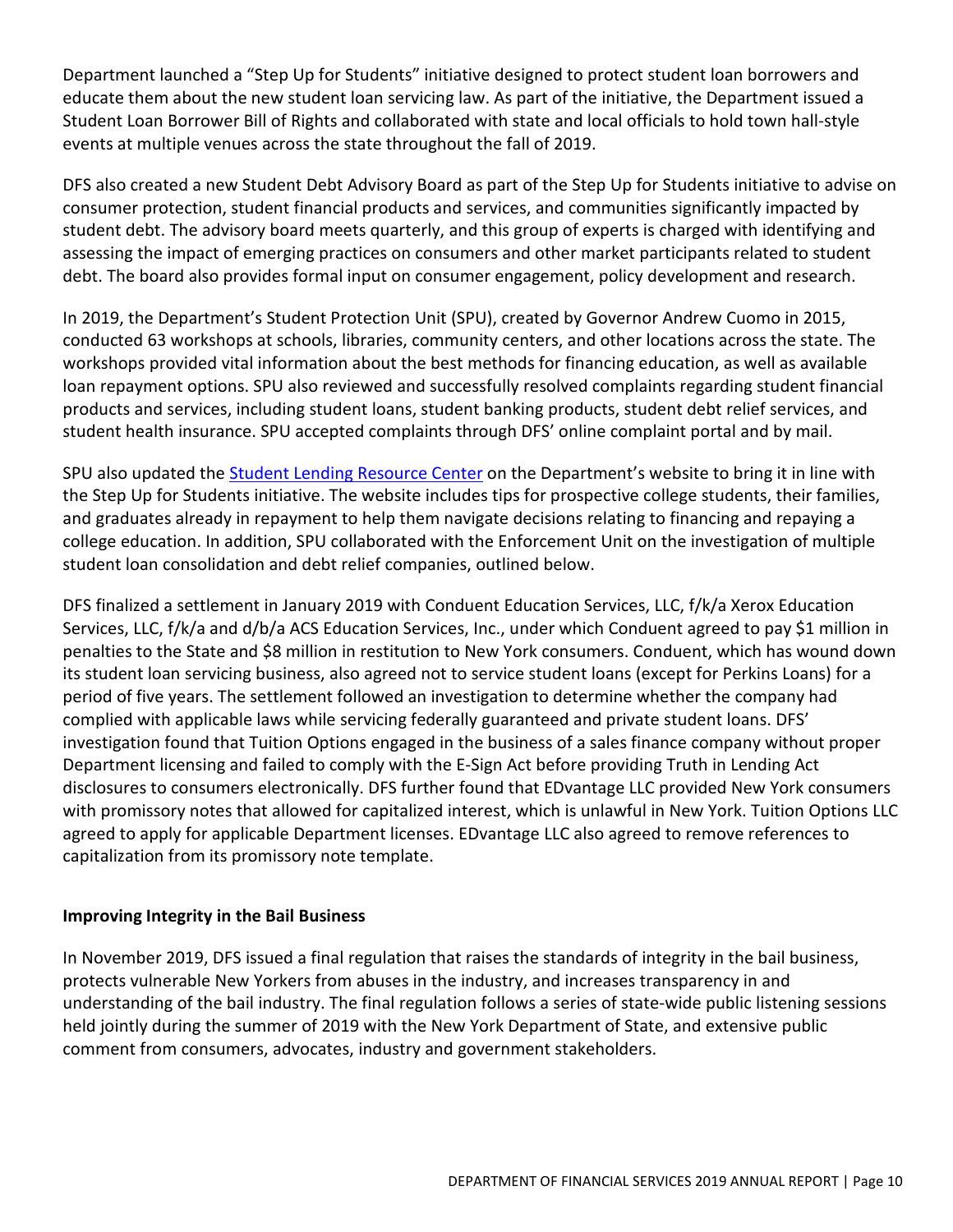Department launched a "Step Up for Students" initiative designed to protect student loan borrowers and educate them about the new student loan servicing law. As part of the initiative, the Department issued a Student Loan Borrower Bill of Rights and collaborated with state and local officials to hold town hall-style events at multiple venues across the state throughout the fall of 2019.

DFS also created a new Student Debt Advisory Board as part of the Step Up for Students initiative to advise on consumer protection, student financial products and services, and communities significantly impacted by student debt. The advisory board meets quarterly, and this group of experts is charged with identifying and assessing the impact of emerging practices on consumers and other market participants related to student debt. The board also provides formal input on consumer engagement, policy development and research.

In 2019, the Department's Student Protection Unit (SPU), created by Governor Andrew Cuomo in 2015, conducted 63 workshops at schools, libraries, community centers, and other locations across the state. The workshops provided vital information about the best methods for financing education, as well as available loan repayment options. SPU also reviewed and successfully resolved complaints regarding student financial products and services, including student loans, student banking products, student debt relief services, and student health insurance. SPU accepted complaints through DFS' online complaint portal and by mail.

SPU also updated the Student Lending Resource Center on the Department's website to bring it in line with the Step Up for Students initiative. The website includes tips for prospective college students, their families, and graduates already in repayment to help them navigate decisions relating to financing and repaying a college education. In addition, SPU collaborated with the Enforcement Unit on the investigation of multiple student loan consolidation and debt relief companies, outlined below.

DFS finalized a settlement in January 2019 with Conduent Education Services, LLC, f/k/a Xerox Education Services, LLC, f/k/a and d/b/a ACS Education Services, Inc., under which Conduent agreed to pay $1 million in penalties to the State and $8 million in restitution to New York consumers. Conduent, which has wound down its student loan servicing business, also agreed not to service student loans (except for Perkins Loans) for a period of five years. The settlement followed an investigation to determine whether the company had complied with applicable laws while servicing federally guaranteed and private student loans. DFS' investigation found that Tuition Options engaged in the business of a sales finance company without proper Department licensing and failed to comply with the E-Sign Act before providing Truth in Lending Act disclosures to consumers electronically. DFS further found that EDvantage LLC provided New York consumers with promissory notes that allowed for capitalized interest, which is unlawful in New York. Tuition Options LLC agreed to apply for applicable Department licenses. EDvantage LLC also agreed to remove references to capitalization from its promissory note template.

**Improving Integrity in the Bail Business**

In November 2019, DFS issued a final regulation that raises the standards of integrity in the bail business, protects vulnerable New Yorkers from abuses in the industry, and increases transparency in and understanding of the bail industry. The final regulation follows a series of state-wide public listening sessions held jointly during the summer of 2019 with the New York Department of State, and extensive public comment from consumers, advocates, industry and government stakeholders.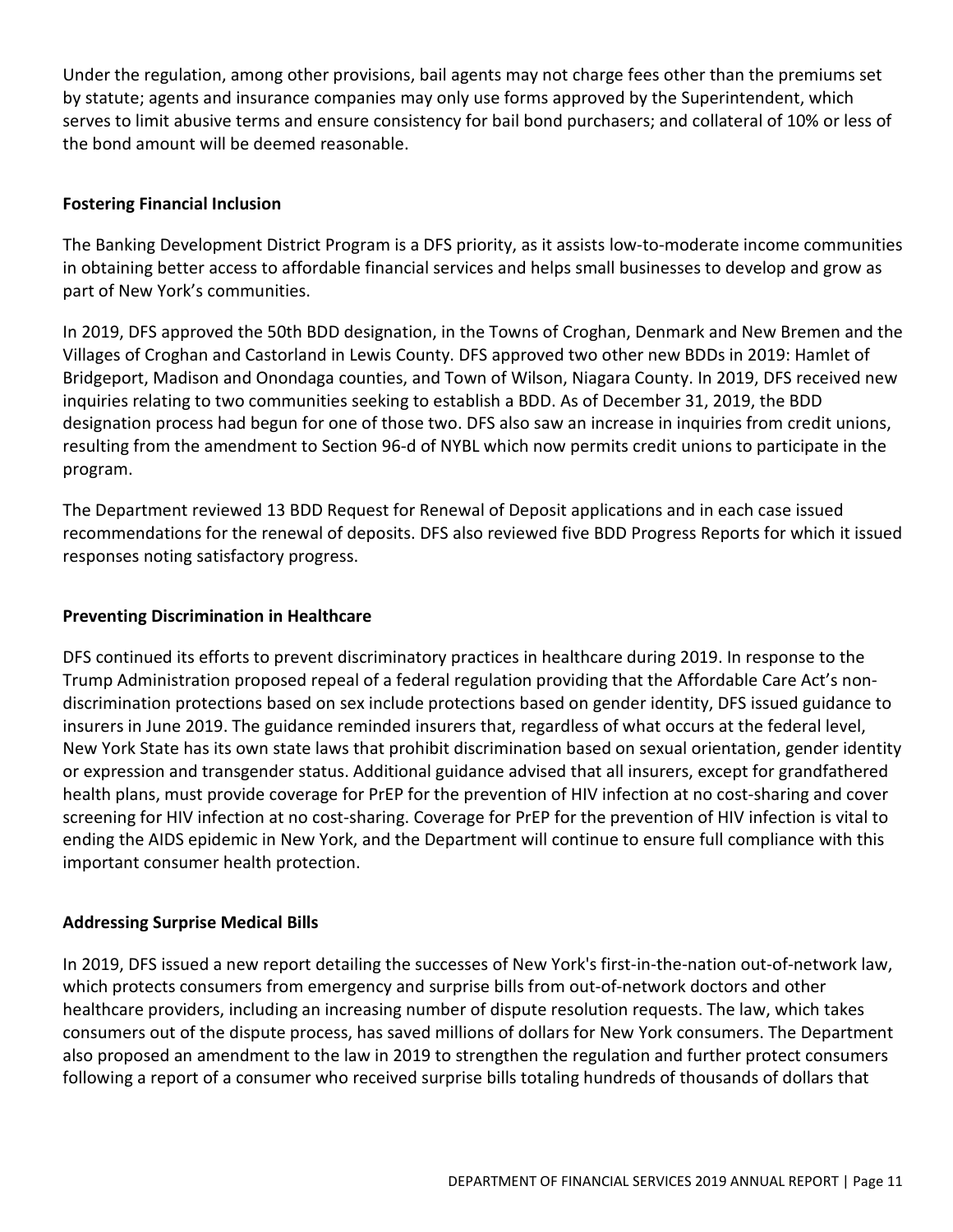Under the regulation, among other provisions, bail agents may not charge fees other than the premiums set by statute; agents and insurance companies may only use forms approved by the Superintendent, which serves to limit abusive terms and ensure consistency for bail bond purchasers; and collateral of 10% or less of the bond amount will be deemed reasonable.

### Fostering Financial Inclusion

The Banking Development District Program is a DFS priority, as it assists low-to-moderate income communities in obtaining better access to affordable financial services and helps small businesses to develop and grow as part of New York's communities.

In 2019, DFS approved the 50th BDD designation, in the Towns of Croghan, Denmark and New Bremen and the Villages of Croghan and Castorland in Lewis County. DFS approved two other new BDDs in 2019: Hamlet of Bridgeport, Madison and Onondaga counties, and Town of Wilson, Niagara County. In 2019, DFS received new inquiries relating to two communities seeking to establish a BDD. As of December 31, 2019, the BDD designation process had begun for one of those two. DFS also saw an increase in inquiries from credit unions, resulting from the amendment to Section 96-d of NYBL which now permits credit unions to participate in the program.

The Department reviewed 13 BDD Request for Renewal of Deposit applications and in each case issued recommendations for the renewal of deposits. DFS also reviewed five BDD Progress Reports for which it issued responses noting satisfactory progress.

### Preventing Discrimination in Healthcare

DFS continued its efforts to prevent discriminatory practices in healthcare during 2019. In response to the Trump Administration proposed repeal of a federal regulation providing that the Affordable Care Act's non-discrimination protections based on sex include protections based on gender identity, DFS issued guidance to insurers in June 2019. The guidance reminded insurers that, regardless of what occurs at the federal level, New York State has its own state laws that prohibit discrimination based on sexual orientation, gender identity or expression and transgender status. Additional guidance advised that all insurers, except for grandfathered health plans, must provide coverage for PrEP for the prevention of HIV infection at no cost-sharing and cover screening for HIV infection at no cost-sharing. Coverage for PrEP for the prevention of HIV infection is vital to ending the AIDS epidemic in New York, and the Department will continue to ensure full compliance with this important consumer health protection.

### Addressing Surprise Medical Bills

In 2019, DFS issued a new report detailing the successes of New York's first-in-the-nation out-of-network law, which protects consumers from emergency and surprise bills from out-of-network doctors and other healthcare providers, including an increasing number of dispute resolution requests. The law, which takes consumers out of the dispute process, has saved millions of dollars for New York consumers. The Department also proposed an amendment to the law in 2019 to strengthen the regulation and further protect consumers following a report of a consumer who received surprise bills totaling hundreds of thousands of dollars that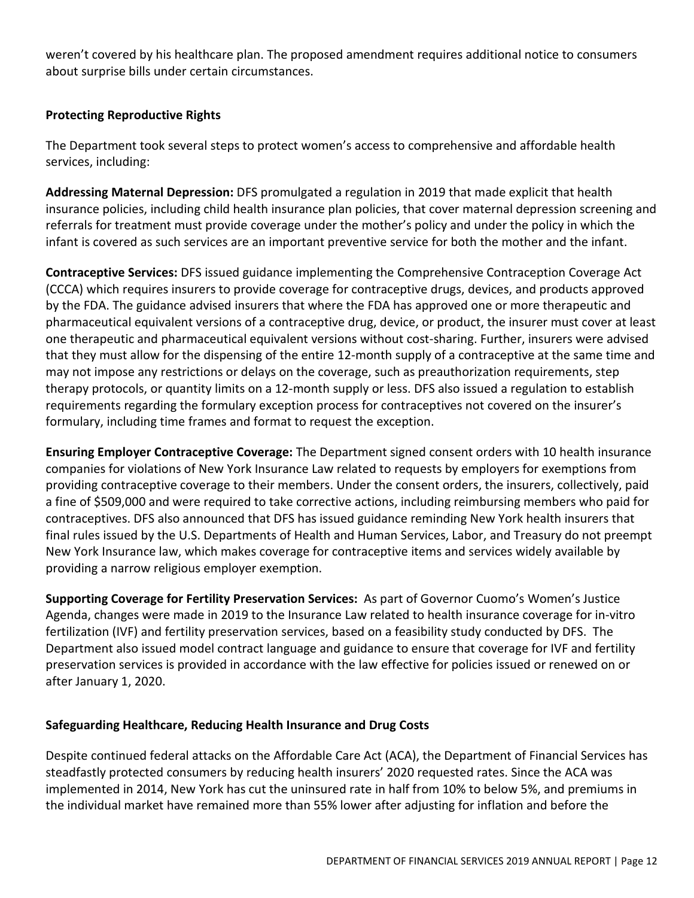weren't covered by his healthcare plan. The proposed amendment requires additional notice to consumers about surprise bills under certain circumstances.

### Protecting Reproductive Rights

The Department took several steps to protect women's access to comprehensive and affordable health services, including:

**Addressing Maternal Depression:** DFS promulgated a regulation in 2019 that made explicit that health insurance policies, including child health insurance plan policies, that cover maternal depression screening and referrals for treatment must provide coverage under the mother's policy and under the policy in which the infant is covered as such services are an important preventive service for both the mother and the infant.

**Contraceptive Services:** DFS issued guidance implementing the Comprehensive Contraception Coverage Act (CCCA) which requires insurers to provide coverage for contraceptive drugs, devices, and products approved by the FDA. The guidance advised insurers that where the FDA has approved one or more therapeutic and pharmaceutical equivalent versions of a contraceptive drug, device, or product, the insurer must cover at least one therapeutic and pharmaceutical equivalent versions without cost-sharing. Further, insurers were advised that they must allow for the dispensing of the entire 12-month supply of a contraceptive at the same time and may not impose any restrictions or delays on the coverage, such as preauthorization requirements, step therapy protocols, or quantity limits on a 12-month supply or less. DFS also issued a regulation to establish requirements regarding the formulary exception process for contraceptives not covered on the insurer's formulary, including time frames and format to request the exception.

**Ensuring Employer Contraceptive Coverage:** The Department signed consent orders with 10 health insurance companies for violations of New York Insurance Law related to requests by employers for exemptions from providing contraceptive coverage to their members. Under the consent orders, the insurers, collectively, paid a fine of $509,000 and were required to take corrective actions, including reimbursing members who paid for contraceptives. DFS also announced that DFS has issued guidance reminding New York health insurers that final rules issued by the U.S. Departments of Health and Human Services, Labor, and Treasury do not preempt New York Insurance law, which makes coverage for contraceptive items and services widely available by providing a narrow religious employer exemption.

**Supporting Coverage for Fertility Preservation Services:** As part of Governor Cuomo's Women's Justice Agenda, changes were made in 2019 to the Insurance Law related to health insurance coverage for in-vitro fertilization (IVF) and fertility preservation services, based on a feasibility study conducted by DFS. The Department also issued model contract language and guidance to ensure that coverage for IVF and fertility preservation services is provided in accordance with the law effective for policies issued or renewed on or after January 1, 2020.

### Safeguarding Healthcare, Reducing Health Insurance and Drug Costs

Despite continued federal attacks on the Affordable Care Act (ACA), the Department of Financial Services has steadfastly protected consumers by reducing health insurers' 2020 requested rates. Since the ACA was implemented in 2014, New York has cut the uninsured rate in half from 10% to below 5%, and premiums in the individual market have remained more than 55% lower after adjusting for inflation and before the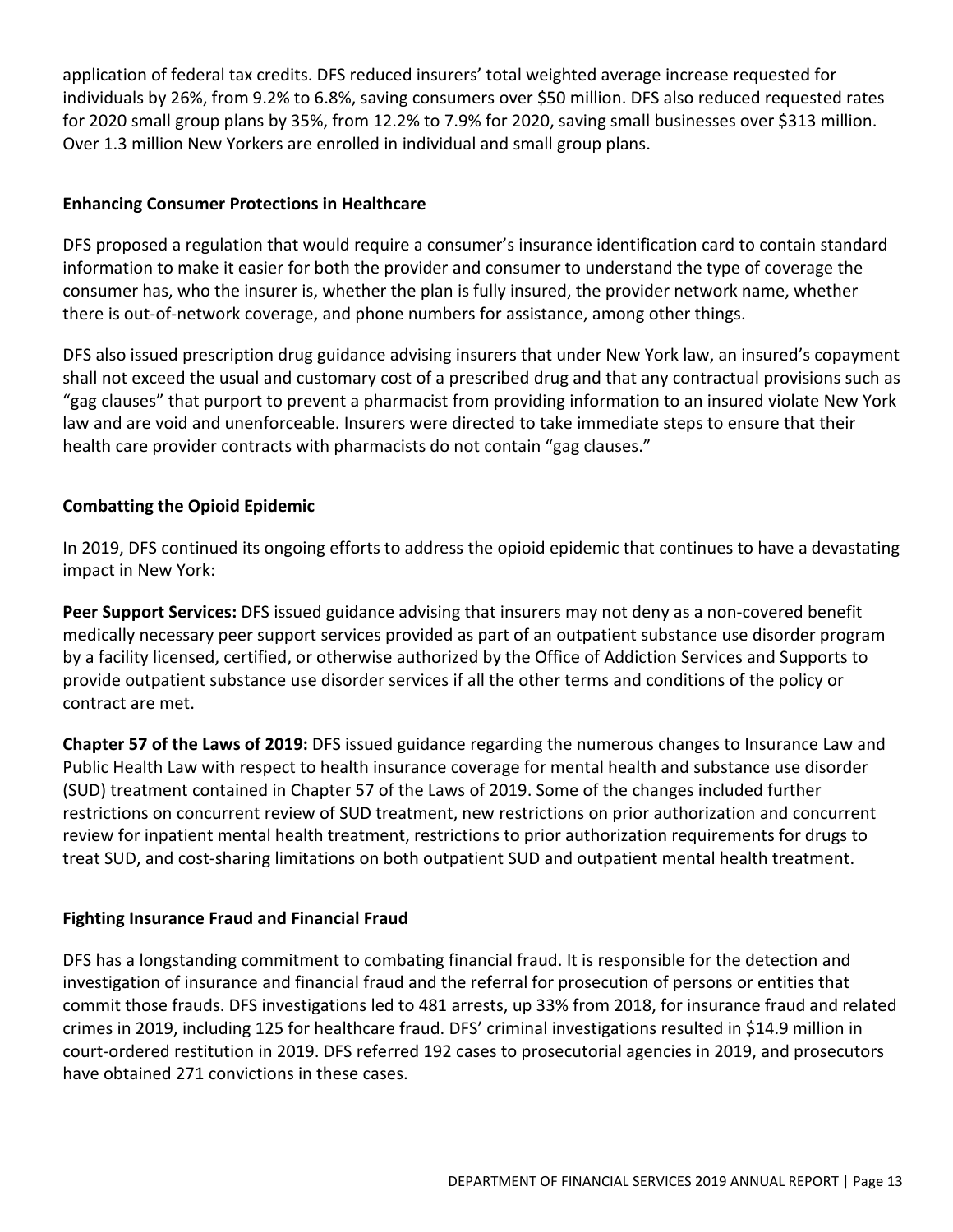application of federal tax credits. DFS reduced insurers' total weighted average increase requested for individuals by 26%, from 9.2% to 6.8%, saving consumers over $50 million. DFS also reduced requested rates for 2020 small group plans by 35%, from 12.2% to 7.9% for 2020, saving small businesses over $313 million. Over 1.3 million New Yorkers are enrolled in individual and small group plans.

**Enhancing Consumer Protections in Healthcare**

DFS proposed a regulation that would require a consumer's insurance identification card to contain standard information to make it easier for both the provider and consumer to understand the type of coverage the consumer has, who the insurer is, whether the plan is fully insured, the provider network name, whether there is out-of-network coverage, and phone numbers for assistance, among other things.

DFS also issued prescription drug guidance advising insurers that under New York law, an insured's copayment shall not exceed the usual and customary cost of a prescribed drug and that any contractual provisions such as "gag clauses" that purport to prevent a pharmacist from providing information to an insured violate New York law and are void and unenforceable. Insurers were directed to take immediate steps to ensure that their health care provider contracts with pharmacists do not contain "gag clauses."

**Combatting the Opioid Epidemic**

In 2019, DFS continued its ongoing efforts to address the opioid epidemic that continues to have a devastating impact in New York:

**Peer Support Services:** DFS issued guidance advising that insurers may not deny as a non-covered benefit medically necessary peer support services provided as part of an outpatient substance use disorder program by a facility licensed, certified, or otherwise authorized by the Office of Addiction Services and Supports to provide outpatient substance use disorder services if all the other terms and conditions of the policy or contract are met.

**Chapter 57 of the Laws of 2019:** DFS issued guidance regarding the numerous changes to Insurance Law and Public Health Law with respect to health insurance coverage for mental health and substance use disorder (SUD) treatment contained in Chapter 57 of the Laws of 2019. Some of the changes included further restrictions on concurrent review of SUD treatment, new restrictions on prior authorization and concurrent review for inpatient mental health treatment, restrictions to prior authorization requirements for drugs to treat SUD, and cost-sharing limitations on both outpatient SUD and outpatient mental health treatment.

**Fighting Insurance Fraud and Financial Fraud**

DFS has a longstanding commitment to combating financial fraud. It is responsible for the detection and investigation of insurance and financial fraud and the referral for prosecution of persons or entities that commit those frauds. DFS investigations led to 481 arrests, up 33% from 2018, for insurance fraud and related crimes in 2019, including 125 for healthcare fraud. DFS' criminal investigations resulted in $14.9 million in court-ordered restitution in 2019. DFS referred 192 cases to prosecutorial agencies in 2019, and prosecutors have obtained 271 convictions in these cases.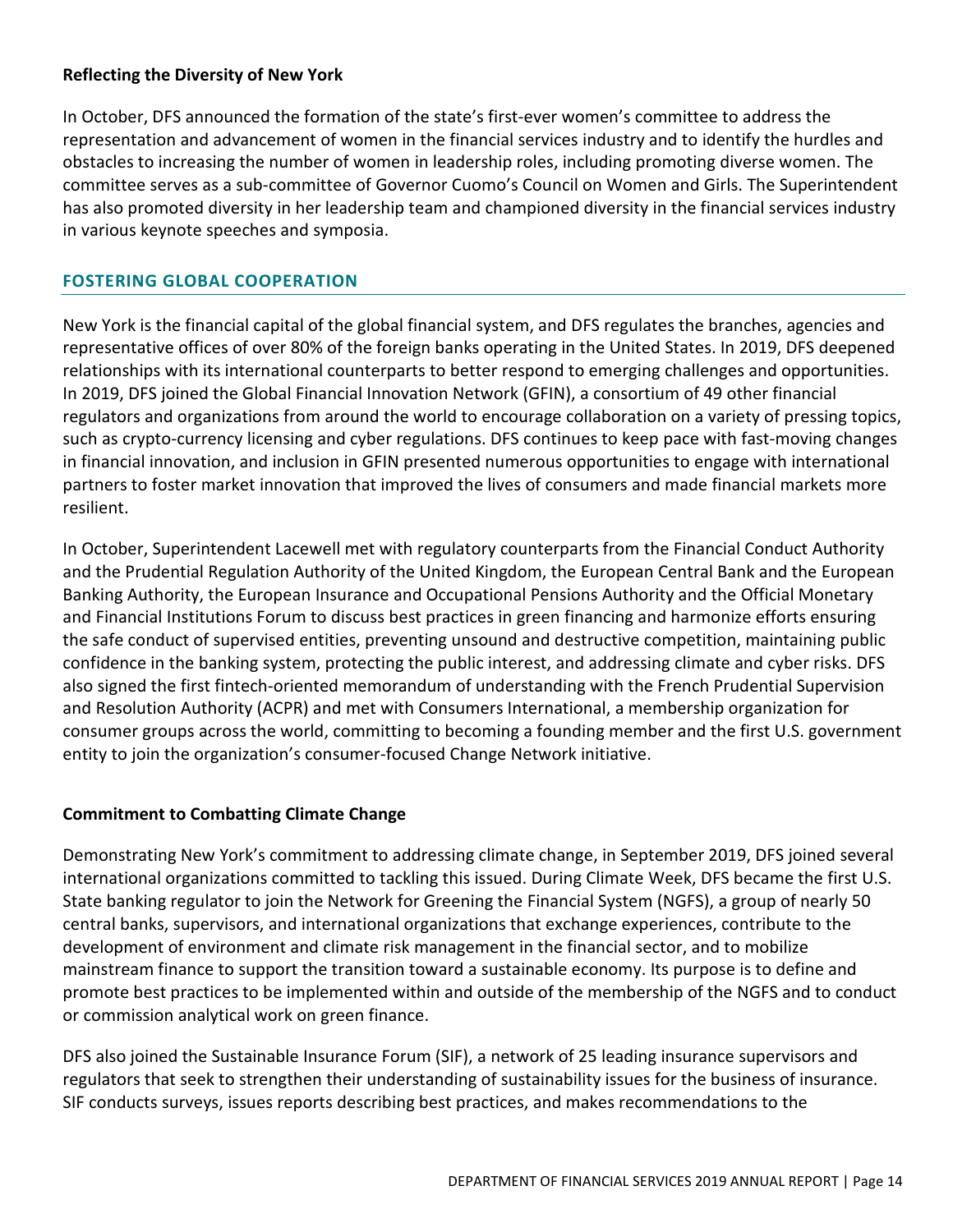### Reflecting the Diversity of New York

In October, DFS announced the formation of the state's first-ever women's committee to address the representation and advancement of women in the financial services industry and to identify the hurdles and obstacles to increasing the number of women in leadership roles, including promoting diverse women. The committee serves as a sub-committee of Governor Cuomo's Council on Women and Girls. The Superintendent has also promoted diversity in her leadership team and championed diversity in the financial services industry in various keynote speeches and symposia.

## FOSTERING GLOBAL COOPERATION

New York is the financial capital of the global financial system, and DFS regulates the branches, agencies and representative offices of over 80% of the foreign banks operating in the United States. In 2019, DFS deepened relationships with its international counterparts to better respond to emerging challenges and opportunities. In 2019, DFS joined the Global Financial Innovation Network (GFIN), a consortium of 49 other financial regulators and organizations from around the world to encourage collaboration on a variety of pressing topics, such as crypto-currency licensing and cyber regulations. DFS continues to keep pace with fast-moving changes in financial innovation, and inclusion in GFIN presented numerous opportunities to engage with international partners to foster market innovation that improved the lives of consumers and made financial markets more resilient.

In October, Superintendent Lacewell met with regulatory counterparts from the Financial Conduct Authority and the Prudential Regulation Authority of the United Kingdom, the European Central Bank and the European Banking Authority, the European Insurance and Occupational Pensions Authority and the Official Monetary and Financial Institutions Forum to discuss best practices in green financing and harmonize efforts ensuring the safe conduct of supervised entities, preventing unsound and destructive competition, maintaining public confidence in the banking system, protecting the public interest, and addressing climate and cyber risks. DFS also signed the first fintech-oriented memorandum of understanding with the French Prudential Supervision and Resolution Authority (ACPR) and met with Consumers International, a membership organization for consumer groups across the world, committing to becoming a founding member and the first U.S. government entity to join the organization's consumer-focused Change Network initiative.

### Commitment to Combatting Climate Change

Demonstrating New York's commitment to addressing climate change, in September 2019, DFS joined several international organizations committed to tackling this issued. During Climate Week, DFS became the first U.S. State banking regulator to join the Network for Greening the Financial System (NGFS), a group of nearly 50 central banks, supervisors, and international organizations that exchange experiences, contribute to the development of environment and climate risk management in the financial sector, and to mobilize mainstream finance to support the transition toward a sustainable economy. Its purpose is to define and promote best practices to be implemented within and outside of the membership of the NGFS and to conduct or commission analytical work on green finance.

DFS also joined the Sustainable Insurance Forum (SIF), a network of 25 leading insurance supervisors and regulators that seek to strengthen their understanding of sustainability issues for the business of insurance. SIF conducts surveys, issues reports describing best practices, and makes recommendations to the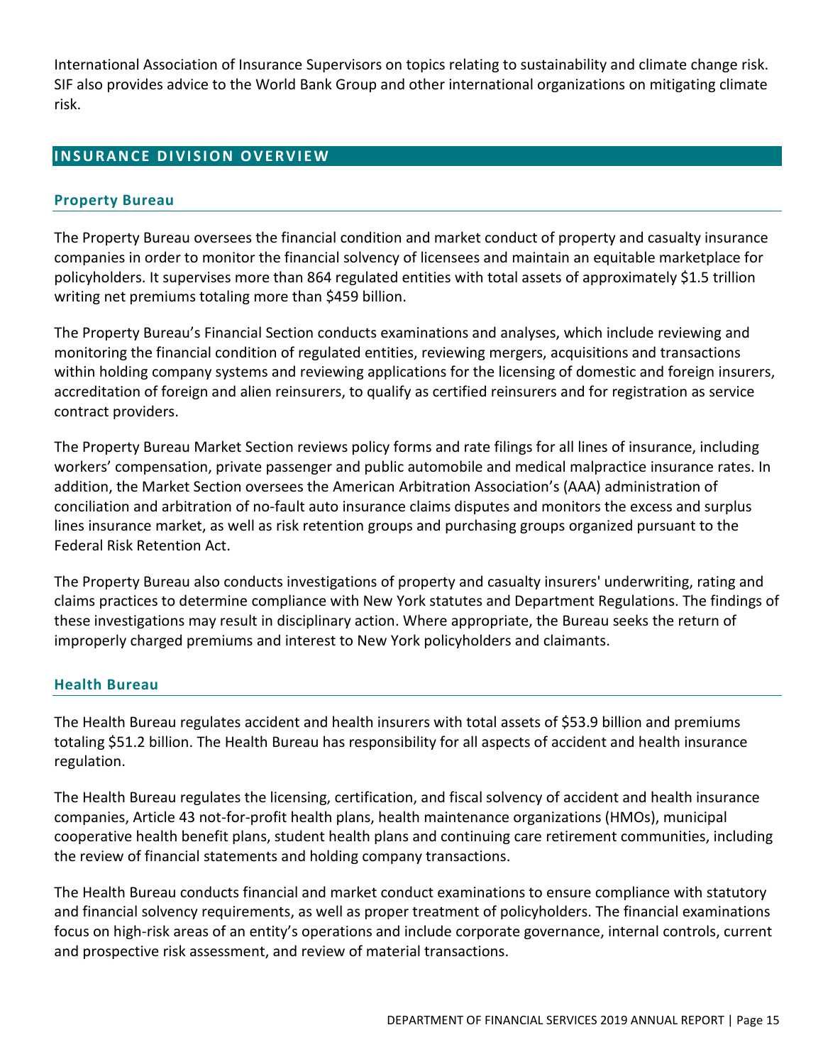International Association of Insurance Supervisors on topics relating to sustainability and climate change risk. SIF also provides advice to the World Bank Group and other international organizations on mitigating climate risk.

## INSURANCE DIVISION OVERVIEW

### Property Bureau

The Property Bureau oversees the financial condition and market conduct of property and casualty insurance companies in order to monitor the financial solvency of licensees and maintain an equitable marketplace for policyholders. It supervises more than 864 regulated entities with total assets of approximately $1.5 trillion writing net premiums totaling more than $459 billion.

The Property Bureau's Financial Section conducts examinations and analyses, which include reviewing and monitoring the financial condition of regulated entities, reviewing mergers, acquisitions and transactions within holding company systems and reviewing applications for the licensing of domestic and foreign insurers, accreditation of foreign and alien reinsurers, to qualify as certified reinsurers and for registration as service contract providers.

The Property Bureau Market Section reviews policy forms and rate filings for all lines of insurance, including workers' compensation, private passenger and public automobile and medical malpractice insurance rates. In addition, the Market Section oversees the American Arbitration Association's (AAA) administration of conciliation and arbitration of no-fault auto insurance claims disputes and monitors the excess and surplus lines insurance market, as well as risk retention groups and purchasing groups organized pursuant to the Federal Risk Retention Act.

The Property Bureau also conducts investigations of property and casualty insurers' underwriting, rating and claims practices to determine compliance with New York statutes and Department Regulations. The findings of these investigations may result in disciplinary action. Where appropriate, the Bureau seeks the return of improperly charged premiums and interest to New York policyholders and claimants.

### Health Bureau

The Health Bureau regulates accident and health insurers with total assets of $53.9 billion and premiums totaling $51.2 billion. The Health Bureau has responsibility for all aspects of accident and health insurance regulation.

The Health Bureau regulates the licensing, certification, and fiscal solvency of accident and health insurance companies, Article 43 not-for-profit health plans, health maintenance organizations (HMOs), municipal cooperative health benefit plans, student health plans and continuing care retirement communities, including the review of financial statements and holding company transactions.

The Health Bureau conducts financial and market conduct examinations to ensure compliance with statutory and financial solvency requirements, as well as proper treatment of policyholders. The financial examinations focus on high-risk areas of an entity's operations and include corporate governance, internal controls, current and prospective risk assessment, and review of material transactions.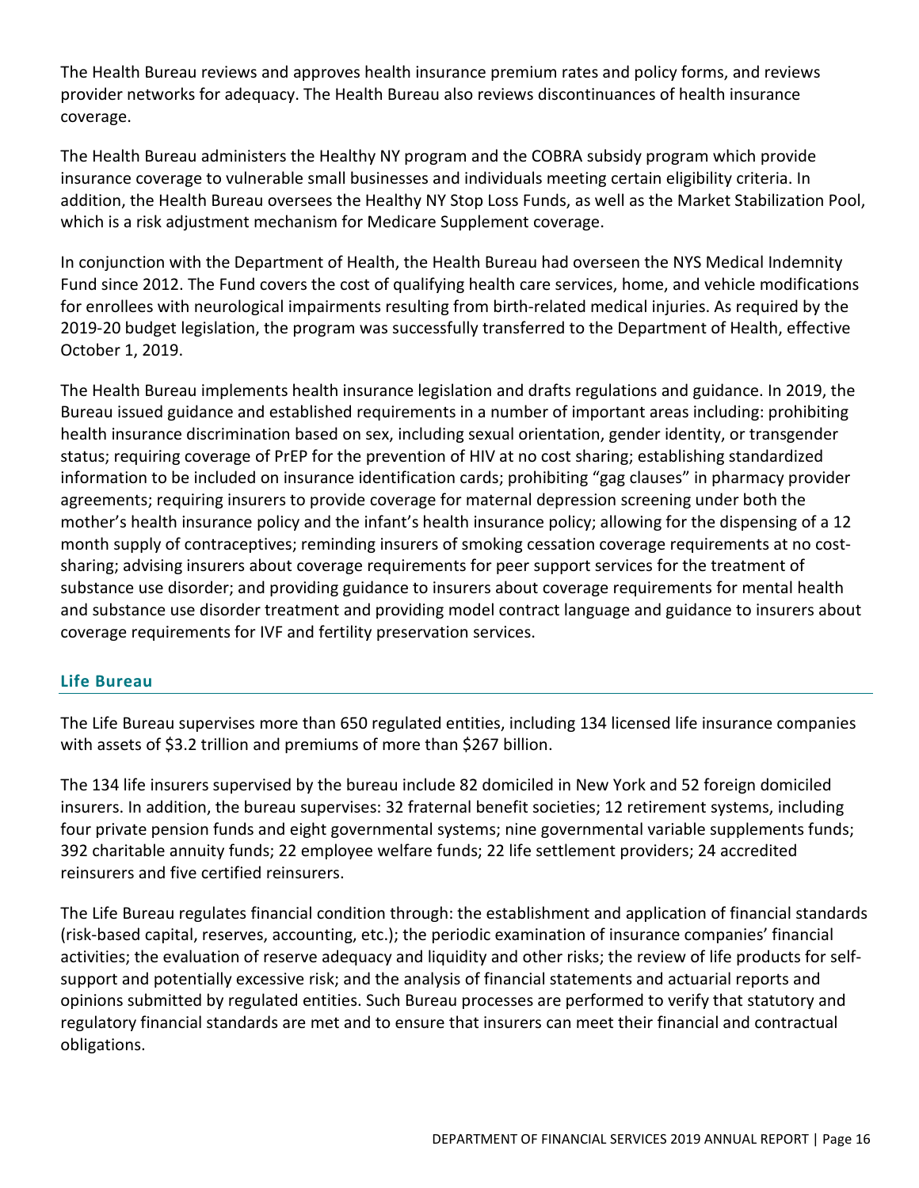The Health Bureau reviews and approves health insurance premium rates and policy forms, and reviews provider networks for adequacy. The Health Bureau also reviews discontinuances of health insurance coverage.

The Health Bureau administers the Healthy NY program and the COBRA subsidy program which provide insurance coverage to vulnerable small businesses and individuals meeting certain eligibility criteria. In addition, the Health Bureau oversees the Healthy NY Stop Loss Funds, as well as the Market Stabilization Pool, which is a risk adjustment mechanism for Medicare Supplement coverage.

In conjunction with the Department of Health, the Health Bureau had overseen the NYS Medical Indemnity Fund since 2012. The Fund covers the cost of qualifying health care services, home, and vehicle modifications for enrollees with neurological impairments resulting from birth-related medical injuries. As required by the 2019-20 budget legislation, the program was successfully transferred to the Department of Health, effective October 1, 2019.

The Health Bureau implements health insurance legislation and drafts regulations and guidance. In 2019, the Bureau issued guidance and established requirements in a number of important areas including: prohibiting health insurance discrimination based on sex, including sexual orientation, gender identity, or transgender status; requiring coverage of PrEP for the prevention of HIV at no cost sharing; establishing standardized information to be included on insurance identification cards; prohibiting "gag clauses" in pharmacy provider agreements; requiring insurers to provide coverage for maternal depression screening under both the mother's health insurance policy and the infant's health insurance policy; allowing for the dispensing of a 12 month supply of contraceptives; reminding insurers of smoking cessation coverage requirements at no cost-sharing; advising insurers about coverage requirements for peer support services for the treatment of substance use disorder; and providing guidance to insurers about coverage requirements for mental health and substance use disorder treatment and providing model contract language and guidance to insurers about coverage requirements for IVF and fertility preservation services.

## Life Bureau

The Life Bureau supervises more than 650 regulated entities, including 134 licensed life insurance companies with assets of $3.2 trillion and premiums of more than $267 billion.

The 134 life insurers supervised by the bureau include 82 domiciled in New York and 52 foreign domiciled insurers. In addition, the bureau supervises: 32 fraternal benefit societies; 12 retirement systems, including four private pension funds and eight governmental systems; nine governmental variable supplements funds; 392 charitable annuity funds; 22 employee welfare funds; 22 life settlement providers; 24 accredited reinsurers and five certified reinsurers.

The Life Bureau regulates financial condition through: the establishment and application of financial standards (risk-based capital, reserves, accounting, etc.); the periodic examination of insurance companies' financial activities; the evaluation of reserve adequacy and liquidity and other risks; the review of life products for self-support and potentially excessive risk; and the analysis of financial statements and actuarial reports and opinions submitted by regulated entities. Such Bureau processes are performed to verify that statutory and regulatory financial standards are met and to ensure that insurers can meet their financial and contractual obligations.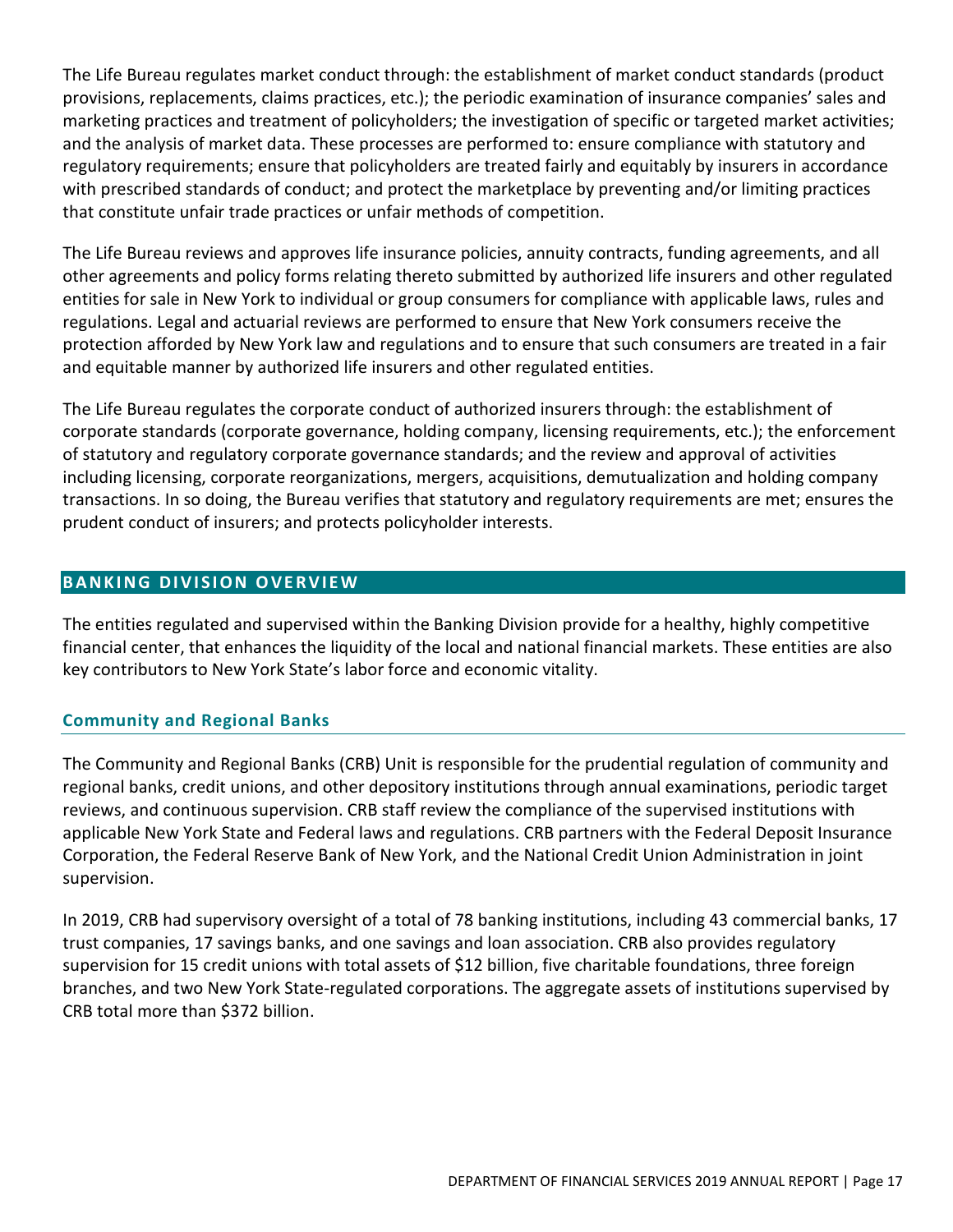The Life Bureau regulates market conduct through: the establishment of market conduct standards (product provisions, replacements, claims practices, etc.); the periodic examination of insurance companies' sales and marketing practices and treatment of policyholders; the investigation of specific or targeted market activities; and the analysis of market data. These processes are performed to: ensure compliance with statutory and regulatory requirements; ensure that policyholders are treated fairly and equitably by insurers in accordance with prescribed standards of conduct; and protect the marketplace by preventing and/or limiting practices that constitute unfair trade practices or unfair methods of competition.

The Life Bureau reviews and approves life insurance policies, annuity contracts, funding agreements, and all other agreements and policy forms relating thereto submitted by authorized life insurers and other regulated entities for sale in New York to individual or group consumers for compliance with applicable laws, rules and regulations. Legal and actuarial reviews are performed to ensure that New York consumers receive the protection afforded by New York law and regulations and to ensure that such consumers are treated in a fair and equitable manner by authorized life insurers and other regulated entities.

The Life Bureau regulates the corporate conduct of authorized insurers through: the establishment of corporate standards (corporate governance, holding company, licensing requirements, etc.); the enforcement of statutory and regulatory corporate governance standards; and the review and approval of activities including licensing, corporate reorganizations, mergers, acquisitions, demutualization and holding company transactions. In so doing, the Bureau verifies that statutory and regulatory requirements are met; ensures the prudent conduct of insurers; and protects policyholder interests.

## BANKING DIVISION OVERVIEW

The entities regulated and supervised within the Banking Division provide for a healthy, highly competitive financial center, that enhances the liquidity of the local and national financial markets. These entities are also key contributors to New York State's labor force and economic vitality.

### Community and Regional Banks

The Community and Regional Banks (CRB) Unit is responsible for the prudential regulation of community and regional banks, credit unions, and other depository institutions through annual examinations, periodic target reviews, and continuous supervision. CRB staff review the compliance of the supervised institutions with applicable New York State and Federal laws and regulations. CRB partners with the Federal Deposit Insurance Corporation, the Federal Reserve Bank of New York, and the National Credit Union Administration in joint supervision.

In 2019, CRB had supervisory oversight of a total of 78 banking institutions, including 43 commercial banks, 17 trust companies, 17 savings banks, and one savings and loan association. CRB also provides regulatory supervision for 15 credit unions with total assets of $12 billion, five charitable foundations, three foreign branches, and two New York State-regulated corporations. The aggregate assets of institutions supervised by CRB total more than $372 billion.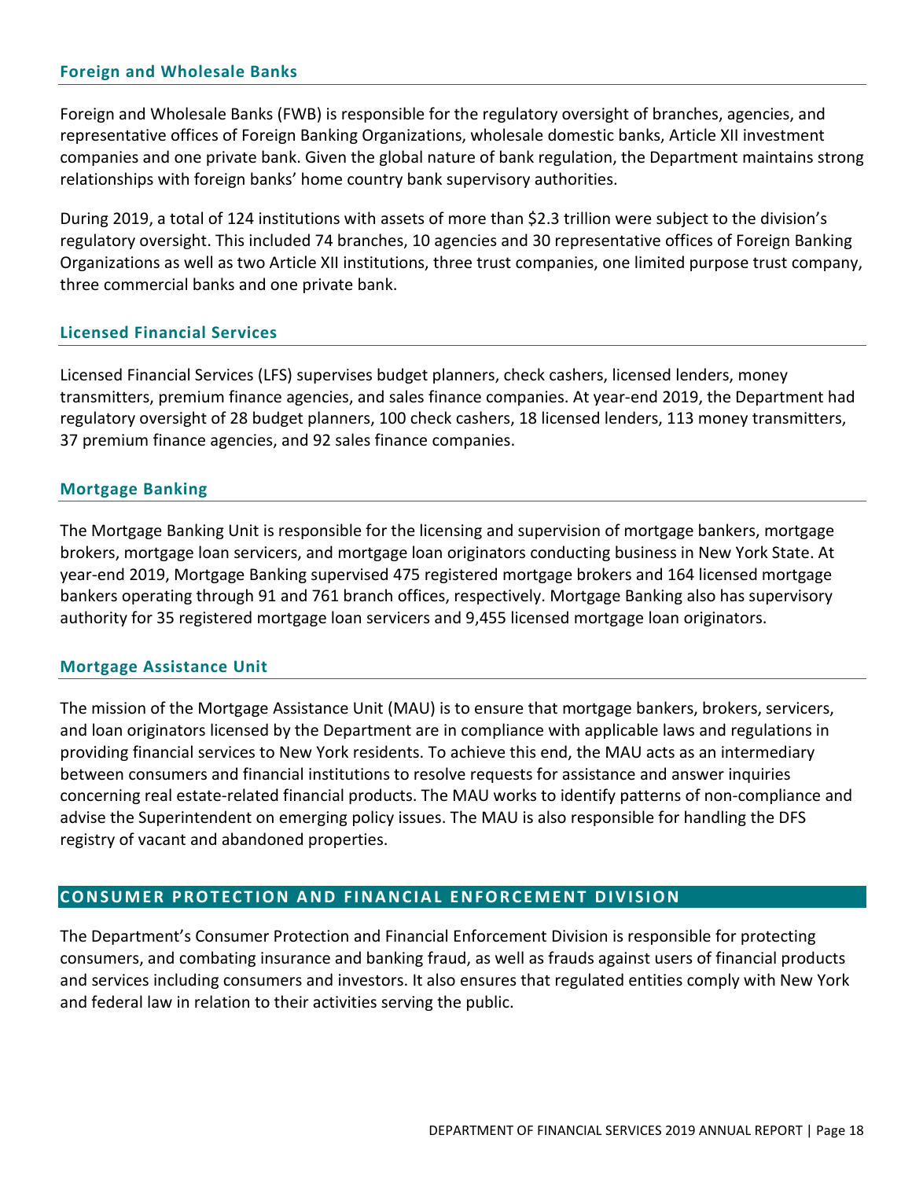### Foreign and Wholesale Banks

Foreign and Wholesale Banks (FWB) is responsible for the regulatory oversight of branches, agencies, and representative offices of Foreign Banking Organizations, wholesale domestic banks, Article XII investment companies and one private bank. Given the global nature of bank regulation, the Department maintains strong relationships with foreign banks' home country bank supervisory authorities.

During 2019, a total of 124 institutions with assets of more than $2.3 trillion were subject to the division's regulatory oversight. This included 74 branches, 10 agencies and 30 representative offices of Foreign Banking Organizations as well as two Article XII institutions, three trust companies, one limited purpose trust company, three commercial banks and one private bank.

### Licensed Financial Services

Licensed Financial Services (LFS) supervises budget planners, check cashers, licensed lenders, money transmitters, premium finance agencies, and sales finance companies. At year-end 2019, the Department had regulatory oversight of 28 budget planners, 100 check cashers, 18 licensed lenders, 113 money transmitters, 37 premium finance agencies, and 92 sales finance companies.

### Mortgage Banking

The Mortgage Banking Unit is responsible for the licensing and supervision of mortgage bankers, mortgage brokers, mortgage loan servicers, and mortgage loan originators conducting business in New York State. At year-end 2019, Mortgage Banking supervised 475 registered mortgage brokers and 164 licensed mortgage bankers operating through 91 and 761 branch offices, respectively. Mortgage Banking also has supervisory authority for 35 registered mortgage loan servicers and 9,455 licensed mortgage loan originators.

### Mortgage Assistance Unit

The mission of the Mortgage Assistance Unit (MAU) is to ensure that mortgage bankers, brokers, servicers, and loan originators licensed by the Department are in compliance with applicable laws and regulations in providing financial services to New York residents. To achieve this end, the MAU acts as an intermediary between consumers and financial institutions to resolve requests for assistance and answer inquiries concerning real estate-related financial products. The MAU works to identify patterns of non-compliance and advise the Superintendent on emerging policy issues. The MAU is also responsible for handling the DFS registry of vacant and abandoned properties.

## CONSUMER PROTECTION AND FINANCIAL ENFORCEMENT DIVISION

The Department's Consumer Protection and Financial Enforcement Division is responsible for protecting consumers, and combating insurance and banking fraud, as well as frauds against users of financial products and services including consumers and investors. It also ensures that regulated entities comply with New York and federal law in relation to their activities serving the public.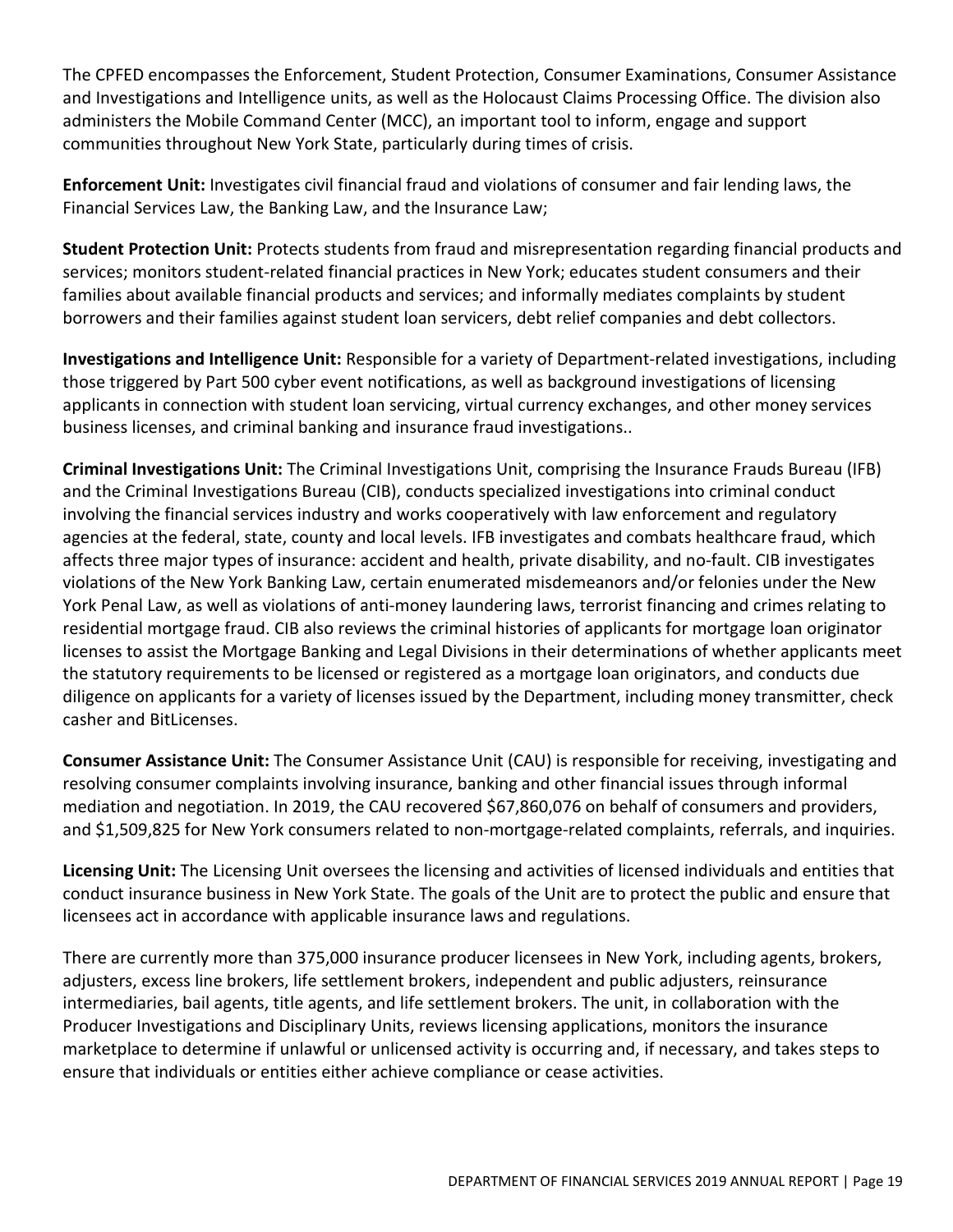The CPFED encompasses the Enforcement, Student Protection, Consumer Examinations, Consumer Assistance and Investigations and Intelligence units, as well as the Holocaust Claims Processing Office. The division also administers the Mobile Command Center (MCC), an important tool to inform, engage and support communities throughout New York State, particularly during times of crisis.

**Enforcement Unit:** Investigates civil financial fraud and violations of consumer and fair lending laws, the Financial Services Law, the Banking Law, and the Insurance Law;

**Student Protection Unit:** Protects students from fraud and misrepresentation regarding financial products and services; monitors student-related financial practices in New York; educates student consumers and their families about available financial products and services; and informally mediates complaints by student borrowers and their families against student loan servicers, debt relief companies and debt collectors.

**Investigations and Intelligence Unit:** Responsible for a variety of Department-related investigations, including those triggered by Part 500 cyber event notifications, as well as background investigations of licensing applicants in connection with student loan servicing, virtual currency exchanges, and other money services business licenses, and criminal banking and insurance fraud investigations..

**Criminal Investigations Unit:** The Criminal Investigations Unit, comprising the Insurance Frauds Bureau (IFB) and the Criminal Investigations Bureau (CIB), conducts specialized investigations into criminal conduct involving the financial services industry and works cooperatively with law enforcement and regulatory agencies at the federal, state, county and local levels. IFB investigates and combats healthcare fraud, which affects three major types of insurance: accident and health, private disability, and no-fault. CIB investigates violations of the New York Banking Law, certain enumerated misdemeanors and/or felonies under the New York Penal Law, as well as violations of anti-money laundering laws, terrorist financing and crimes relating to residential mortgage fraud. CIB also reviews the criminal histories of applicants for mortgage loan originator licenses to assist the Mortgage Banking and Legal Divisions in their determinations of whether applicants meet the statutory requirements to be licensed or registered as a mortgage loan originators, and conducts due diligence on applicants for a variety of licenses issued by the Department, including money transmitter, check casher and BitLicenses.

**Consumer Assistance Unit:** The Consumer Assistance Unit (CAU) is responsible for receiving, investigating and resolving consumer complaints involving insurance, banking and other financial issues through informal mediation and negotiation. In 2019, the CAU recovered $67,860,076 on behalf of consumers and providers, and $1,509,825 for New York consumers related to non-mortgage-related complaints, referrals, and inquiries.

**Licensing Unit:** The Licensing Unit oversees the licensing and activities of licensed individuals and entities that conduct insurance business in New York State. The goals of the Unit are to protect the public and ensure that licensees act in accordance with applicable insurance laws and regulations.

There are currently more than 375,000 insurance producer licensees in New York, including agents, brokers, adjusters, excess line brokers, life settlement brokers, independent and public adjusters, reinsurance intermediaries, bail agents, title agents, and life settlement brokers. The unit, in collaboration with the Producer Investigations and Disciplinary Units, reviews licensing applications, monitors the insurance marketplace to determine if unlawful or unlicensed activity is occurring and, if necessary, and takes steps to ensure that individuals or entities either achieve compliance or cease activities.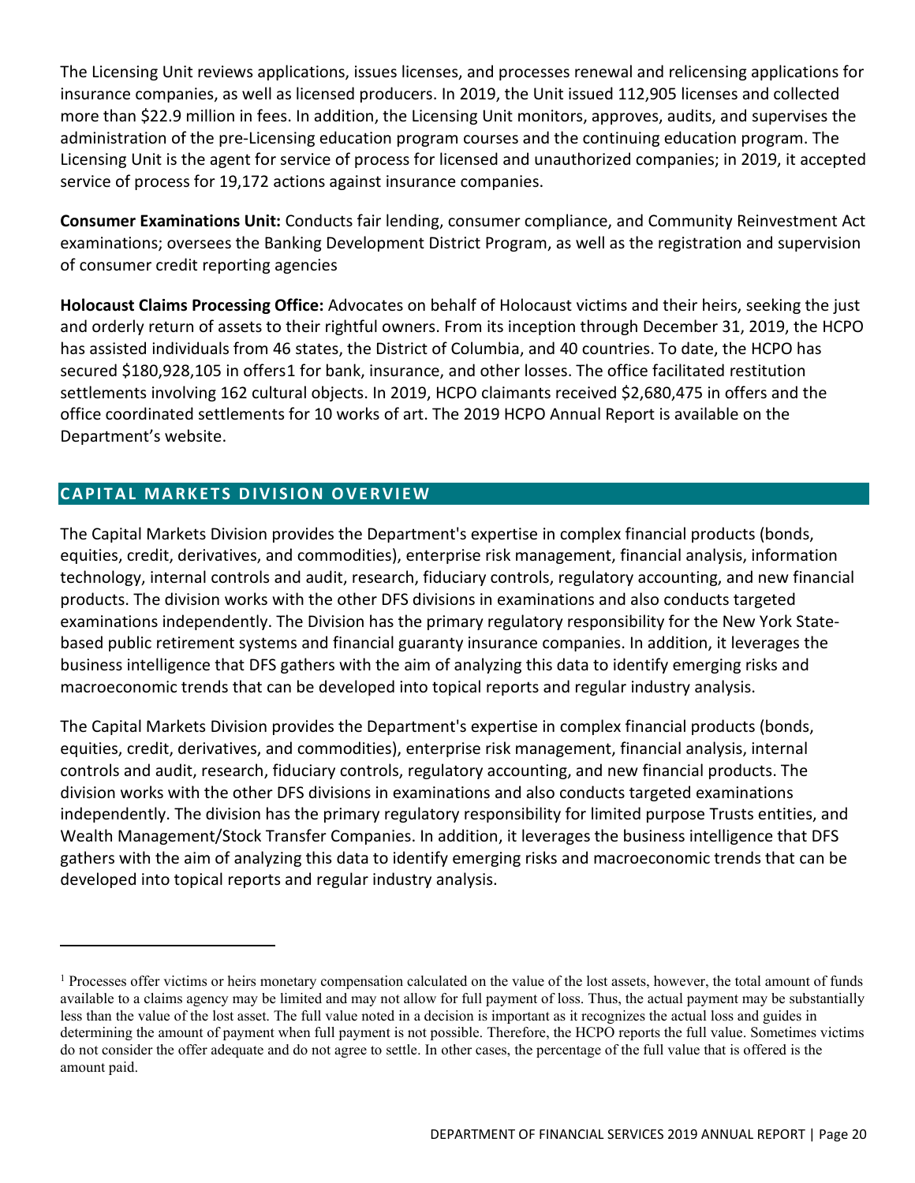The Licensing Unit reviews applications, issues licenses, and processes renewal and relicensing applications for insurance companies, as well as licensed producers. In 2019, the Unit issued 112,905 licenses and collected more than $22.9 million in fees. In addition, the Licensing Unit monitors, approves, audits, and supervises the administration of the pre-Licensing education program courses and the continuing education program. The Licensing Unit is the agent for service of process for licensed and unauthorized companies; in 2019, it accepted service of process for 19,172 actions against insurance companies.

**Consumer Examinations Unit:** Conducts fair lending, consumer compliance, and Community Reinvestment Act examinations; oversees the Banking Development District Program, as well as the registration and supervision of consumer credit reporting agencies

**Holocaust Claims Processing Office:** Advocates on behalf of Holocaust victims and their heirs, seeking the just and orderly return of assets to their rightful owners. From its inception through December 31, 2019, the HCPO has assisted individuals from 46 states, the District of Columbia, and 40 countries. To date, the HCPO has secured $180,928,105 in offers[1] for bank, insurance, and other losses. The office facilitated restitution settlements involving 162 cultural objects. In 2019, HCPO claimants received $2,680,475 in offers and the office coordinated settlements for 10 works of art. The 2019 HCPO Annual Report is available on the Department's website.

## CAPITAL MARKETS DIVISION OVERVIEW

The Capital Markets Division provides the Department's expertise in complex financial products (bonds, equities, credit, derivatives, and commodities), enterprise risk management, financial analysis, information technology, internal controls and audit, research, fiduciary controls, regulatory accounting, and new financial products. The division works with the other DFS divisions in examinations and also conducts targeted examinations independently. The Division has the primary regulatory responsibility for the New York State-based public retirement systems and financial guaranty insurance companies. In addition, it leverages the business intelligence that DFS gathers with the aim of analyzing this data to identify emerging risks and macroeconomic trends that can be developed into topical reports and regular industry analysis.

The Capital Markets Division provides the Department's expertise in complex financial products (bonds, equities, credit, derivatives, and commodities), enterprise risk management, financial analysis, internal controls and audit, research, fiduciary controls, regulatory accounting, and new financial products. The division works with the other DFS divisions in examinations and also conducts targeted examinations independently. The division has the primary regulatory responsibility for limited purpose Trusts entities, and Wealth Management/Stock Transfer Companies. In addition, it leverages the business intelligence that DFS gathers with the aim of analyzing this data to identify emerging risks and macroeconomic trends that can be developed into topical reports and regular industry analysis.

---

[1] Processes offer victims or heirs monetary compensation calculated on the value of the lost assets, however, the total amount of funds available to a claims agency may be limited and may not allow for full payment of loss. Thus, the actual payment may be substantially less than the value of the lost asset. The full value noted in a decision is important as it recognizes the actual loss and guides in determining the amount of payment when full payment is not possible. Therefore, the HCPO reports the full value. Sometimes victims do not consider the offer adequate and do not agree to settle. In other cases, the percentage of the full value that is offered is the amount paid.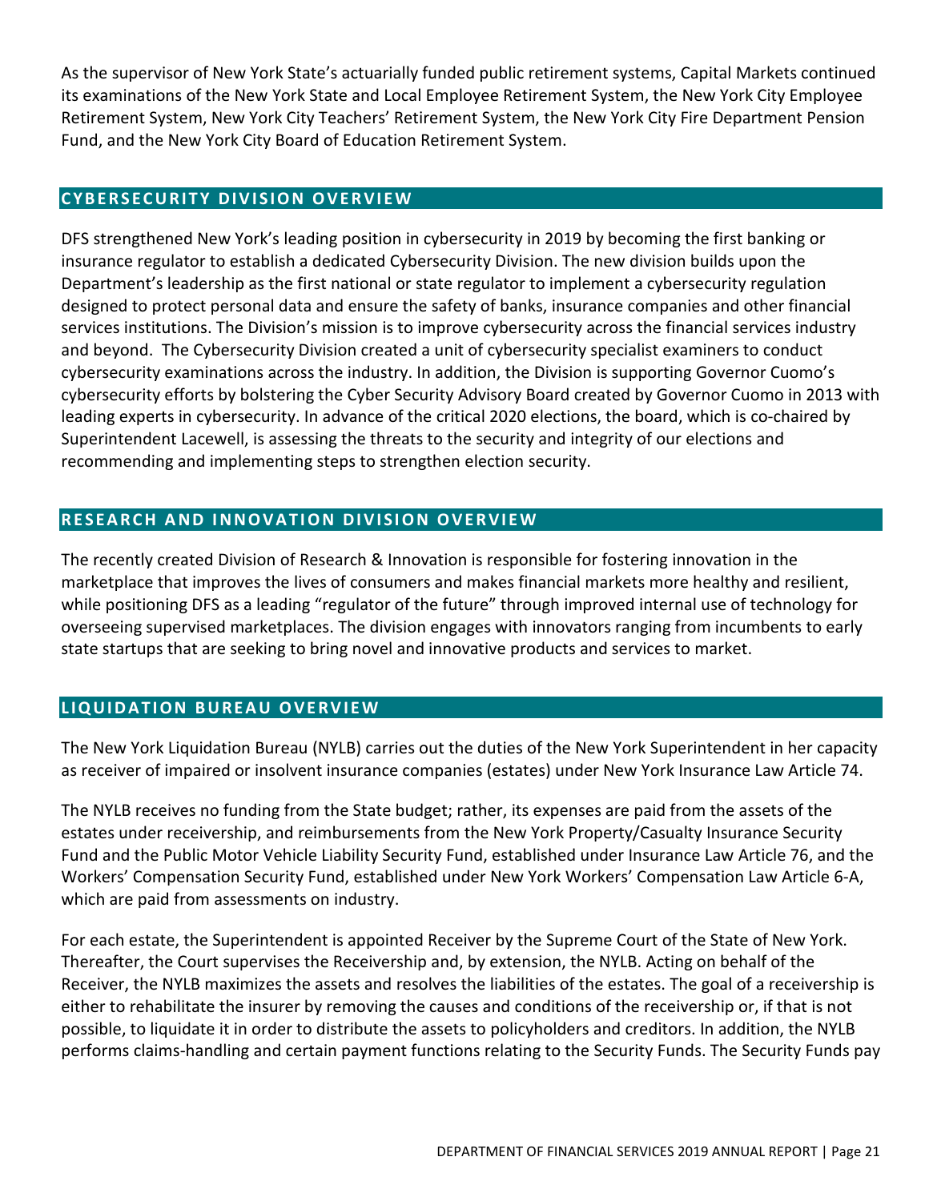As the supervisor of New York State's actuarially funded public retirement systems, Capital Markets continued its examinations of the New York State and Local Employee Retirement System, the New York City Employee Retirement System, New York City Teachers' Retirement System, the New York City Fire Department Pension Fund, and the New York City Board of Education Retirement System.

## CYBERSECURITY DIVISION OVERVIEW

DFS strengthened New York's leading position in cybersecurity in 2019 by becoming the first banking or insurance regulator to establish a dedicated Cybersecurity Division. The new division builds upon the Department's leadership as the first national or state regulator to implement a cybersecurity regulation designed to protect personal data and ensure the safety of banks, insurance companies and other financial services institutions. The Division's mission is to improve cybersecurity across the financial services industry and beyond. The Cybersecurity Division created a unit of cybersecurity specialist examiners to conduct cybersecurity examinations across the industry. In addition, the Division is supporting Governor Cuomo's cybersecurity efforts by bolstering the Cyber Security Advisory Board created by Governor Cuomo in 2013 with leading experts in cybersecurity. In advance of the critical 2020 elections, the board, which is co-chaired by Superintendent Lacewell, is assessing the threats to the security and integrity of our elections and recommending and implementing steps to strengthen election security.

## RESEARCH AND INNOVATION DIVISION OVERVIEW

The recently created Division of Research & Innovation is responsible for fostering innovation in the marketplace that improves the lives of consumers and makes financial markets more healthy and resilient, while positioning DFS as a leading "regulator of the future" through improved internal use of technology for overseeing supervised marketplaces. The division engages with innovators ranging from incumbents to early state startups that are seeking to bring novel and innovative products and services to market.

## LIQUIDATION BUREAU OVERVIEW

The New York Liquidation Bureau (NYLB) carries out the duties of the New York Superintendent in her capacity as receiver of impaired or insolvent insurance companies (estates) under New York Insurance Law Article 74.

The NYLB receives no funding from the State budget; rather, its expenses are paid from the assets of the estates under receivership, and reimbursements from the New York Property/Casualty Insurance Security Fund and the Public Motor Vehicle Liability Security Fund, established under Insurance Law Article 76, and the Workers' Compensation Security Fund, established under New York Workers' Compensation Law Article 6-A, which are paid from assessments on industry.

For each estate, the Superintendent is appointed Receiver by the Supreme Court of the State of New York. Thereafter, the Court supervises the Receivership and, by extension, the NYLB. Acting on behalf of the Receiver, the NYLB maximizes the assets and resolves the liabilities of the estates. The goal of a receivership is either to rehabilitate the insurer by removing the causes and conditions of the receivership or, if that is not possible, to liquidate it in order to distribute the assets to policyholders and creditors. In addition, the NYLB performs claims-handling and certain payment functions relating to the Security Funds. The Security Funds pay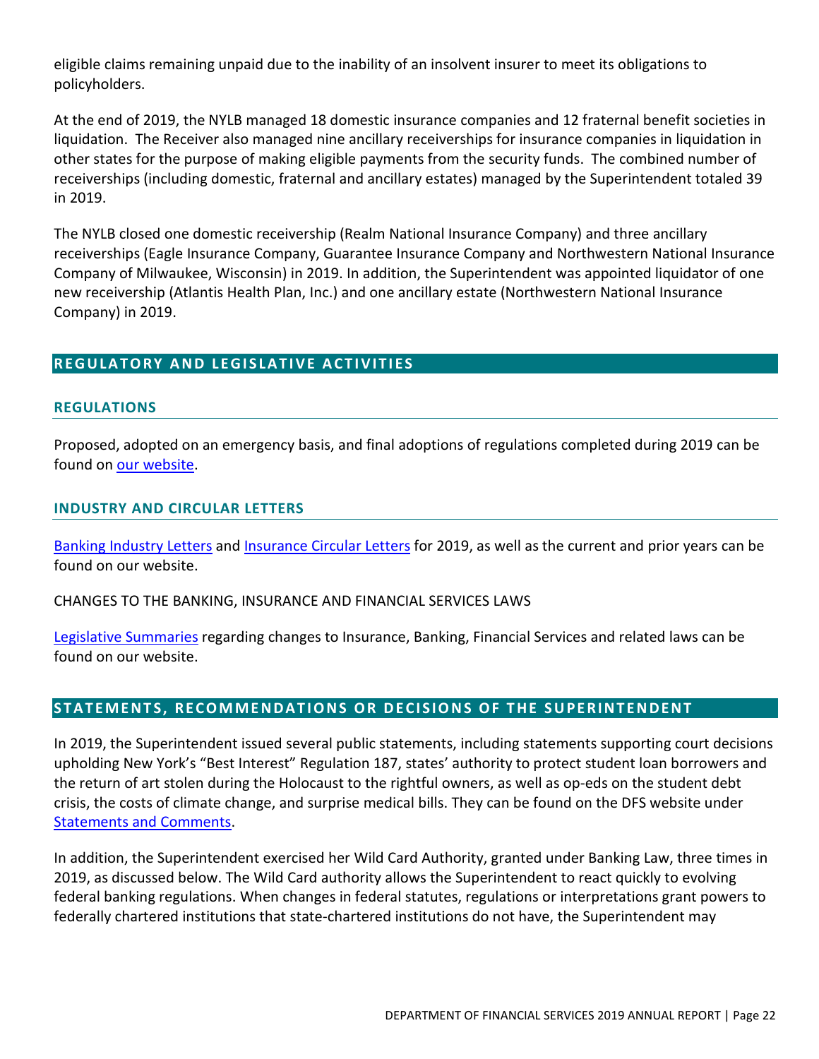eligible claims remaining unpaid due to the inability of an insolvent insurer to meet its obligations to policyholders.

At the end of 2019, the NYLB managed 18 domestic insurance companies and 12 fraternal benefit societies in liquidation. The Receiver also managed nine ancillary receiverships for insurance companies in liquidation in other states for the purpose of making eligible payments from the security funds. The combined number of receiverships (including domestic, fraternal and ancillary estates) managed by the Superintendent totaled 39 in 2019.

The NYLB closed one domestic receivership (Realm National Insurance Company) and three ancillary receiverships (Eagle Insurance Company, Guarantee Insurance Company and Northwestern National Insurance Company of Milwaukee, Wisconsin) in 2019. In addition, the Superintendent was appointed liquidator of one new receivership (Atlantis Health Plan, Inc.) and one ancillary estate (Northwestern National Insurance Company) in 2019.

## REGULATORY AND LEGISLATIVE ACTIVITIES

### REGULATIONS

Proposed, adopted on an emergency basis, and final adoptions of regulations completed during 2019 can be found on our website.

### INDUSTRY AND CIRCULAR LETTERS

Banking Industry Letters and Insurance Circular Letters for 2019, as well as the current and prior years can be found on our website.

CHANGES TO THE BANKING, INSURANCE AND FINANCIAL SERVICES LAWS

Legislative Summaries regarding changes to Insurance, Banking, Financial Services and related laws can be found on our website.

## STATEMENTS, RECOMMENDATIONS OR DECISIONS OF THE SUPERINTENDENT

In 2019, the Superintendent issued several public statements, including statements supporting court decisions upholding New York's "Best Interest" Regulation 187, states' authority to protect student loan borrowers and the return of art stolen during the Holocaust to the rightful owners, as well as op-eds on the student debt crisis, the costs of climate change, and surprise medical bills. They can be found on the DFS website under Statements and Comments.

In addition, the Superintendent exercised her Wild Card Authority, granted under Banking Law, three times in 2019, as discussed below. The Wild Card authority allows the Superintendent to react quickly to evolving federal banking regulations. When changes in federal statutes, regulations or interpretations grant powers to federally chartered institutions that state-chartered institutions do not have, the Superintendent may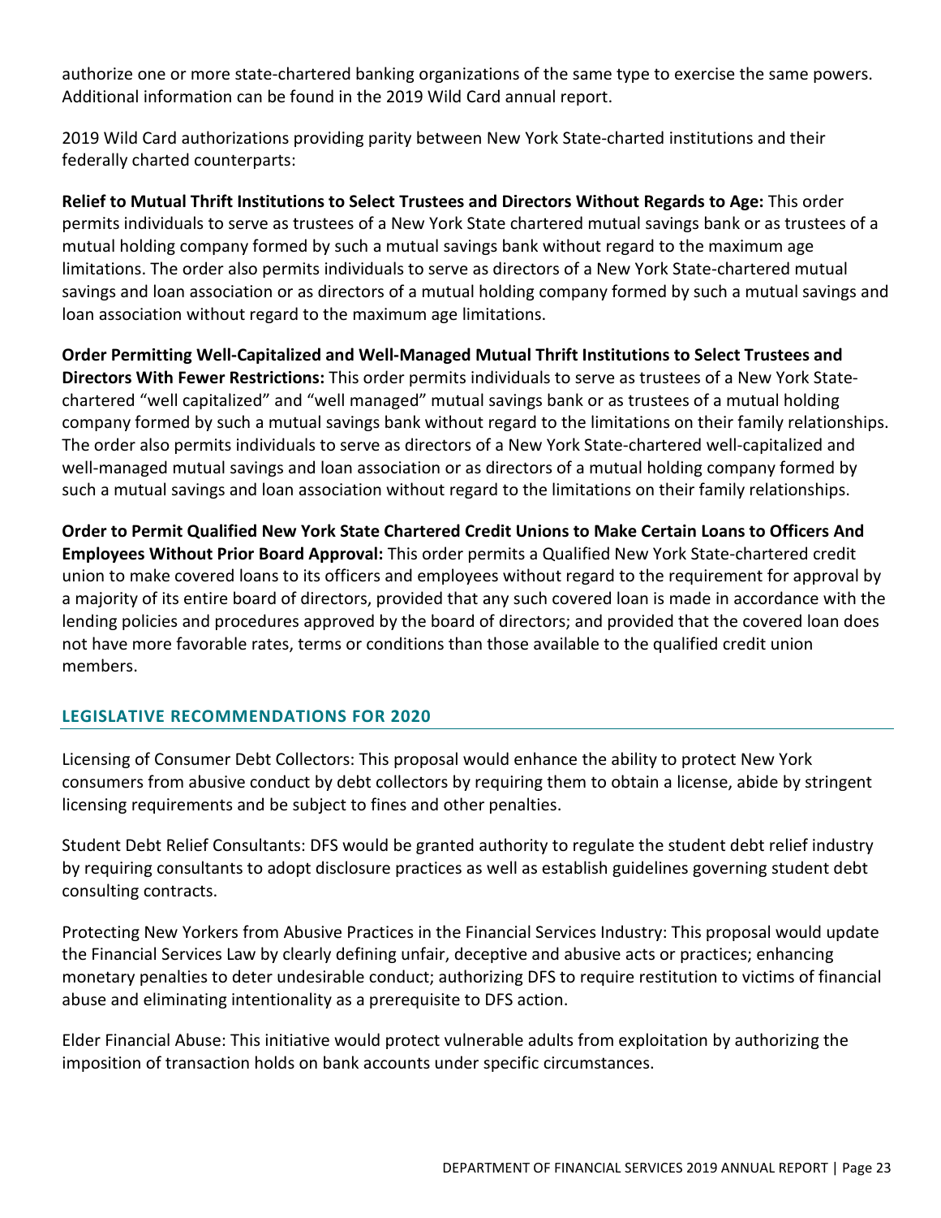authorize one or more state-chartered banking organizations of the same type to exercise the same powers. Additional information can be found in the 2019 Wild Card annual report.

2019 Wild Card authorizations providing parity between New York State-charted institutions and their federally charted counterparts:

**Relief to Mutual Thrift Institutions to Select Trustees and Directors Without Regards to Age:** This order permits individuals to serve as trustees of a New York State chartered mutual savings bank or as trustees of a mutual holding company formed by such a mutual savings bank without regard to the maximum age limitations. The order also permits individuals to serve as directors of a New York State-chartered mutual savings and loan association or as directors of a mutual holding company formed by such a mutual savings and loan association without regard to the maximum age limitations.

**Order Permitting Well-Capitalized and Well-Managed Mutual Thrift Institutions to Select Trustees and Directors With Fewer Restrictions:** This order permits individuals to serve as trustees of a New York State-chartered "well capitalized" and "well managed" mutual savings bank or as trustees of a mutual holding company formed by such a mutual savings bank without regard to the limitations on their family relationships. The order also permits individuals to serve as directors of a New York State-chartered well-capitalized and well-managed mutual savings and loan association or as directors of a mutual holding company formed by such a mutual savings and loan association without regard to the limitations on their family relationships.

**Order to Permit Qualified New York State Chartered Credit Unions to Make Certain Loans to Officers And Employees Without Prior Board Approval:** This order permits a Qualified New York State-chartered credit union to make covered loans to its officers and employees without regard to the requirement for approval by a majority of its entire board of directors, provided that any such covered loan is made in accordance with the lending policies and procedures approved by the board of directors; and provided that the covered loan does not have more favorable rates, terms or conditions than those available to the qualified credit union members.

## LEGISLATIVE RECOMMENDATIONS FOR 2020

Licensing of Consumer Debt Collectors: This proposal would enhance the ability to protect New York consumers from abusive conduct by debt collectors by requiring them to obtain a license, abide by stringent licensing requirements and be subject to fines and other penalties.

Student Debt Relief Consultants: DFS would be granted authority to regulate the student debt relief industry by requiring consultants to adopt disclosure practices as well as establish guidelines governing student debt consulting contracts.

Protecting New Yorkers from Abusive Practices in the Financial Services Industry: This proposal would update the Financial Services Law by clearly defining unfair, deceptive and abusive acts or practices; enhancing monetary penalties to deter undesirable conduct; authorizing DFS to require restitution to victims of financial abuse and eliminating intentionality as a prerequisite to DFS action.

Elder Financial Abuse: This initiative would protect vulnerable adults from exploitation by authorizing the imposition of transaction holds on bank accounts under specific circumstances.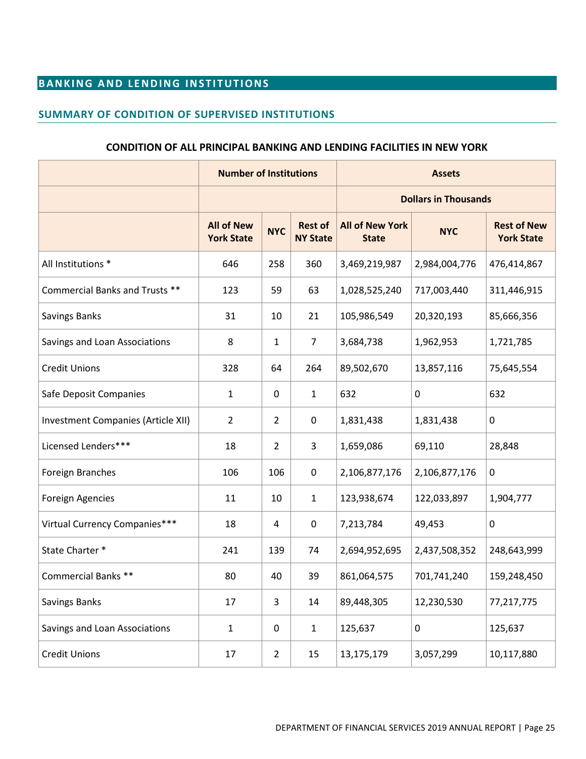## BANKING AND LENDING INSTITUTIONS

### SUMMARY OF CONDITION OF SUPERVISED INSTITUTIONS

**CONDITION OF ALL PRINCIPAL BANKING AND LENDING FACILITIES IN NEW YORK**

| | Number of Institutions | | | Assets | | |
|---|---|---|---|---|---|---|
| | | | | Dollars in Thousands | | |
| | All of New York State | NYC | Rest of NY State | All of New York State | NYC | Rest of New York State |
| All Institutions * | 646 | 258 | 360 | 3,469,219,987 | 2,984,004,776 | 476,414,867 |
| Commercial Banks and Trusts ** | 123 | 59 | 63 | 1,028,525,240 | 717,003,440 | 311,446,915 |
| Savings Banks | 31 | 10 | 21 | 105,986,549 | 20,320,193 | 85,666,356 |
| Savings and Loan Associations | 8 | 1 | 7 | 3,684,738 | 1,962,953 | 1,721,785 |
| Credit Unions | 328 | 64 | 264 | 89,502,670 | 13,857,116 | 75,645,554 |
| Safe Deposit Companies | 1 | 0 | 1 | 632 | 0 | 632 |
| Investment Companies (Article XII) | 2 | 2 | 0 | 1,831,438 | 1,831,438 | 0 |
| Licensed Lenders*** | 18 | 2 | 3 | 1,659,086 | 69,110 | 28,848 |
| Foreign Branches | 106 | 106 | 0 | 2,106,877,176 | 2,106,877,176 | 0 |
| Foreign Agencies | 11 | 10 | 1 | 123,938,674 | 122,033,897 | 1,904,777 |
| Virtual Currency Companies*** | 18 | 4 | 0 | 7,213,784 | 49,453 | 0 |
| State Charter * | 241 | 139 | 74 | 2,694,952,695 | 2,437,508,352 | 248,643,999 |
| Commercial Banks ** | 80 | 40 | 39 | 861,064,575 | 701,741,240 | 159,248,450 |
| Savings Banks | 17 | 3 | 14 | 89,448,305 | 12,230,530 | 77,217,775 |
| Savings and Loan Associations | 1 | 0 | 1 | 125,637 | 0 | 125,637 |
| Credit Unions | 17 | 2 | 15 | 13,175,179 | 3,057,299 | 10,117,880 |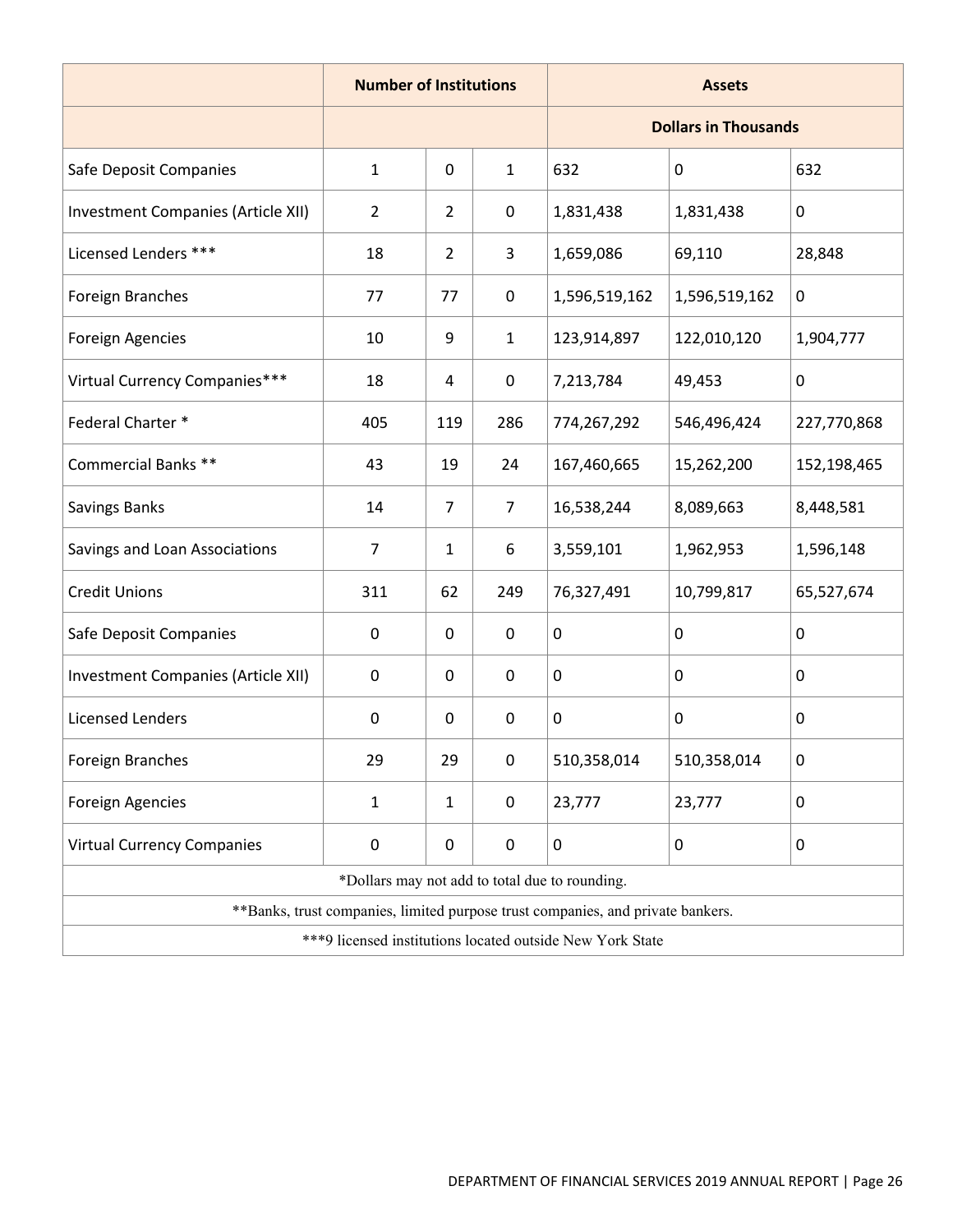| | Number of Institutions | | | Assets | | |
|---|---|---|---|---|---|---|
| | | | | Dollars in Thousands | | |
| Safe Deposit Companies | 1 | 0 | 1 | 632 | 0 | 632 |
| Investment Companies (Article XII) | 2 | 2 | 0 | 1,831,438 | 1,831,438 | 0 |
| Licensed Lenders *** | 18 | 2 | 3 | 1,659,086 | 69,110 | 28,848 |
| Foreign Branches | 77 | 77 | 0 | 1,596,519,162 | 1,596,519,162 | 0 |
| Foreign Agencies | 10 | 9 | 1 | 123,914,897 | 122,010,120 | 1,904,777 |
| Virtual Currency Companies*** | 18 | 4 | 0 | 7,213,784 | 49,453 | 0 |
| Federal Charter * | 405 | 119 | 286 | 774,267,292 | 546,496,424 | 227,770,868 |
| Commercial Banks ** | 43 | 19 | 24 | 167,460,665 | 15,262,200 | 152,198,465 |
| Savings Banks | 14 | 7 | 7 | 16,538,244 | 8,089,663 | 8,448,581 |
| Savings and Loan Associations | 7 | 1 | 6 | 3,559,101 | 1,962,953 | 1,596,148 |
| Credit Unions | 311 | 62 | 249 | 76,327,491 | 10,799,817 | 65,527,674 |
| Safe Deposit Companies | 0 | 0 | 0 | 0 | 0 | 0 |
| Investment Companies (Article XII) | 0 | 0 | 0 | 0 | 0 | 0 |
| Licensed Lenders | 0 | 0 | 0 | 0 | 0 | 0 |
| Foreign Branches | 29 | 29 | 0 | 510,358,014 | 510,358,014 | 0 |
| Foreign Agencies | 1 | 1 | 0 | 23,777 | 23,777 | 0 |
| Virtual Currency Companies | 0 | 0 | 0 | 0 | 0 | 0 |
| *Dollars may not add to total due to rounding. | | | | | | |
| **Banks, trust companies, limited purpose trust companies, and private bankers. | | | | | | |
| ***9 licensed institutions located outside New York State | | | | | | |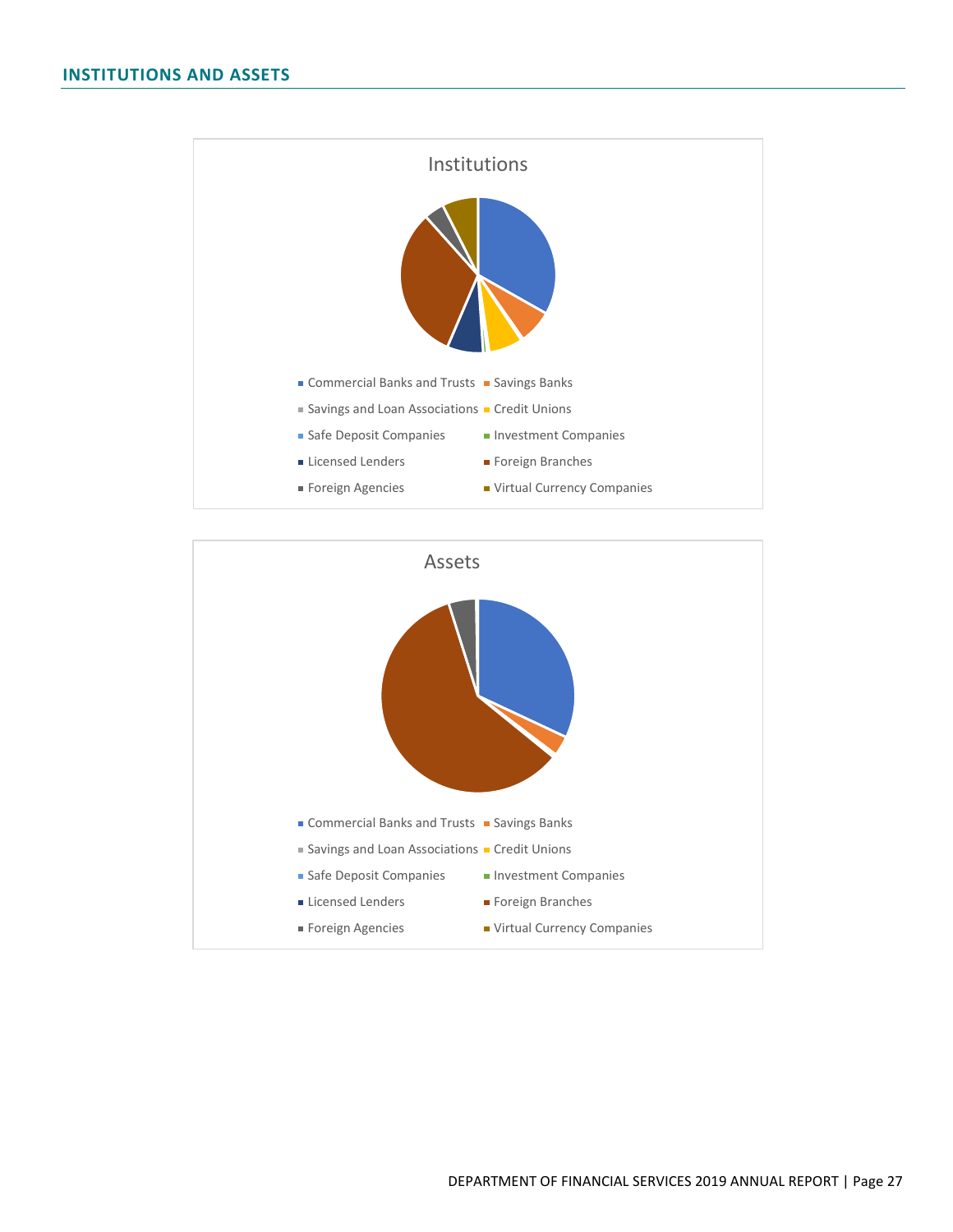## INSTITUTIONS AND ASSETS

Institutions

- Commercial Banks and Trusts
- Savings Banks
- Savings and Loan Associations
- Credit Unions
- Safe Deposit Companies
- Investment Companies
- Licensed Lenders
- Foreign Branches
- Foreign Agencies
- Virtual Currency Companies

Assets

- Commercial Banks and Trusts
- Savings Banks
- Savings and Loan Associations
- Credit Unions
- Safe Deposit Companies
- Investment Companies
- Licensed Lenders
- Foreign Branches
- Foreign Agencies
- Virtual Currency Companies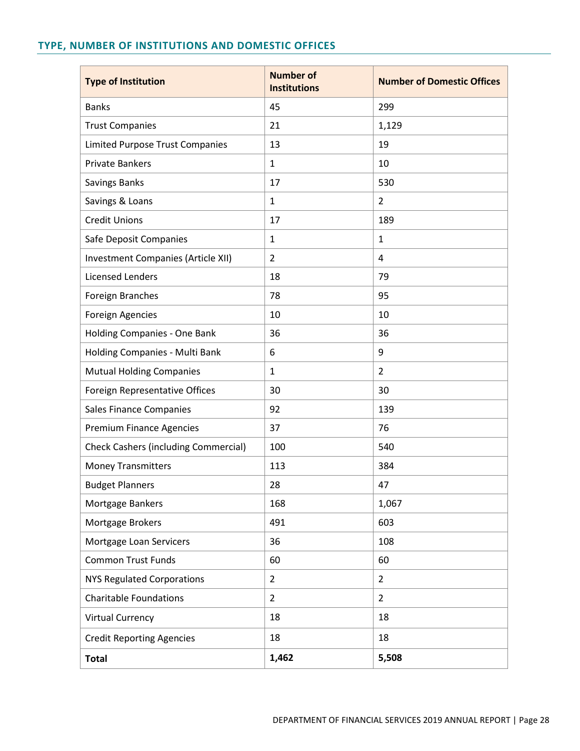## TYPE, NUMBER OF INSTITUTIONS AND DOMESTIC OFFICES

| Type of Institution | Number of Institutions | Number of Domestic Offices |
|---|---|---|
| Banks | 45 | 299 |
| Trust Companies | 21 | 1,129 |
| Limited Purpose Trust Companies | 13 | 19 |
| Private Bankers | 1 | 10 |
| Savings Banks | 17 | 530 |
| Savings & Loans | 1 | 2 |
| Credit Unions | 17 | 189 |
| Safe Deposit Companies | 1 | 1 |
| Investment Companies (Article XII) | 2 | 4 |
| Licensed Lenders | 18 | 79 |
| Foreign Branches | 78 | 95 |
| Foreign Agencies | 10 | 10 |
| Holding Companies - One Bank | 36 | 36 |
| Holding Companies - Multi Bank | 6 | 9 |
| Mutual Holding Companies | 1 | 2 |
| Foreign Representative Offices | 30 | 30 |
| Sales Finance Companies | 92 | 139 |
| Premium Finance Agencies | 37 | 76 |
| Check Cashers (including Commercial) | 100 | 540 |
| Money Transmitters | 113 | 384 |
| Budget Planners | 28 | 47 |
| Mortgage Bankers | 168 | 1,067 |
| Mortgage Brokers | 491 | 603 |
| Mortgage Loan Servicers | 36 | 108 |
| Common Trust Funds | 60 | 60 |
| NYS Regulated Corporations | 2 | 2 |
| Charitable Foundations | 2 | 2 |
| Virtual Currency | 18 | 18 |
| Credit Reporting Agencies | 18 | 18 |
| **Total** | **1,462** | **5,508** |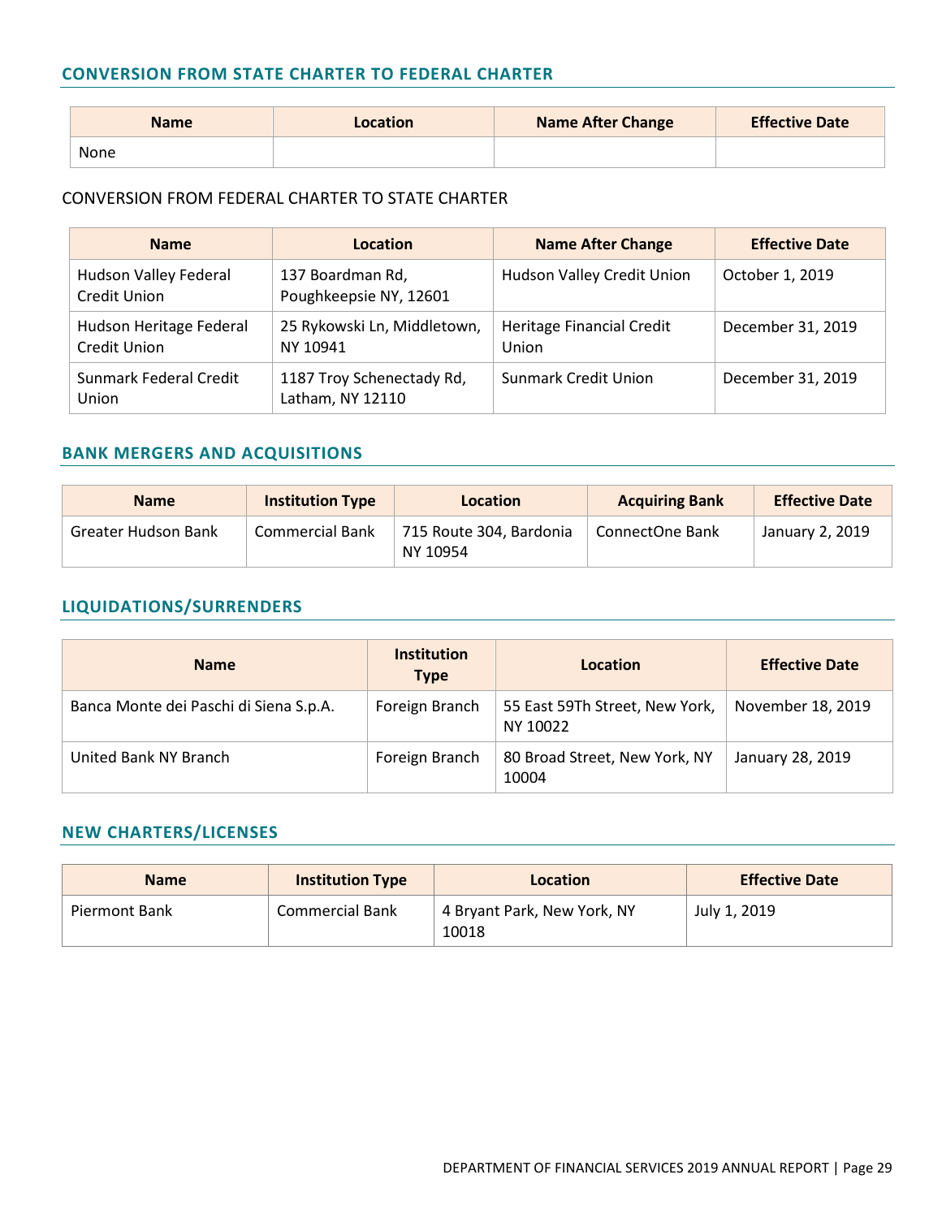### CONVERSION FROM STATE CHARTER TO FEDERAL CHARTER

| Name | Location | Name After Change | Effective Date |
|---|---|---|---|
| None | | | |

CONVERSION FROM FEDERAL CHARTER TO STATE CHARTER

| Name | Location | Name After Change | Effective Date |
|---|---|---|---|
| Hudson Valley Federal Credit Union | 137 Boardman Rd, Poughkeepsie NY, 12601 | Hudson Valley Credit Union | October 1, 2019 |
| Hudson Heritage Federal Credit Union | 25 Rykowski Ln, Middletown, NY 10941 | Heritage Financial Credit Union | December 31, 2019 |
| Sunmark Federal Credit Union | 1187 Troy Schenectady Rd, Latham, NY 12110 | Sunmark Credit Union | December 31, 2019 |

### BANK MERGERS AND ACQUISITIONS

| Name | Institution Type | Location | Acquiring Bank | Effective Date |
|---|---|---|---|---|
| Greater Hudson Bank | Commercial Bank | 715 Route 304, Bardonia NY 10954 | ConnectOne Bank | January 2, 2019 |

### LIQUIDATIONS/SURRENDERS

| Name | Institution Type | Location | Effective Date |
|---|---|---|---|
| Banca Monte dei Paschi di Siena S.p.A. | Foreign Branch | 55 East 59Th Street, New York, NY 10022 | November 18, 2019 |
| United Bank NY Branch | Foreign Branch | 80 Broad Street, New York, NY 10004 | January 28, 2019 |

### NEW CHARTERS/LICENSES

| Name | Institution Type | Location | Effective Date |
|---|---|---|---|
| Piermont Bank | Commercial Bank | 4 Bryant Park, New York, NY 10018 | July 1, 2019 |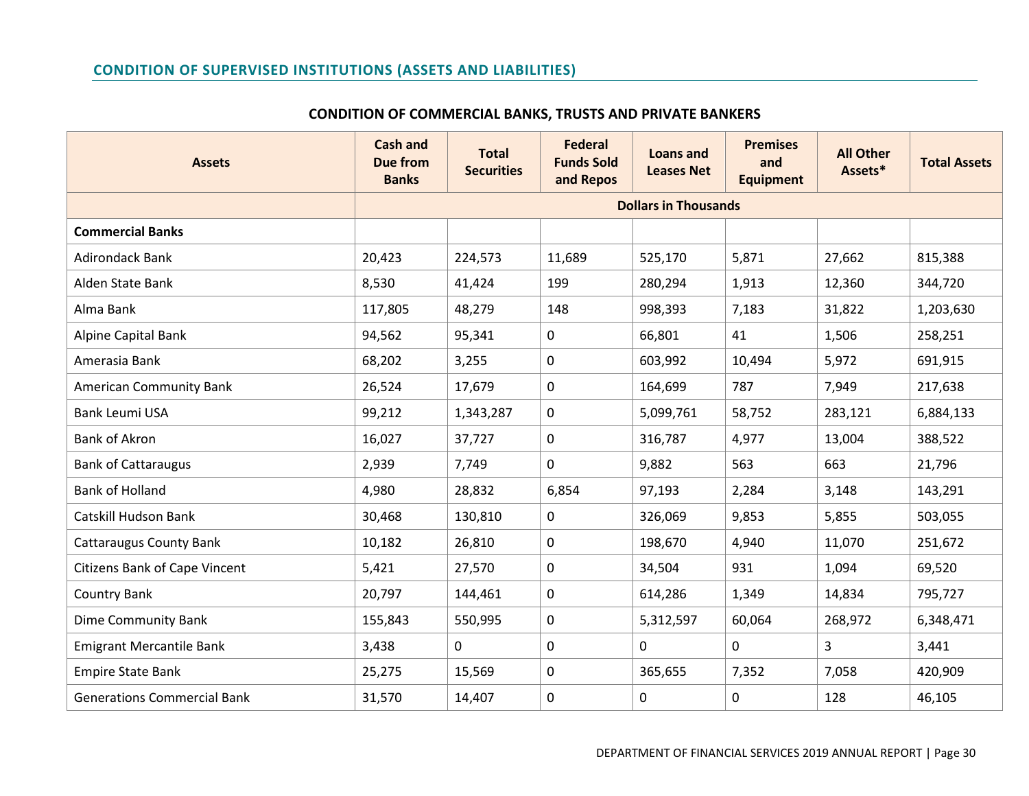## CONDITION OF SUPERVISED INSTITUTIONS (ASSETS AND LIABILITIES)

### CONDITION OF COMMERCIAL BANKS, TRUSTS AND PRIVATE BANKERS

| Assets | Cash and Due from Banks | Total Securities | Federal Funds Sold and Repos | Loans and Leases Net | Premises and Equipment | All Other Assets* | Total Assets |
|---|---|---|---|---|---|---|---|
| | Dollars in Thousands | | | | | | |
| **Commercial Banks** | | | | | | | |
| Adirondack Bank | 20,423 | 224,573 | 11,689 | 525,170 | 5,871 | 27,662 | 815,388 |
| Alden State Bank | 8,530 | 41,424 | 199 | 280,294 | 1,913 | 12,360 | 344,720 |
| Alma Bank | 117,805 | 48,279 | 148 | 998,393 | 7,183 | 31,822 | 1,203,630 |
| Alpine Capital Bank | 94,562 | 95,341 | 0 | 66,801 | 41 | 1,506 | 258,251 |
| Amerasia Bank | 68,202 | 3,255 | 0 | 603,992 | 10,494 | 5,972 | 691,915 |
| American Community Bank | 26,524 | 17,679 | 0 | 164,699 | 787 | 7,949 | 217,638 |
| Bank Leumi USA | 99,212 | 1,343,287 | 0 | 5,099,761 | 58,752 | 283,121 | 6,884,133 |
| Bank of Akron | 16,027 | 37,727 | 0 | 316,787 | 4,977 | 13,004 | 388,522 |
| Bank of Cattaraugus | 2,939 | 7,749 | 0 | 9,882 | 563 | 663 | 21,796 |
| Bank of Holland | 4,980 | 28,832 | 6,854 | 97,193 | 2,284 | 3,148 | 143,291 |
| Catskill Hudson Bank | 30,468 | 130,810 | 0 | 326,069 | 9,853 | 5,855 | 503,055 |
| Cattaraugus County Bank | 10,182 | 26,810 | 0 | 198,670 | 4,940 | 11,070 | 251,672 |
| Citizens Bank of Cape Vincent | 5,421 | 27,570 | 0 | 34,504 | 931 | 1,094 | 69,520 |
| Country Bank | 20,797 | 144,461 | 0 | 614,286 | 1,349 | 14,834 | 795,727 |
| Dime Community Bank | 155,843 | 550,995 | 0 | 5,312,597 | 60,064 | 268,972 | 6,348,471 |
| Emigrant Mercantile Bank | 3,438 | 0 | 0 | 0 | 0 | 3 | 3,441 |
| Empire State Bank | 25,275 | 15,569 | 0 | 365,655 | 7,352 | 7,058 | 420,909 |
| Generations Commercial Bank | 31,570 | 14,407 | 0 | 0 | 0 | 128 | 46,105 |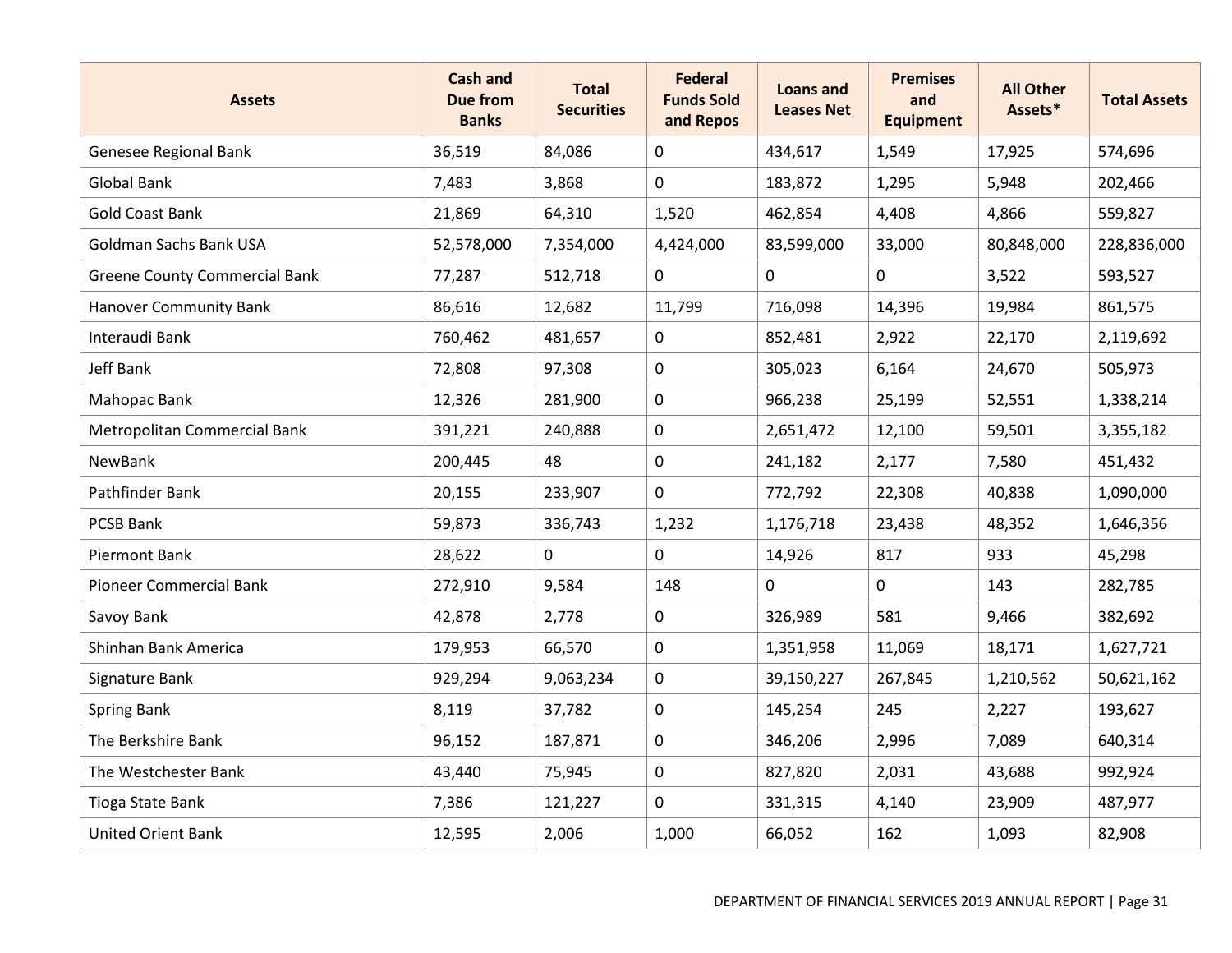| Assets | Cash and Due from Banks | Total Securities | Federal Funds Sold and Repos | Loans and Leases Net | Premises and Equipment | All Other Assets* | Total Assets |
|---|---|---|---|---|---|---|---|
| Genesee Regional Bank | 36,519 | 84,086 | 0 | 434,617 | 1,549 | 17,925 | 574,696 |
| Global Bank | 7,483 | 3,868 | 0 | 183,872 | 1,295 | 5,948 | 202,466 |
| Gold Coast Bank | 21,869 | 64,310 | 1,520 | 462,854 | 4,408 | 4,866 | 559,827 |
| Goldman Sachs Bank USA | 52,578,000 | 7,354,000 | 4,424,000 | 83,599,000 | 33,000 | 80,848,000 | 228,836,000 |
| Greene County Commercial Bank | 77,287 | 512,718 | 0 | 0 | 0 | 3,522 | 593,527 |
| Hanover Community Bank | 86,616 | 12,682 | 11,799 | 716,098 | 14,396 | 19,984 | 861,575 |
| Interaudi Bank | 760,462 | 481,657 | 0 | 852,481 | 2,922 | 22,170 | 2,119,692 |
| Jeff Bank | 72,808 | 97,308 | 0 | 305,023 | 6,164 | 24,670 | 505,973 |
| Mahopac Bank | 12,326 | 281,900 | 0 | 966,238 | 25,199 | 52,551 | 1,338,214 |
| Metropolitan Commercial Bank | 391,221 | 240,888 | 0 | 2,651,472 | 12,100 | 59,501 | 3,355,182 |
| NewBank | 200,445 | 48 | 0 | 241,182 | 2,177 | 7,580 | 451,432 |
| Pathfinder Bank | 20,155 | 233,907 | 0 | 772,792 | 22,308 | 40,838 | 1,090,000 |
| PCSB Bank | 59,873 | 336,743 | 1,232 | 1,176,718 | 23,438 | 48,352 | 1,646,356 |
| Piermont Bank | 28,622 | 0 | 0 | 14,926 | 817 | 933 | 45,298 |
| Pioneer Commercial Bank | 272,910 | 9,584 | 148 | 0 | 0 | 143 | 282,785 |
| Savoy Bank | 42,878 | 2,778 | 0 | 326,989 | 581 | 9,466 | 382,692 |
| Shinhan Bank America | 179,953 | 66,570 | 0 | 1,351,958 | 11,069 | 18,171 | 1,627,721 |
| Signature Bank | 929,294 | 9,063,234 | 0 | 39,150,227 | 267,845 | 1,210,562 | 50,621,162 |
| Spring Bank | 8,119 | 37,782 | 0 | 145,254 | 245 | 2,227 | 193,627 |
| The Berkshire Bank | 96,152 | 187,871 | 0 | 346,206 | 2,996 | 7,089 | 640,314 |
| The Westchester Bank | 43,440 | 75,945 | 0 | 827,820 | 2,031 | 43,688 | 992,924 |
| Tioga State Bank | 7,386 | 121,227 | 0 | 331,315 | 4,140 | 23,909 | 487,977 |
| United Orient Bank | 12,595 | 2,006 | 1,000 | 66,052 | 162 | 1,093 | 82,908 |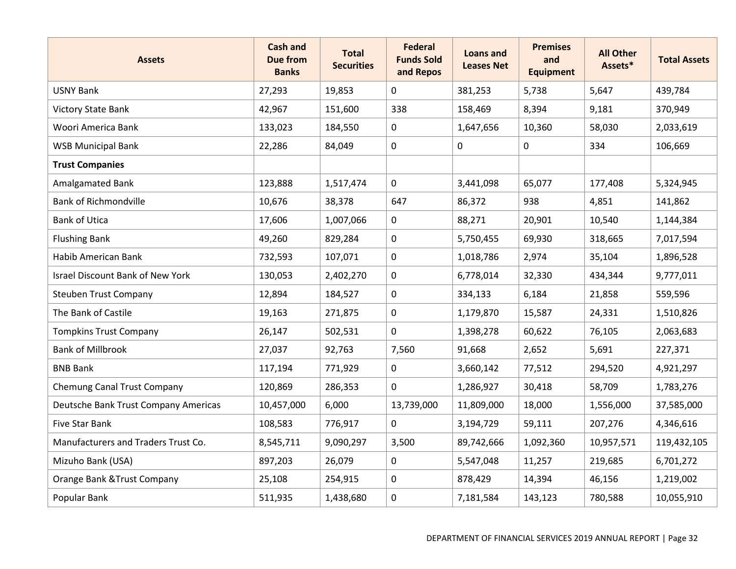| Assets | Cash and Due from Banks | Total Securities | Federal Funds Sold and Repos | Loans and Leases Net | Premises and Equipment | All Other Assets* | Total Assets |
|---|---|---|---|---|---|---|---|
| USNY Bank | 27,293 | 19,853 | 0 | 381,253 | 5,738 | 5,647 | 439,784 |
| Victory State Bank | 42,967 | 151,600 | 338 | 158,469 | 8,394 | 9,181 | 370,949 |
| Woori America Bank | 133,023 | 184,550 | 0 | 1,647,656 | 10,360 | 58,030 | 2,033,619 |
| WSB Municipal Bank | 22,286 | 84,049 | 0 | 0 | 0 | 334 | 106,669 |
| **Trust Companies** | | | | | | | |
| Amalgamated Bank | 123,888 | 1,517,474 | 0 | 3,441,098 | 65,077 | 177,408 | 5,324,945 |
| Bank of Richmondville | 10,676 | 38,378 | 647 | 86,372 | 938 | 4,851 | 141,862 |
| Bank of Utica | 17,606 | 1,007,066 | 0 | 88,271 | 20,901 | 10,540 | 1,144,384 |
| Flushing Bank | 49,260 | 829,284 | 0 | 5,750,455 | 69,930 | 318,665 | 7,017,594 |
| Habib American Bank | 732,593 | 107,071 | 0 | 1,018,786 | 2,974 | 35,104 | 1,896,528 |
| Israel Discount Bank of New York | 130,053 | 2,402,270 | 0 | 6,778,014 | 32,330 | 434,344 | 9,777,011 |
| Steuben Trust Company | 12,894 | 184,527 | 0 | 334,133 | 6,184 | 21,858 | 559,596 |
| The Bank of Castile | 19,163 | 271,875 | 0 | 1,179,870 | 15,587 | 24,331 | 1,510,826 |
| Tompkins Trust Company | 26,147 | 502,531 | 0 | 1,398,278 | 60,622 | 76,105 | 2,063,683 |
| Bank of Millbrook | 27,037 | 92,763 | 7,560 | 91,668 | 2,652 | 5,691 | 227,371 |
| BNB Bank | 117,194 | 771,929 | 0 | 3,660,142 | 77,512 | 294,520 | 4,921,297 |
| Chemung Canal Trust Company | 120,869 | 286,353 | 0 | 1,286,927 | 30,418 | 58,709 | 1,783,276 |
| Deutsche Bank Trust Company Americas | 10,457,000 | 6,000 | 13,739,000 | 11,809,000 | 18,000 | 1,556,000 | 37,585,000 |
| Five Star Bank | 108,583 | 776,917 | 0 | 3,194,729 | 59,111 | 207,276 | 4,346,616 |
| Manufacturers and Traders Trust Co. | 8,545,711 | 9,090,297 | 3,500 | 89,742,666 | 1,092,360 | 10,957,571 | 119,432,105 |
| Mizuho Bank (USA) | 897,203 | 26,079 | 0 | 5,547,048 | 11,257 | 219,685 | 6,701,272 |
| Orange Bank &Trust Company | 25,108 | 254,915 | 0 | 878,429 | 14,394 | 46,156 | 1,219,002 |
| Popular Bank | 511,935 | 1,438,680 | 0 | 7,181,584 | 143,123 | 780,588 | 10,055,910 |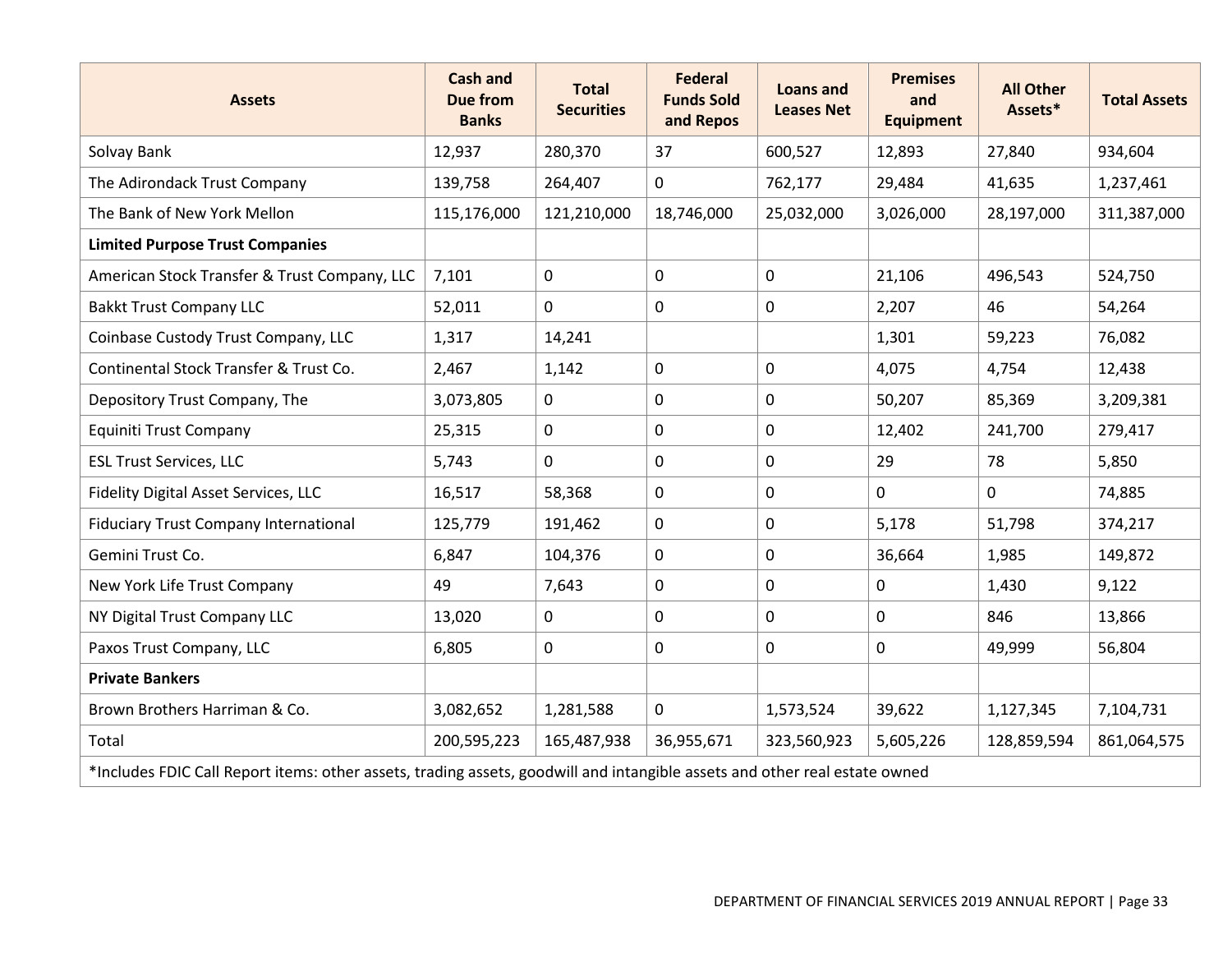| Assets | Cash and Due from Banks | Total Securities | Federal Funds Sold and Repos | Loans and Leases Net | Premises and Equipment | All Other Assets* | Total Assets |
|---|---|---|---|---|---|---|---|
| Solvay Bank | 12,937 | 280,370 | 37 | 600,527 | 12,893 | 27,840 | 934,604 |
| The Adirondack Trust Company | 139,758 | 264,407 | 0 | 762,177 | 29,484 | 41,635 | 1,237,461 |
| The Bank of New York Mellon | 115,176,000 | 121,210,000 | 18,746,000 | 25,032,000 | 3,026,000 | 28,197,000 | 311,387,000 |
| **Limited Purpose Trust Companies** | | | | | | | |
| American Stock Transfer & Trust Company, LLC | 7,101 | 0 | 0 | 0 | 21,106 | 496,543 | 524,750 |
| Bakkt Trust Company LLC | 52,011 | 0 | 0 | 0 | 2,207 | 46 | 54,264 |
| Coinbase Custody Trust Company, LLC | 1,317 | 14,241 | | | 1,301 | 59,223 | 76,082 |
| Continental Stock Transfer & Trust Co. | 2,467 | 1,142 | 0 | 0 | 4,075 | 4,754 | 12,438 |
| Depository Trust Company, The | 3,073,805 | 0 | 0 | 0 | 50,207 | 85,369 | 3,209,381 |
| Equiniti Trust Company | 25,315 | 0 | 0 | 0 | 12,402 | 241,700 | 279,417 |
| ESL Trust Services, LLC | 5,743 | 0 | 0 | 0 | 29 | 78 | 5,850 |
| Fidelity Digital Asset Services, LLC | 16,517 | 58,368 | 0 | 0 | 0 | 0 | 74,885 |
| Fiduciary Trust Company International | 125,779 | 191,462 | 0 | 0 | 5,178 | 51,798 | 374,217 |
| Gemini Trust Co. | 6,847 | 104,376 | 0 | 0 | 36,664 | 1,985 | 149,872 |
| New York Life Trust Company | 49 | 7,643 | 0 | 0 | 0 | 1,430 | 9,122 |
| NY Digital Trust Company LLC | 13,020 | 0 | 0 | 0 | 0 | 846 | 13,866 |
| Paxos Trust Company, LLC | 6,805 | 0 | 0 | 0 | 0 | 49,999 | 56,804 |
| **Private Bankers** | | | | | | | |
| Brown Brothers Harriman & Co. | 3,082,652 | 1,281,588 | 0 | 1,573,524 | 39,622 | 1,127,345 | 7,104,731 |
| Total | 200,595,223 | 165,487,938 | 36,955,671 | 323,560,923 | 5,605,226 | 128,859,594 | 861,064,575 |

*Includes FDIC Call Report items: other assets, trading assets, goodwill and intangible assets and other real estate owned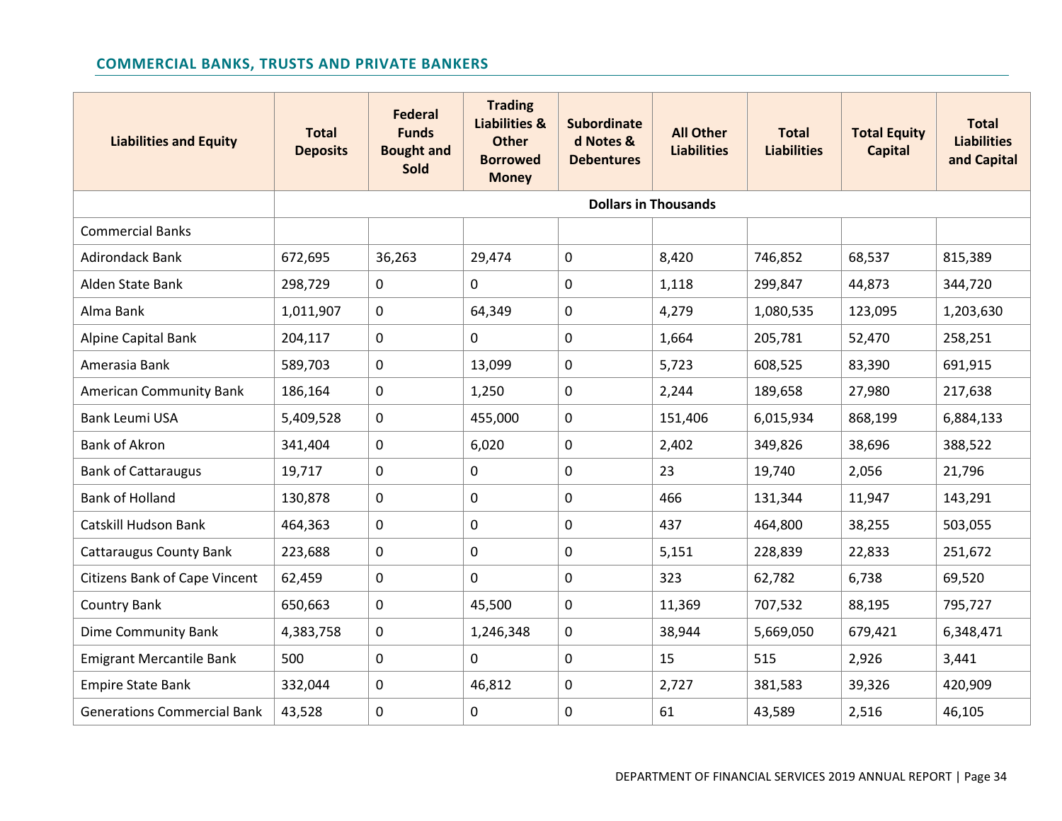## COMMERCIAL BANKS, TRUSTS AND PRIVATE BANKERS

| Liabilities and Equity | Total Deposits | Federal Funds Bought and Sold | Trading Liabilities & Other Borrowed Money | Subordinated Notes & Debentures | All Other Liabilities | Total Liabilities | Total Equity Capital | Total Liabilities and Capital |
|---|---|---|---|---|---|---|---|---|
| | Dollars in Thousands | | | | | | | |
| Commercial Banks | | | | | | | | |
| Adirondack Bank | 672,695 | 36,263 | 29,474 | 0 | 8,420 | 746,852 | 68,537 | 815,389 |
| Alden State Bank | 298,729 | 0 | 0 | 0 | 1,118 | 299,847 | 44,873 | 344,720 |
| Alma Bank | 1,011,907 | 0 | 64,349 | 0 | 4,279 | 1,080,535 | 123,095 | 1,203,630 |
| Alpine Capital Bank | 204,117 | 0 | 0 | 0 | 1,664 | 205,781 | 52,470 | 258,251 |
| Amerasia Bank | 589,703 | 0 | 13,099 | 0 | 5,723 | 608,525 | 83,390 | 691,915 |
| American Community Bank | 186,164 | 0 | 1,250 | 0 | 2,244 | 189,658 | 27,980 | 217,638 |
| Bank Leumi USA | 5,409,528 | 0 | 455,000 | 0 | 151,406 | 6,015,934 | 868,199 | 6,884,133 |
| Bank of Akron | 341,404 | 0 | 6,020 | 0 | 2,402 | 349,826 | 38,696 | 388,522 |
| Bank of Cattaraugus | 19,717 | 0 | 0 | 0 | 23 | 19,740 | 2,056 | 21,796 |
| Bank of Holland | 130,878 | 0 | 0 | 0 | 466 | 131,344 | 11,947 | 143,291 |
| Catskill Hudson Bank | 464,363 | 0 | 0 | 0 | 437 | 464,800 | 38,255 | 503,055 |
| Cattaraugus County Bank | 223,688 | 0 | 0 | 0 | 5,151 | 228,839 | 22,833 | 251,672 |
| Citizens Bank of Cape Vincent | 62,459 | 0 | 0 | 0 | 323 | 62,782 | 6,738 | 69,520 |
| Country Bank | 650,663 | 0 | 45,500 | 0 | 11,369 | 707,532 | 88,195 | 795,727 |
| Dime Community Bank | 4,383,758 | 0 | 1,246,348 | 0 | 38,944 | 5,669,050 | 679,421 | 6,348,471 |
| Emigrant Mercantile Bank | 500 | 0 | 0 | 0 | 15 | 515 | 2,926 | 3,441 |
| Empire State Bank | 332,044 | 0 | 46,812 | 0 | 2,727 | 381,583 | 39,326 | 420,909 |
| Generations Commercial Bank | 43,528 | 0 | 0 | 0 | 61 | 43,589 | 2,516 | 46,105 |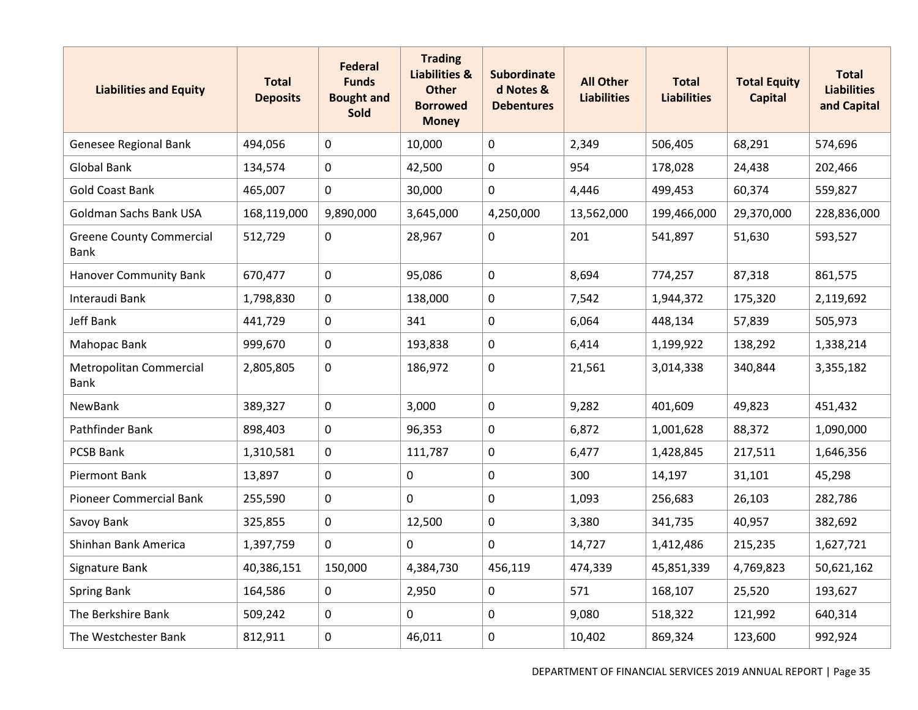| Liabilities and Equity | Total Deposits | Federal Funds Bought and Sold | Trading Liabilities & Other Borrowed Money | Subordinated Notes & Debentures | All Other Liabilities | Total Liabilities | Total Equity Capital | Total Liabilities and Capital |
|---|---|---|---|---|---|---|---|---|
| Genesee Regional Bank | 494,056 | 0 | 10,000 | 0 | 2,349 | 506,405 | 68,291 | 574,696 |
| Global Bank | 134,574 | 0 | 42,500 | 0 | 954 | 178,028 | 24,438 | 202,466 |
| Gold Coast Bank | 465,007 | 0 | 30,000 | 0 | 4,446 | 499,453 | 60,374 | 559,827 |
| Goldman Sachs Bank USA | 168,119,000 | 9,890,000 | 3,645,000 | 4,250,000 | 13,562,000 | 199,466,000 | 29,370,000 | 228,836,000 |
| Greene County Commercial Bank | 512,729 | 0 | 28,967 | 0 | 201 | 541,897 | 51,630 | 593,527 |
| Hanover Community Bank | 670,477 | 0 | 95,086 | 0 | 8,694 | 774,257 | 87,318 | 861,575 |
| Interaudi Bank | 1,798,830 | 0 | 138,000 | 0 | 7,542 | 1,944,372 | 175,320 | 2,119,692 |
| Jeff Bank | 441,729 | 0 | 341 | 0 | 6,064 | 448,134 | 57,839 | 505,973 |
| Mahopac Bank | 999,670 | 0 | 193,838 | 0 | 6,414 | 1,199,922 | 138,292 | 1,338,214 |
| Metropolitan Commercial Bank | 2,805,805 | 0 | 186,972 | 0 | 21,561 | 3,014,338 | 340,844 | 3,355,182 |
| NewBank | 389,327 | 0 | 3,000 | 0 | 9,282 | 401,609 | 49,823 | 451,432 |
| Pathfinder Bank | 898,403 | 0 | 96,353 | 0 | 6,872 | 1,001,628 | 88,372 | 1,090,000 |
| PCSB Bank | 1,310,581 | 0 | 111,787 | 0 | 6,477 | 1,428,845 | 217,511 | 1,646,356 |
| Piermont Bank | 13,897 | 0 | 0 | 0 | 300 | 14,197 | 31,101 | 45,298 |
| Pioneer Commercial Bank | 255,590 | 0 | 0 | 0 | 1,093 | 256,683 | 26,103 | 282,786 |
| Savoy Bank | 325,855 | 0 | 12,500 | 0 | 3,380 | 341,735 | 40,957 | 382,692 |
| Shinhan Bank America | 1,397,759 | 0 | 0 | 0 | 14,727 | 1,412,486 | 215,235 | 1,627,721 |
| Signature Bank | 40,386,151 | 150,000 | 4,384,730 | 456,119 | 474,339 | 45,851,339 | 4,769,823 | 50,621,162 |
| Spring Bank | 164,586 | 0 | 2,950 | 0 | 571 | 168,107 | 25,520 | 193,627 |
| The Berkshire Bank | 509,242 | 0 | 0 | 0 | 9,080 | 518,322 | 121,992 | 640,314 |
| The Westchester Bank | 812,911 | 0 | 46,011 | 0 | 10,402 | 869,324 | 123,600 | 992,924 |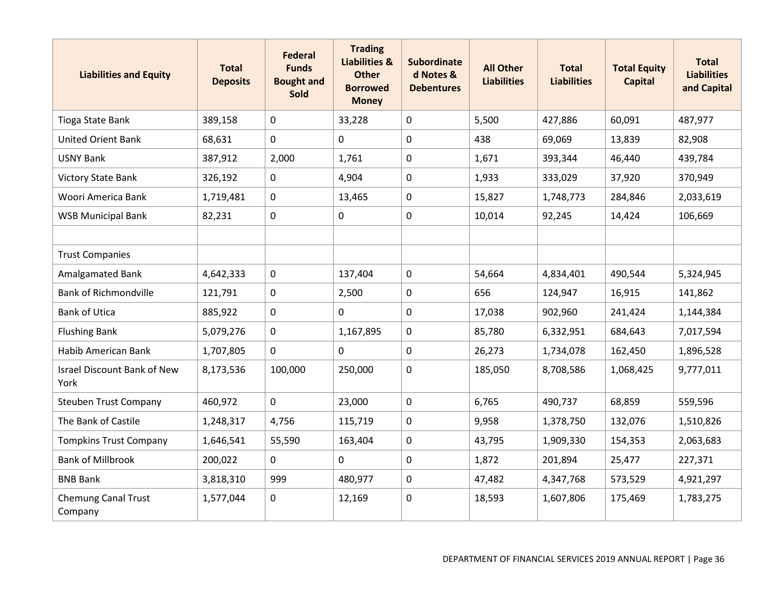| Liabilities and Equity | Total Deposits | Federal Funds Bought and Sold | Trading Liabilities & Other Borrowed Money | Subordinated Notes & Debentures | All Other Liabilities | Total Liabilities | Total Equity Capital | Total Liabilities and Capital |
|---|---|---|---|---|---|---|---|---|
| Tioga State Bank | 389,158 | 0 | 33,228 | 0 | 5,500 | 427,886 | 60,091 | 487,977 |
| United Orient Bank | 68,631 | 0 | 0 | 0 | 438 | 69,069 | 13,839 | 82,908 |
| USNY Bank | 387,912 | 2,000 | 1,761 | 0 | 1,671 | 393,344 | 46,440 | 439,784 |
| Victory State Bank | 326,192 | 0 | 4,904 | 0 | 1,933 | 333,029 | 37,920 | 370,949 |
| Woori America Bank | 1,719,481 | 0 | 13,465 | 0 | 15,827 | 1,748,773 | 284,846 | 2,033,619 |
| WSB Municipal Bank | 82,231 | 0 | 0 | 0 | 10,014 | 92,245 | 14,424 | 106,669 |
| | | | | | | | | |
| Trust Companies | | | | | | | | |
| Amalgamated Bank | 4,642,333 | 0 | 137,404 | 0 | 54,664 | 4,834,401 | 490,544 | 5,324,945 |
| Bank of Richmondville | 121,791 | 0 | 2,500 | 0 | 656 | 124,947 | 16,915 | 141,862 |
| Bank of Utica | 885,922 | 0 | 0 | 0 | 17,038 | 902,960 | 241,424 | 1,144,384 |
| Flushing Bank | 5,079,276 | 0 | 1,167,895 | 0 | 85,780 | 6,332,951 | 684,643 | 7,017,594 |
| Habib American Bank | 1,707,805 | 0 | 0 | 0 | 26,273 | 1,734,078 | 162,450 | 1,896,528 |
| Israel Discount Bank of New York | 8,173,536 | 100,000 | 250,000 | 0 | 185,050 | 8,708,586 | 1,068,425 | 9,777,011 |
| Steuben Trust Company | 460,972 | 0 | 23,000 | 0 | 6,765 | 490,737 | 68,859 | 559,596 |
| The Bank of Castile | 1,248,317 | 4,756 | 115,719 | 0 | 9,958 | 1,378,750 | 132,076 | 1,510,826 |
| Tompkins Trust Company | 1,646,541 | 55,590 | 163,404 | 0 | 43,795 | 1,909,330 | 154,353 | 2,063,683 |
| Bank of Millbrook | 200,022 | 0 | 0 | 0 | 1,872 | 201,894 | 25,477 | 227,371 |
| BNB Bank | 3,818,310 | 999 | 480,977 | 0 | 47,482 | 4,347,768 | 573,529 | 4,921,297 |
| Chemung Canal Trust Company | 1,577,044 | 0 | 12,169 | 0 | 18,593 | 1,607,806 | 175,469 | 1,783,275 |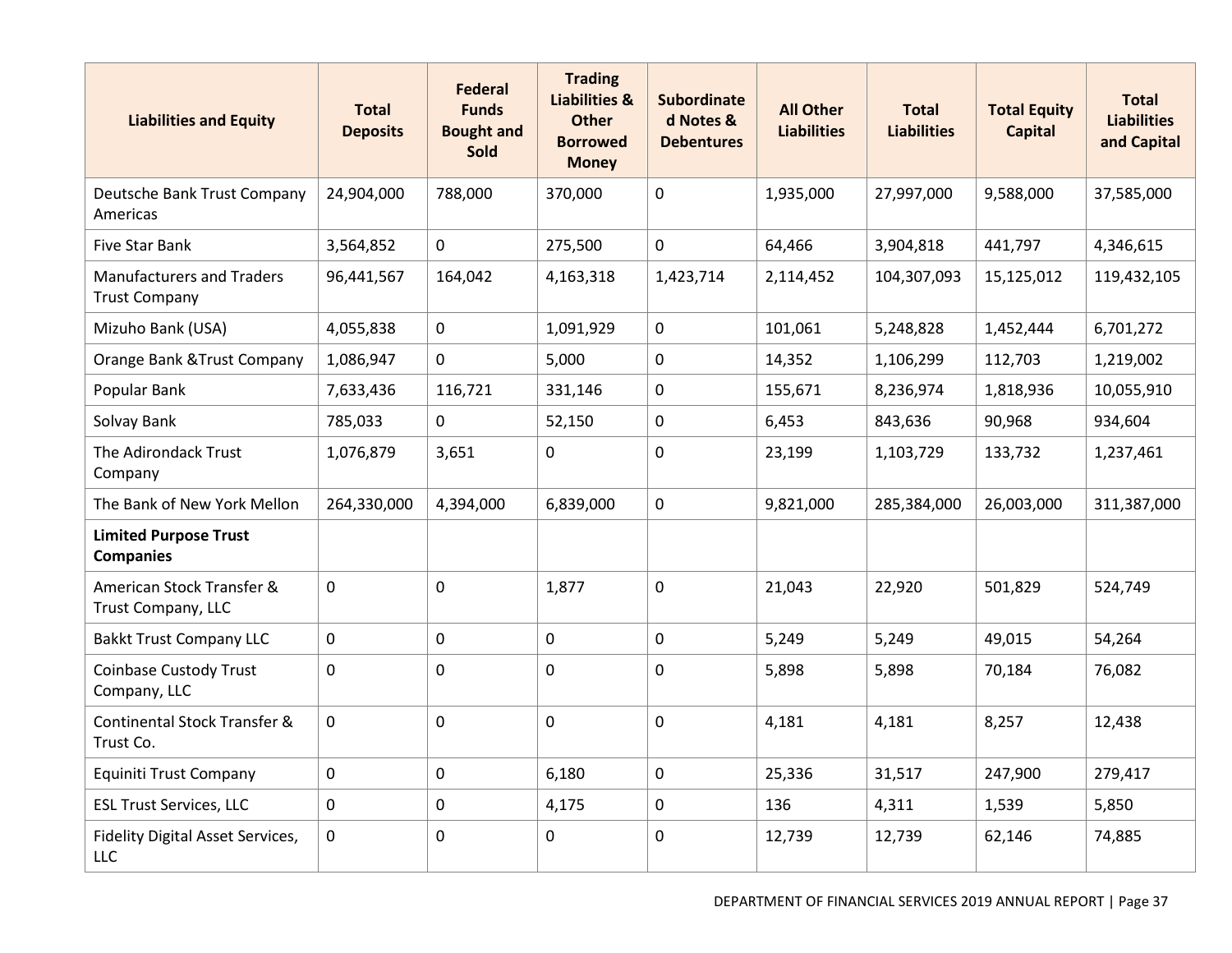| Liabilities and Equity | Total Deposits | Federal Funds Bought and Sold | Trading Liabilities & Other Borrowed Money | Subordinated Notes & Debentures | All Other Liabilities | Total Liabilities | Total Equity Capital | Total Liabilities and Capital |
|---|---|---|---|---|---|---|---|---|
| Deutsche Bank Trust Company Americas | 24,904,000 | 788,000 | 370,000 | 0 | 1,935,000 | 27,997,000 | 9,588,000 | 37,585,000 |
| Five Star Bank | 3,564,852 | 0 | 275,500 | 0 | 64,466 | 3,904,818 | 441,797 | 4,346,615 |
| Manufacturers and Traders Trust Company | 96,441,567 | 164,042 | 4,163,318 | 1,423,714 | 2,114,452 | 104,307,093 | 15,125,012 | 119,432,105 |
| Mizuho Bank (USA) | 4,055,838 | 0 | 1,091,929 | 0 | 101,061 | 5,248,828 | 1,452,444 | 6,701,272 |
| Orange Bank &Trust Company | 1,086,947 | 0 | 5,000 | 0 | 14,352 | 1,106,299 | 112,703 | 1,219,002 |
| Popular Bank | 7,633,436 | 116,721 | 331,146 | 0 | 155,671 | 8,236,974 | 1,818,936 | 10,055,910 |
| Solvay Bank | 785,033 | 0 | 52,150 | 0 | 6,453 | 843,636 | 90,968 | 934,604 |
| The Adirondack Trust Company | 1,076,879 | 3,651 | 0 | 0 | 23,199 | 1,103,729 | 133,732 | 1,237,461 |
| The Bank of New York Mellon | 264,330,000 | 4,394,000 | 6,839,000 | 0 | 9,821,000 | 285,384,000 | 26,003,000 | 311,387,000 |
| **Limited Purpose Trust Companies** | | | | | | | | |
| American Stock Transfer & Trust Company, LLC | 0 | 0 | 1,877 | 0 | 21,043 | 22,920 | 501,829 | 524,749 |
| Bakkt Trust Company LLC | 0 | 0 | 0 | 0 | 5,249 | 5,249 | 49,015 | 54,264 |
| Coinbase Custody Trust Company, LLC | 0 | 0 | 0 | 0 | 5,898 | 5,898 | 70,184 | 76,082 |
| Continental Stock Transfer & Trust Co. | 0 | 0 | 0 | 0 | 4,181 | 4,181 | 8,257 | 12,438 |
| Equiniti Trust Company | 0 | 0 | 6,180 | 0 | 25,336 | 31,517 | 247,900 | 279,417 |
| ESL Trust Services, LLC | 0 | 0 | 4,175 | 0 | 136 | 4,311 | 1,539 | 5,850 |
| Fidelity Digital Asset Services, LLC | 0 | 0 | 0 | 0 | 12,739 | 12,739 | 62,146 | 74,885 |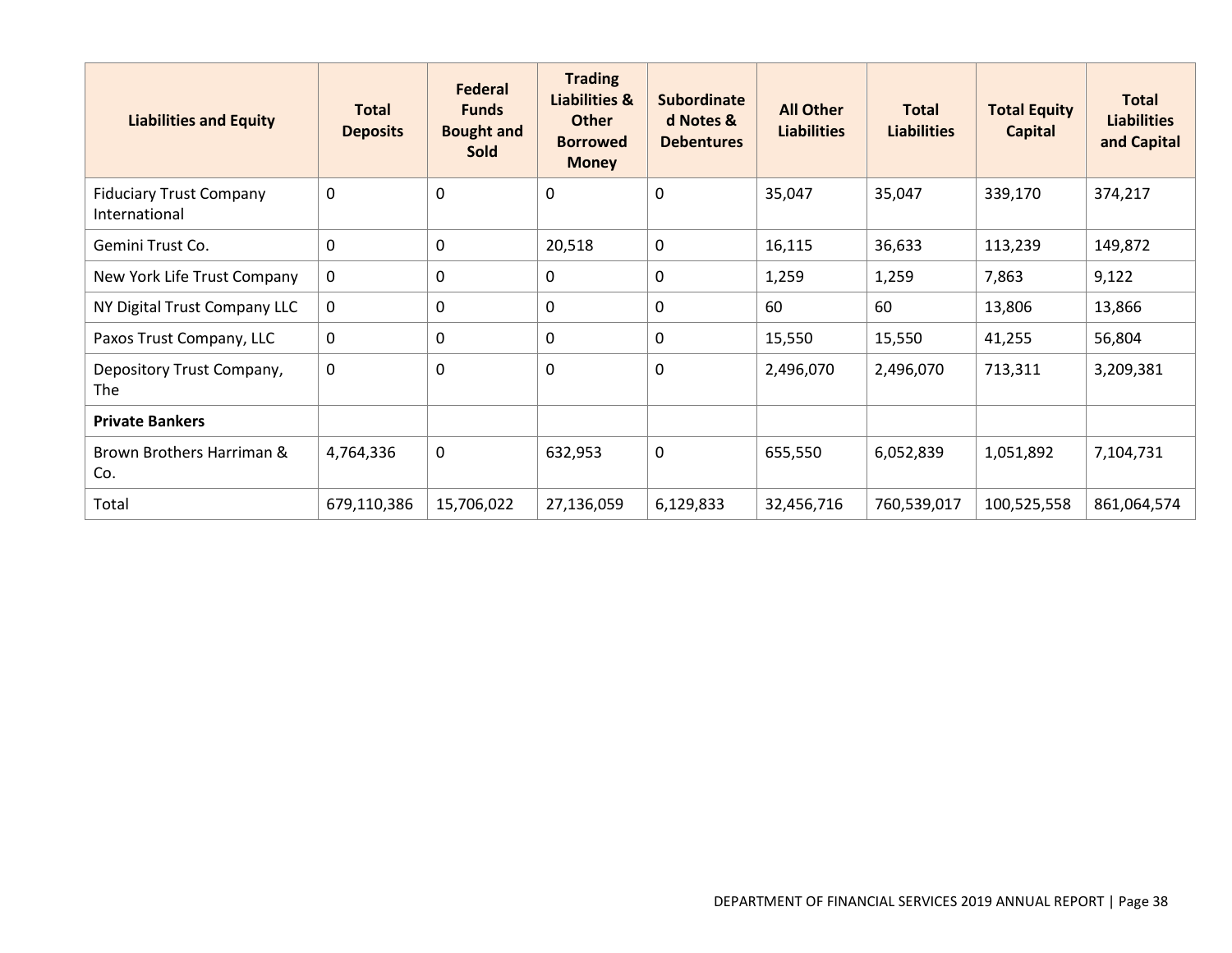| Liabilities and Equity | Total Deposits | Federal Funds Bought and Sold | Trading Liabilities & Other Borrowed Money | Subordinated Notes & Debentures | All Other Liabilities | Total Liabilities | Total Equity Capital | Total Liabilities and Capital |
|---|---|---|---|---|---|---|---|---|
| Fiduciary Trust Company International | 0 | 0 | 0 | 0 | 35,047 | 35,047 | 339,170 | 374,217 |
| Gemini Trust Co. | 0 | 0 | 20,518 | 0 | 16,115 | 36,633 | 113,239 | 149,872 |
| New York Life Trust Company | 0 | 0 | 0 | 0 | 1,259 | 1,259 | 7,863 | 9,122 |
| NY Digital Trust Company LLC | 0 | 0 | 0 | 0 | 60 | 60 | 13,806 | 13,866 |
| Paxos Trust Company, LLC | 0 | 0 | 0 | 0 | 15,550 | 15,550 | 41,255 | 56,804 |
| Depository Trust Company, The | 0 | 0 | 0 | 0 | 2,496,070 | 2,496,070 | 713,311 | 3,209,381 |
| **Private Bankers** | | | | | | | | |
| Brown Brothers Harriman & Co. | 4,764,336 | 0 | 632,953 | 0 | 655,550 | 6,052,839 | 1,051,892 | 7,104,731 |
| Total | 679,110,386 | 15,706,022 | 27,136,059 | 6,129,833 | 32,456,716 | 760,539,017 | 100,525,558 | 861,064,574 |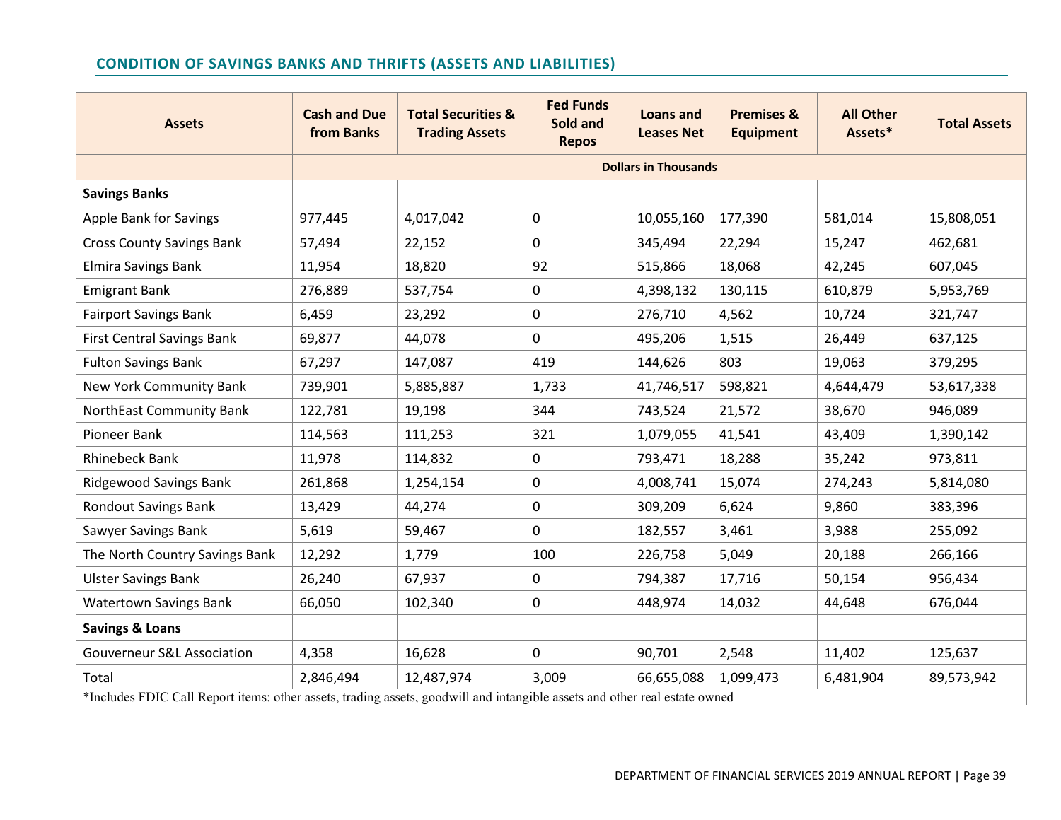## CONDITION OF SAVINGS BANKS AND THRIFTS (ASSETS AND LIABILITIES)

| Assets | Cash and Due from Banks | Total Securities & Trading Assets | Fed Funds Sold and Repos | Loans and Leases Net | Premises & Equipment | All Other Assets* | Total Assets |
|---|---|---|---|---|---|---|---|
| | Dollars in Thousands | | | | | | |
| **Savings Banks** | | | | | | | |
| Apple Bank for Savings | 977,445 | 4,017,042 | 0 | 10,055,160 | 177,390 | 581,014 | 15,808,051 |
| Cross County Savings Bank | 57,494 | 22,152 | 0 | 345,494 | 22,294 | 15,247 | 462,681 |
| Elmira Savings Bank | 11,954 | 18,820 | 92 | 515,866 | 18,068 | 42,245 | 607,045 |
| Emigrant Bank | 276,889 | 537,754 | 0 | 4,398,132 | 130,115 | 610,879 | 5,953,769 |
| Fairport Savings Bank | 6,459 | 23,292 | 0 | 276,710 | 4,562 | 10,724 | 321,747 |
| First Central Savings Bank | 69,877 | 44,078 | 0 | 495,206 | 1,515 | 26,449 | 637,125 |
| Fulton Savings Bank | 67,297 | 147,087 | 419 | 144,626 | 803 | 19,063 | 379,295 |
| New York Community Bank | 739,901 | 5,885,887 | 1,733 | 41,746,517 | 598,821 | 4,644,479 | 53,617,338 |
| NorthEast Community Bank | 122,781 | 19,198 | 344 | 743,524 | 21,572 | 38,670 | 946,089 |
| Pioneer Bank | 114,563 | 111,253 | 321 | 1,079,055 | 41,541 | 43,409 | 1,390,142 |
| Rhinebeck Bank | 11,978 | 114,832 | 0 | 793,471 | 18,288 | 35,242 | 973,811 |
| Ridgewood Savings Bank | 261,868 | 1,254,154 | 0 | 4,008,741 | 15,074 | 274,243 | 5,814,080 |
| Rondout Savings Bank | 13,429 | 44,274 | 0 | 309,209 | 6,624 | 9,860 | 383,396 |
| Sawyer Savings Bank | 5,619 | 59,467 | 0 | 182,557 | 3,461 | 3,988 | 255,092 |
| The North Country Savings Bank | 12,292 | 1,779 | 100 | 226,758 | 5,049 | 20,188 | 266,166 |
| Ulster Savings Bank | 26,240 | 67,937 | 0 | 794,387 | 17,716 | 50,154 | 956,434 |
| Watertown Savings Bank | 66,050 | 102,340 | 0 | 448,974 | 14,032 | 44,648 | 676,044 |
| **Savings & Loans** | | | | | | | |
| Gouverneur S&L Association | 4,358 | 16,628 | 0 | 90,701 | 2,548 | 11,402 | 125,637 |
| Total | 2,846,494 | 12,487,974 | 3,009 | 66,655,088 | 1,099,473 | 6,481,904 | 89,573,942 |

*Includes FDIC Call Report items: other assets, trading assets, goodwill and intangible assets and other real estate owned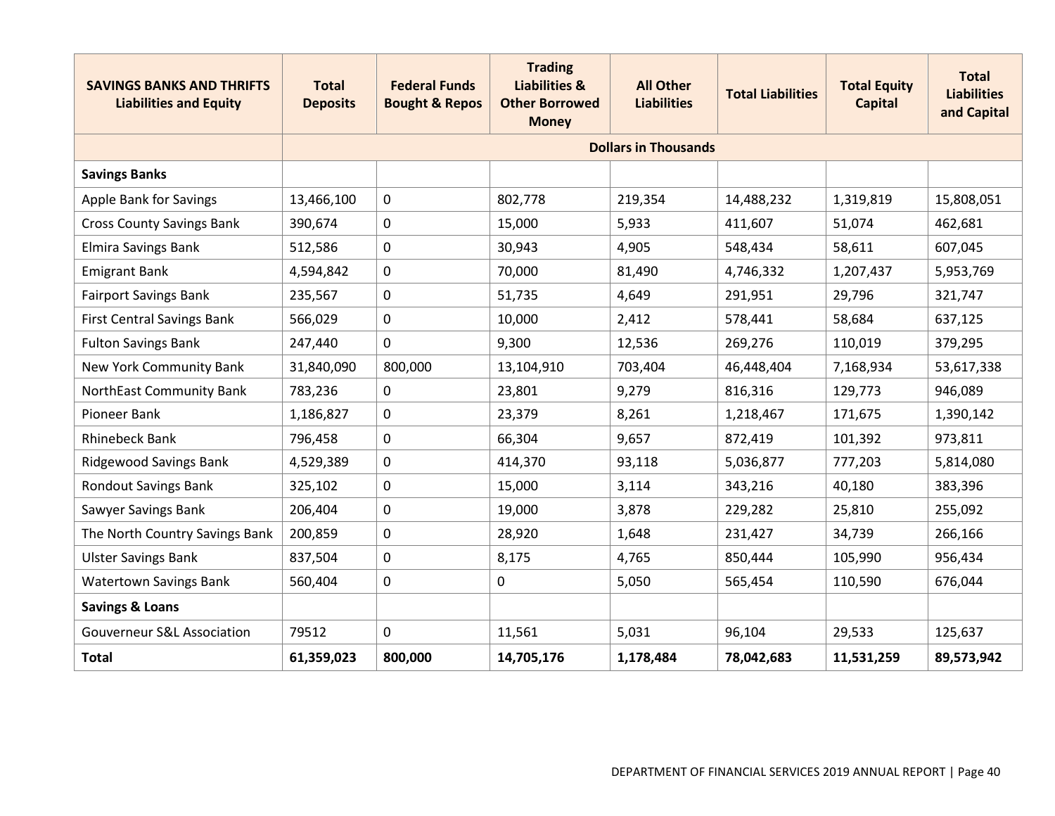| SAVINGS BANKS AND THRIFTS Liabilities and Equity | Total Deposits | Federal Funds Bought & Repos | Trading Liabilities & Other Borrowed Money | All Other Liabilities | Total Liabilities | Total Equity Capital | Total Liabilities and Capital |
|---|---|---|---|---|---|---|---|
| | Dollars in Thousands | | | | | | |
| **Savings Banks** | | | | | | | |
| Apple Bank for Savings | 13,466,100 | 0 | 802,778 | 219,354 | 14,488,232 | 1,319,819 | 15,808,051 |
| Cross County Savings Bank | 390,674 | 0 | 15,000 | 5,933 | 411,607 | 51,074 | 462,681 |
| Elmira Savings Bank | 512,586 | 0 | 30,943 | 4,905 | 548,434 | 58,611 | 607,045 |
| Emigrant Bank | 4,594,842 | 0 | 70,000 | 81,490 | 4,746,332 | 1,207,437 | 5,953,769 |
| Fairport Savings Bank | 235,567 | 0 | 51,735 | 4,649 | 291,951 | 29,796 | 321,747 |
| First Central Savings Bank | 566,029 | 0 | 10,000 | 2,412 | 578,441 | 58,684 | 637,125 |
| Fulton Savings Bank | 247,440 | 0 | 9,300 | 12,536 | 269,276 | 110,019 | 379,295 |
| New York Community Bank | 31,840,090 | 800,000 | 13,104,910 | 703,404 | 46,448,404 | 7,168,934 | 53,617,338 |
| NorthEast Community Bank | 783,236 | 0 | 23,801 | 9,279 | 816,316 | 129,773 | 946,089 |
| Pioneer Bank | 1,186,827 | 0 | 23,379 | 8,261 | 1,218,467 | 171,675 | 1,390,142 |
| Rhinebeck Bank | 796,458 | 0 | 66,304 | 9,657 | 872,419 | 101,392 | 973,811 |
| Ridgewood Savings Bank | 4,529,389 | 0 | 414,370 | 93,118 | 5,036,877 | 777,203 | 5,814,080 |
| Rondout Savings Bank | 325,102 | 0 | 15,000 | 3,114 | 343,216 | 40,180 | 383,396 |
| Sawyer Savings Bank | 206,404 | 0 | 19,000 | 3,878 | 229,282 | 25,810 | 255,092 |
| The North Country Savings Bank | 200,859 | 0 | 28,920 | 1,648 | 231,427 | 34,739 | 266,166 |
| Ulster Savings Bank | 837,504 | 0 | 8,175 | 4,765 | 850,444 | 105,990 | 956,434 |
| Watertown Savings Bank | 560,404 | 0 | 0 | 5,050 | 565,454 | 110,590 | 676,044 |
| **Savings & Loans** | | | | | | | |
| Gouverneur S&L Association | 79512 | 0 | 11,561 | 5,031 | 96,104 | 29,533 | 125,637 |
| **Total** | **61,359,023** | **800,000** | **14,705,176** | **1,178,484** | **78,042,683** | **11,531,259** | **89,573,942** |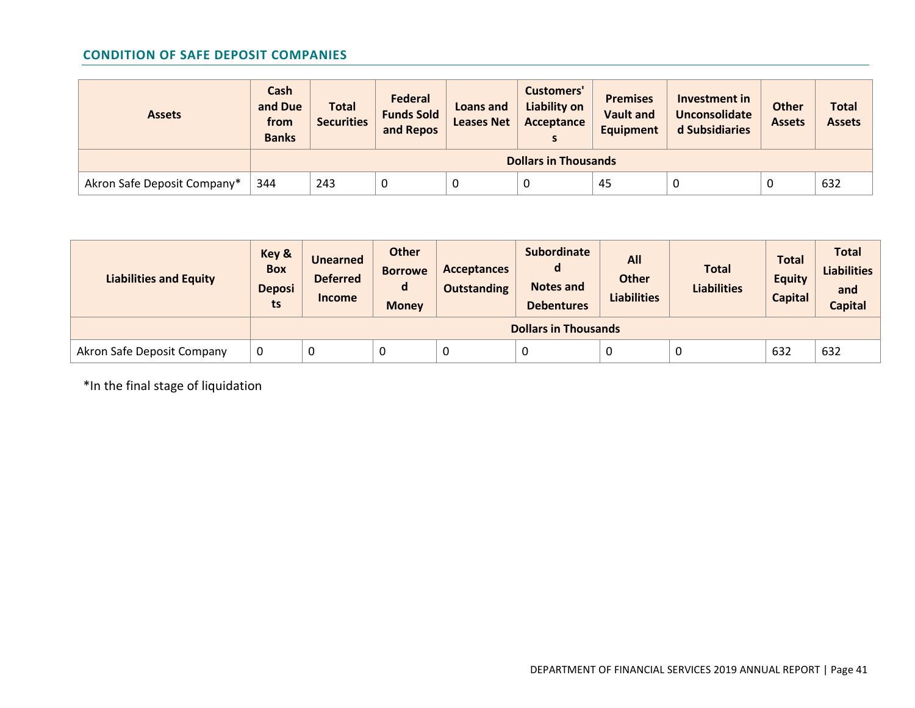## CONDITION OF SAFE DEPOSIT COMPANIES

| Assets | Cash and Due from Banks | Total Securities | Federal Funds Sold and Repos | Loans and Leases Net | Customers' Liability on Acceptances | Premises Vault and Equipment | Investment in Unconsolidated Subsidiaries | Other Assets | Total Assets |
|---|---|---|---|---|---|---|---|---|---|
| | Dollars in Thousands | | | | | | | | |
| Akron Safe Deposit Company* | 344 | 243 | 0 | 0 | 0 | 45 | 0 | 0 | 632 |

| Liabilities and Equity | Key & Box Deposits | Unearned Deferred Income | Other Borrowed Money | Acceptances Outstanding | Subordinated Notes and Debentures | All Other Liabilities | Total Liabilities | Total Equity Capital | Total Liabilities and Capital |
|---|---|---|---|---|---|---|---|---|---|
| | Dollars in Thousands | | | | | | | | |
| Akron Safe Deposit Company | 0 | 0 | 0 | 0 | 0 | 0 | 0 | 632 | 632 |

*In the final stage of liquidation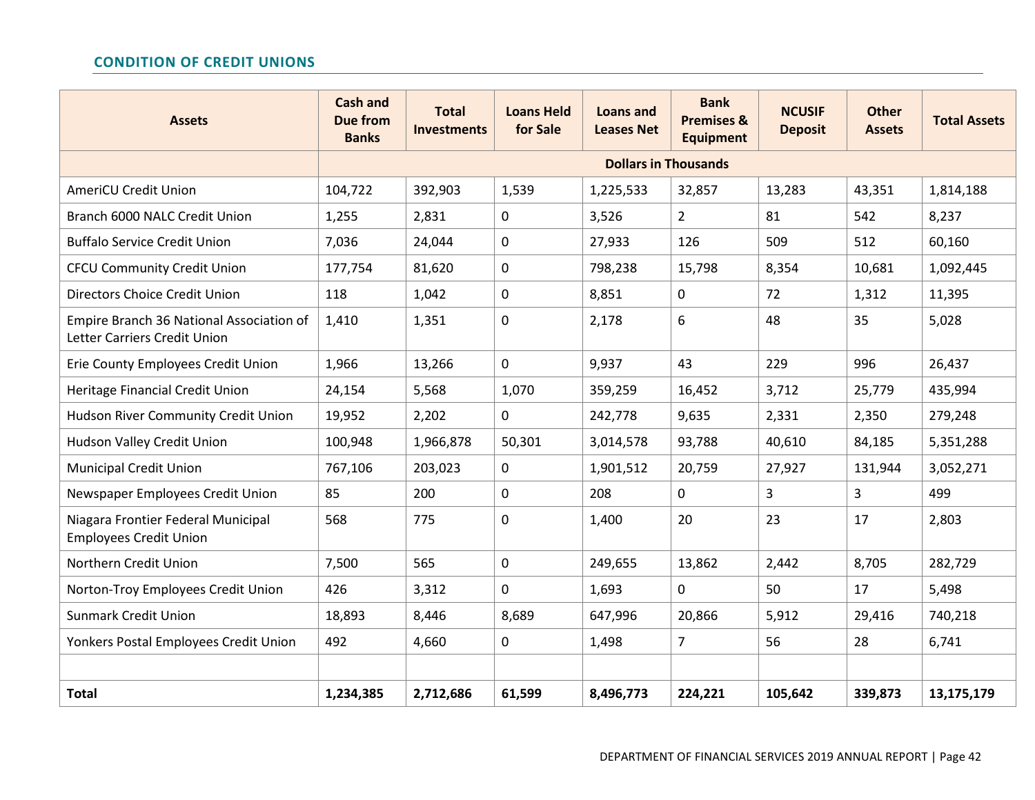## CONDITION OF CREDIT UNIONS

| Assets | Cash and Due from Banks | Total Investments | Loans Held for Sale | Loans and Leases Net | Bank Premises & Equipment | NCUSIF Deposit | Other Assets | Total Assets |
|---|---|---|---|---|---|---|---|---|
| | Dollars in Thousands | | | | | | | |
| AmeriCU Credit Union | 104,722 | 392,903 | 1,539 | 1,225,533 | 32,857 | 13,283 | 43,351 | 1,814,188 |
| Branch 6000 NALC Credit Union | 1,255 | 2,831 | 0 | 3,526 | 2 | 81 | 542 | 8,237 |
| Buffalo Service Credit Union | 7,036 | 24,044 | 0 | 27,933 | 126 | 509 | 512 | 60,160 |
| CFCU Community Credit Union | 177,754 | 81,620 | 0 | 798,238 | 15,798 | 8,354 | 10,681 | 1,092,445 |
| Directors Choice Credit Union | 118 | 1,042 | 0 | 8,851 | 0 | 72 | 1,312 | 11,395 |
| Empire Branch 36 National Association of Letter Carriers Credit Union | 1,410 | 1,351 | 0 | 2,178 | 6 | 48 | 35 | 5,028 |
| Erie County Employees Credit Union | 1,966 | 13,266 | 0 | 9,937 | 43 | 229 | 996 | 26,437 |
| Heritage Financial Credit Union | 24,154 | 5,568 | 1,070 | 359,259 | 16,452 | 3,712 | 25,779 | 435,994 |
| Hudson River Community Credit Union | 19,952 | 2,202 | 0 | 242,778 | 9,635 | 2,331 | 2,350 | 279,248 |
| Hudson Valley Credit Union | 100,948 | 1,966,878 | 50,301 | 3,014,578 | 93,788 | 40,610 | 84,185 | 5,351,288 |
| Municipal Credit Union | 767,106 | 203,023 | 0 | 1,901,512 | 20,759 | 27,927 | 131,944 | 3,052,271 |
| Newspaper Employees Credit Union | 85 | 200 | 0 | 208 | 0 | 3 | 3 | 499 |
| Niagara Frontier Federal Municipal Employees Credit Union | 568 | 775 | 0 | 1,400 | 20 | 23 | 17 | 2,803 |
| Northern Credit Union | 7,500 | 565 | 0 | 249,655 | 13,862 | 2,442 | 8,705 | 282,729 |
| Norton-Troy Employees Credit Union | 426 | 3,312 | 0 | 1,693 | 0 | 50 | 17 | 5,498 |
| Sunmark Credit Union | 18,893 | 8,446 | 8,689 | 647,996 | 20,866 | 5,912 | 29,416 | 740,218 |
| Yonkers Postal Employees Credit Union | 492 | 4,660 | 0 | 1,498 | 7 | 56 | 28 | 6,741 |
| | | | | | | | | |
| **Total** | **1,234,385** | **2,712,686** | **61,599** | **8,496,773** | **224,221** | **105,642** | **339,873** | **13,175,179** |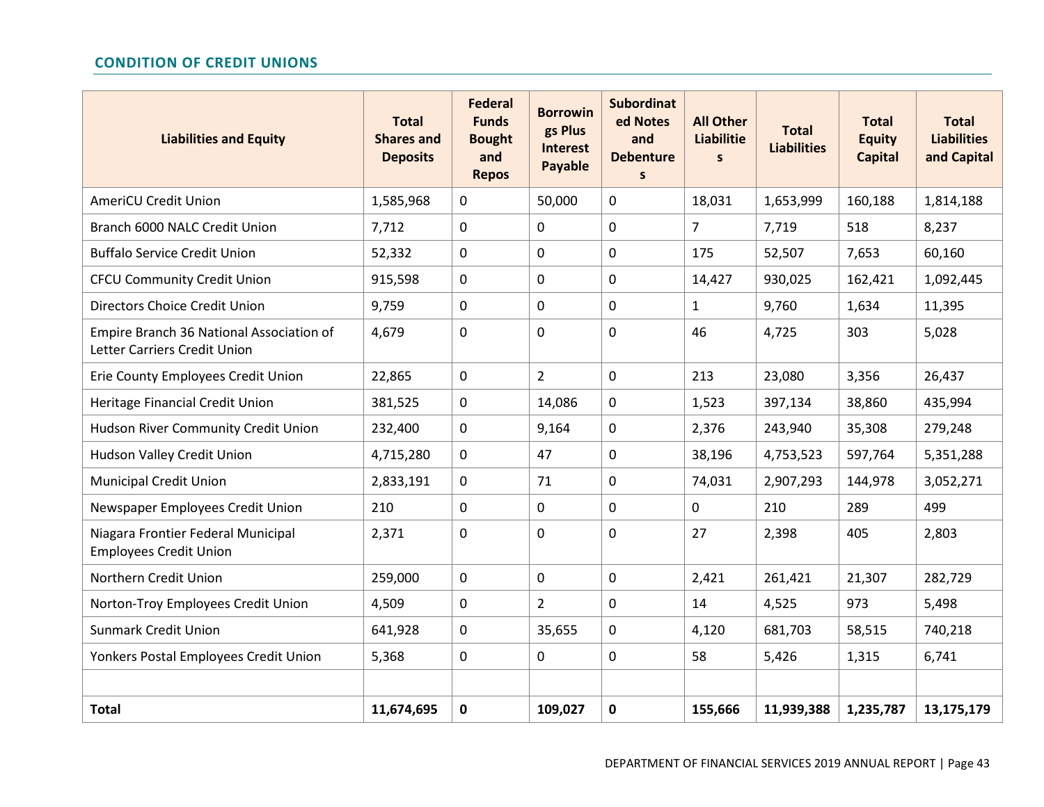## CONDITION OF CREDIT UNIONS

| Liabilities and Equity | Total Shares and Deposits | Federal Funds Bought and Repos | Borrowings Plus Interest Payable | Subordinated Notes and Debentures | All Other Liabilities | Total Liabilities | Total Equity Capital | Total Liabilities and Capital |
|---|---|---|---|---|---|---|---|---|
| AmeriCU Credit Union | 1,585,968 | 0 | 50,000 | 0 | 18,031 | 1,653,999 | 160,188 | 1,814,188 |
| Branch 6000 NALC Credit Union | 7,712 | 0 | 0 | 0 | 7 | 7,719 | 518 | 8,237 |
| Buffalo Service Credit Union | 52,332 | 0 | 0 | 0 | 175 | 52,507 | 7,653 | 60,160 |
| CFCU Community Credit Union | 915,598 | 0 | 0 | 0 | 14,427 | 930,025 | 162,421 | 1,092,445 |
| Directors Choice Credit Union | 9,759 | 0 | 0 | 0 | 1 | 9,760 | 1,634 | 11,395 |
| Empire Branch 36 National Association of Letter Carriers Credit Union | 4,679 | 0 | 0 | 0 | 46 | 4,725 | 303 | 5,028 |
| Erie County Employees Credit Union | 22,865 | 0 | 2 | 0 | 213 | 23,080 | 3,356 | 26,437 |
| Heritage Financial Credit Union | 381,525 | 0 | 14,086 | 0 | 1,523 | 397,134 | 38,860 | 435,994 |
| Hudson River Community Credit Union | 232,400 | 0 | 9,164 | 0 | 2,376 | 243,940 | 35,308 | 279,248 |
| Hudson Valley Credit Union | 4,715,280 | 0 | 47 | 0 | 38,196 | 4,753,523 | 597,764 | 5,351,288 |
| Municipal Credit Union | 2,833,191 | 0 | 71 | 0 | 74,031 | 2,907,293 | 144,978 | 3,052,271 |
| Newspaper Employees Credit Union | 210 | 0 | 0 | 0 | 0 | 210 | 289 | 499 |
| Niagara Frontier Federal Municipal Employees Credit Union | 2,371 | 0 | 0 | 0 | 27 | 2,398 | 405 | 2,803 |
| Northern Credit Union | 259,000 | 0 | 0 | 0 | 2,421 | 261,421 | 21,307 | 282,729 |
| Norton-Troy Employees Credit Union | 4,509 | 0 | 2 | 0 | 14 | 4,525 | 973 | 5,498 |
| Sunmark Credit Union | 641,928 | 0 | 35,655 | 0 | 4,120 | 681,703 | 58,515 | 740,218 |
| Yonkers Postal Employees Credit Union | 5,368 | 0 | 0 | 0 | 58 | 5,426 | 1,315 | 6,741 |
| | | | | | | | | |
| **Total** | **11,674,695** | **0** | **109,027** | **0** | **155,666** | **11,939,388** | **1,235,787** | **13,175,179** |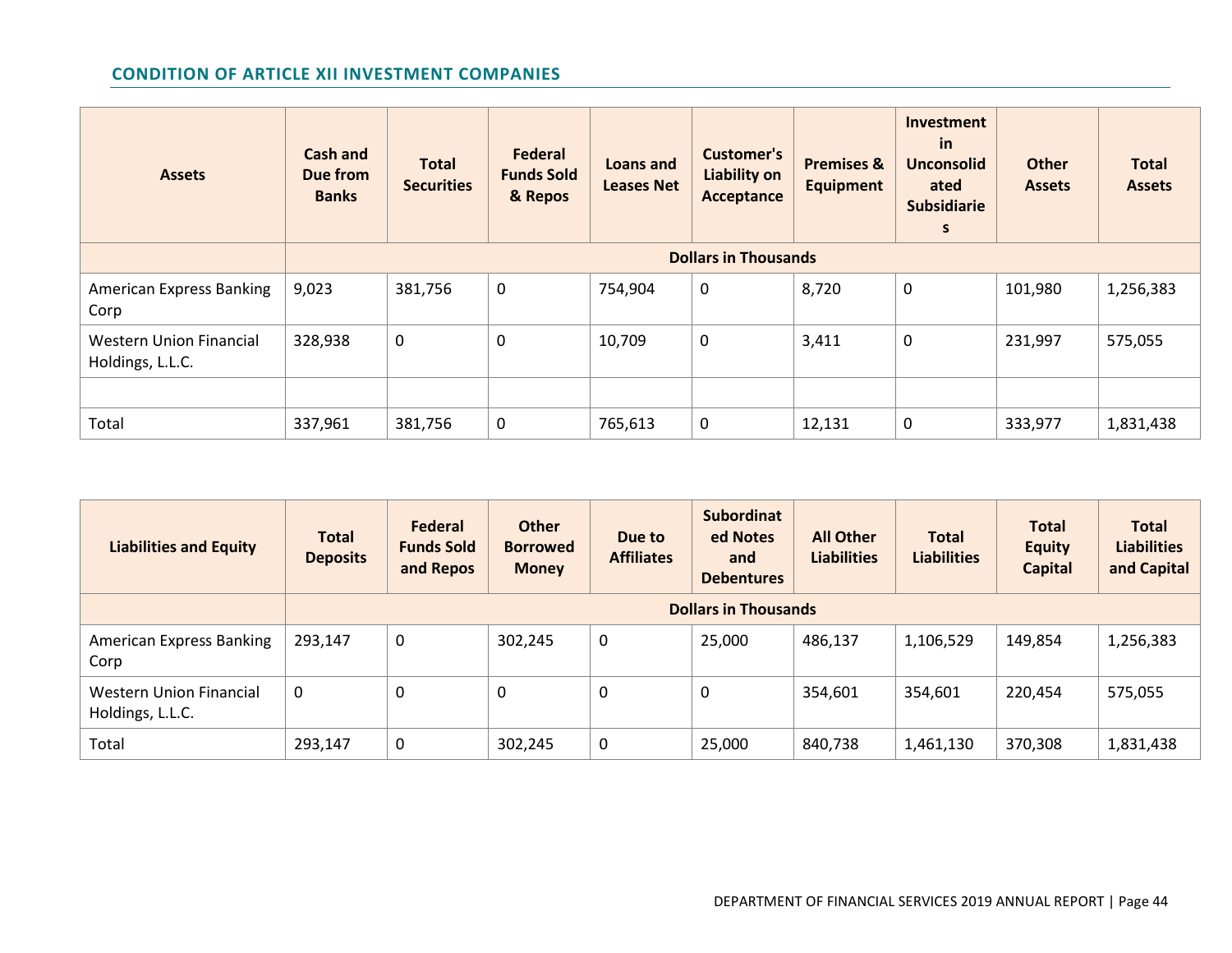## CONDITION OF ARTICLE XII INVESTMENT COMPANIES

| Assets | Cash and Due from Banks | Total Securities | Federal Funds Sold & Repos | Loans and Leases Net | Customer's Liability on Acceptance | Premises & Equipment | Investment in Unconsolidated Subsidiaries | Other Assets | Total Assets |
|---|---|---|---|---|---|---|---|---|---|
| | **Dollars in Thousands** | | | | | | | | |
| American Express Banking Corp | 9,023 | 381,756 | 0 | 754,904 | 0 | 8,720 | 0 | 101,980 | 1,256,383 |
| Western Union Financial Holdings, L.L.C. | 328,938 | 0 | 0 | 10,709 | 0 | 3,411 | 0 | 231,997 | 575,055 |
| | | | | | | | | | |
| Total | 337,961 | 381,756 | 0 | 765,613 | 0 | 12,131 | 0 | 333,977 | 1,831,438 |

| Liabilities and Equity | Total Deposits | Federal Funds Sold and Repos | Other Borrowed Money | Due to Affiliates | Subordinated Notes and Debentures | All Other Liabilities | Total Liabilities | Total Equity Capital | Total Liabilities and Capital |
|---|---|---|---|---|---|---|---|---|---|
| | **Dollars in Thousands** | | | | | | | | |
| American Express Banking Corp | 293,147 | 0 | 302,245 | 0 | 25,000 | 486,137 | 1,106,529 | 149,854 | 1,256,383 |
| Western Union Financial Holdings, L.L.C. | 0 | 0 | 0 | 0 | 0 | 354,601 | 354,601 | 220,454 | 575,055 |
| Total | 293,147 | 0 | 302,245 | 0 | 25,000 | 840,738 | 1,461,130 | 370,308 | 1,831,438 |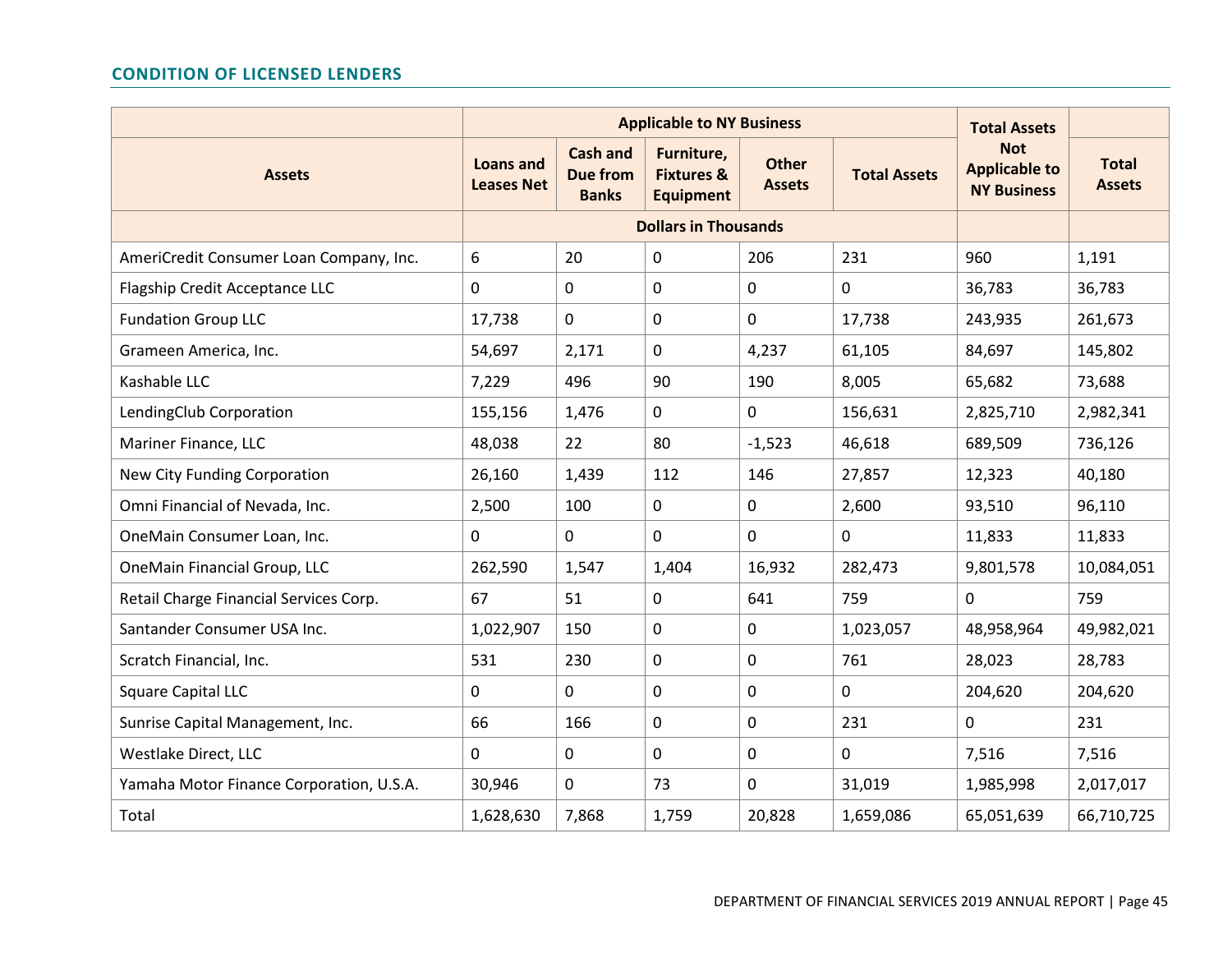## CONDITION OF LICENSED LENDERS

| Assets | Applicable to NY Business | | | | | Total Assets Not Applicable to NY Business | Total Assets |
|---|---|---|---|---|---|---|---|
| | Loans and Leases Net | Cash and Due from Banks | Furniture, Fixtures & Equipment | Other Assets | Total Assets | | |
| | Dollars in Thousands | | | | | | |
| AmeriCredit Consumer Loan Company, Inc. | 6 | 20 | 0 | 206 | 231 | 960 | 1,191 |
| Flagship Credit Acceptance LLC | 0 | 0 | 0 | 0 | 0 | 36,783 | 36,783 |
| Fundation Group LLC | 17,738 | 0 | 0 | 0 | 17,738 | 243,935 | 261,673 |
| Grameen America, Inc. | 54,697 | 2,171 | 0 | 4,237 | 61,105 | 84,697 | 145,802 |
| Kashable LLC | 7,229 | 496 | 90 | 190 | 8,005 | 65,682 | 73,688 |
| LendingClub Corporation | 155,156 | 1,476 | 0 | 0 | 156,631 | 2,825,710 | 2,982,341 |
| Mariner Finance, LLC | 48,038 | 22 | 80 | -1,523 | 46,618 | 689,509 | 736,126 |
| New City Funding Corporation | 26,160 | 1,439 | 112 | 146 | 27,857 | 12,323 | 40,180 |
| Omni Financial of Nevada, Inc. | 2,500 | 100 | 0 | 0 | 2,600 | 93,510 | 96,110 |
| OneMain Consumer Loan, Inc. | 0 | 0 | 0 | 0 | 0 | 11,833 | 11,833 |
| OneMain Financial Group, LLC | 262,590 | 1,547 | 1,404 | 16,932 | 282,473 | 9,801,578 | 10,084,051 |
| Retail Charge Financial Services Corp. | 67 | 51 | 0 | 641 | 759 | 0 | 759 |
| Santander Consumer USA Inc. | 1,022,907 | 150 | 0 | 0 | 1,023,057 | 48,958,964 | 49,982,021 |
| Scratch Financial, Inc. | 531 | 230 | 0 | 0 | 761 | 28,023 | 28,783 |
| Square Capital LLC | 0 | 0 | 0 | 0 | 0 | 204,620 | 204,620 |
| Sunrise Capital Management, Inc. | 66 | 166 | 0 | 0 | 231 | 0 | 231 |
| Westlake Direct, LLC | 0 | 0 | 0 | 0 | 0 | 7,516 | 7,516 |
| Yamaha Motor Finance Corporation, U.S.A. | 30,946 | 0 | 73 | 0 | 31,019 | 1,985,998 | 2,017,017 |
| Total | 1,628,630 | 7,868 | 1,759 | 20,828 | 1,659,086 | 65,051,639 | 66,710,725 |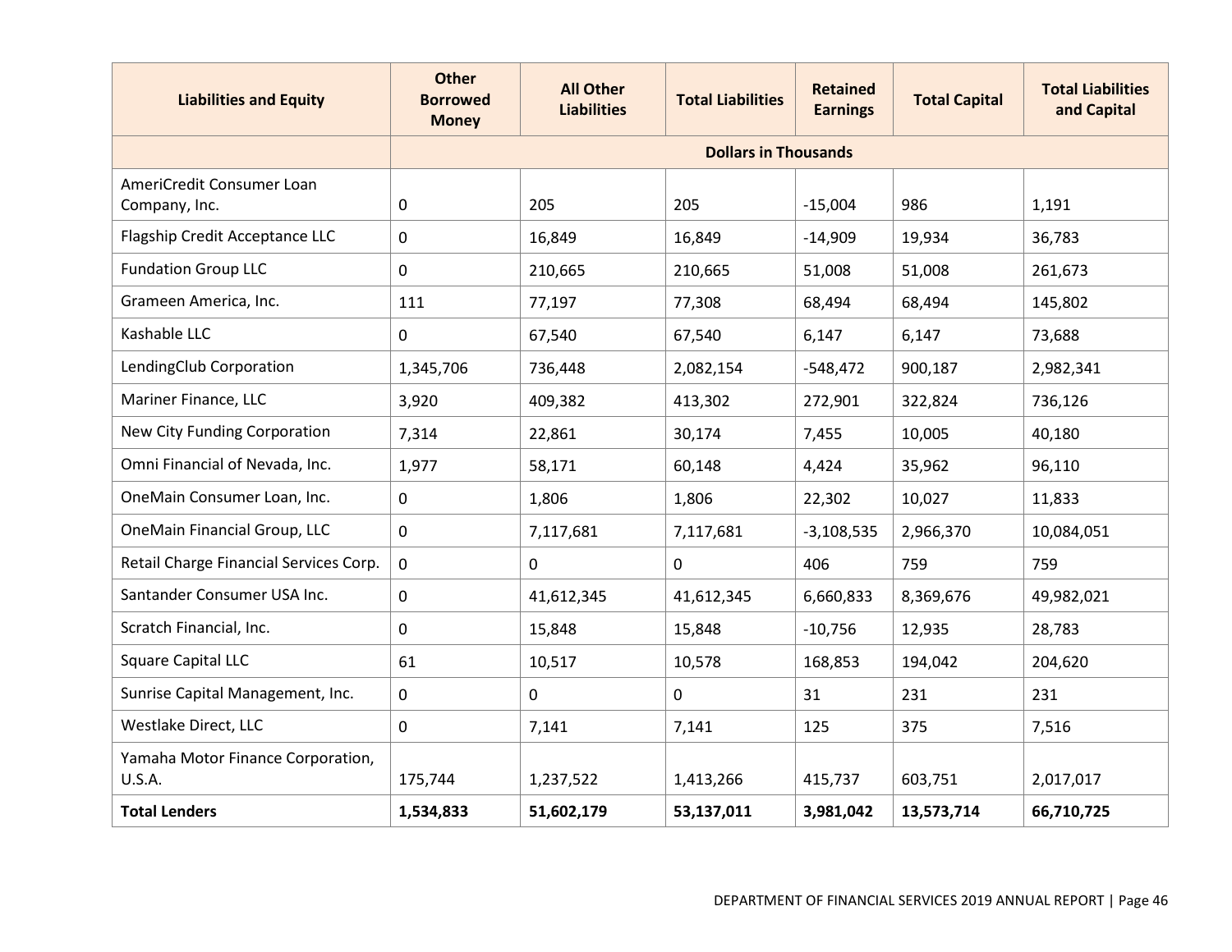| Liabilities and Equity | Other Borrowed Money | All Other Liabilities | Total Liabilities | Retained Earnings | Total Capital | Total Liabilities and Capital |
|---|---|---|---|---|---|---|
| | Dollars in Thousands | | | | | |
| AmeriCredit Consumer Loan Company, Inc. | 0 | 205 | 205 | -15,004 | 986 | 1,191 |
| Flagship Credit Acceptance LLC | 0 | 16,849 | 16,849 | -14,909 | 19,934 | 36,783 |
| Fundation Group LLC | 0 | 210,665 | 210,665 | 51,008 | 51,008 | 261,673 |
| Grameen America, Inc. | 111 | 77,197 | 77,308 | 68,494 | 68,494 | 145,802 |
| Kashable LLC | 0 | 67,540 | 67,540 | 6,147 | 6,147 | 73,688 |
| LendingClub Corporation | 1,345,706 | 736,448 | 2,082,154 | -548,472 | 900,187 | 2,982,341 |
| Mariner Finance, LLC | 3,920 | 409,382 | 413,302 | 272,901 | 322,824 | 736,126 |
| New City Funding Corporation | 7,314 | 22,861 | 30,174 | 7,455 | 10,005 | 40,180 |
| Omni Financial of Nevada, Inc. | 1,977 | 58,171 | 60,148 | 4,424 | 35,962 | 96,110 |
| OneMain Consumer Loan, Inc. | 0 | 1,806 | 1,806 | 22,302 | 10,027 | 11,833 |
| OneMain Financial Group, LLC | 0 | 7,117,681 | 7,117,681 | -3,108,535 | 2,966,370 | 10,084,051 |
| Retail Charge Financial Services Corp. | 0 | 0 | 0 | 406 | 759 | 759 |
| Santander Consumer USA Inc. | 0 | 41,612,345 | 41,612,345 | 6,660,833 | 8,369,676 | 49,982,021 |
| Scratch Financial, Inc. | 0 | 15,848 | 15,848 | -10,756 | 12,935 | 28,783 |
| Square Capital LLC | 61 | 10,517 | 10,578 | 168,853 | 194,042 | 204,620 |
| Sunrise Capital Management, Inc. | 0 | 0 | 0 | 31 | 231 | 231 |
| Westlake Direct, LLC | 0 | 7,141 | 7,141 | 125 | 375 | 7,516 |
| Yamaha Motor Finance Corporation, U.S.A. | 175,744 | 1,237,522 | 1,413,266 | 415,737 | 603,751 | 2,017,017 |
| **Total Lenders** | **1,534,833** | **51,602,179** | **53,137,011** | **3,981,042** | **13,573,714** | **66,710,725** |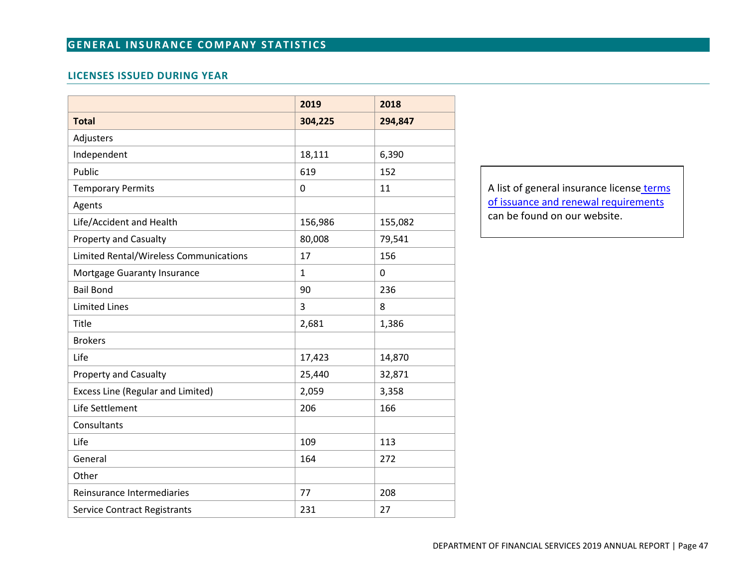## GENERAL INSURANCE COMPANY STATISTICS

### LICENSES ISSUED DURING YEAR

| | 2019 | 2018 |
|---|---|---|
| **Total** | **304,225** | **294,847** |
| Adjusters | | |
| Independent | 18,111 | 6,390 |
| Public | 619 | 152 |
| Temporary Permits | 0 | 11 |
| Agents | | |
| Life/Accident and Health | 156,986 | 155,082 |
| Property and Casualty | 80,008 | 79,541 |
| Limited Rental/Wireless Communications | 17 | 156 |
| Mortgage Guaranty Insurance | 1 | 0 |
| Bail Bond | 90 | 236 |
| Limited Lines | 3 | 8 |
| Title | 2,681 | 1,386 |
| Brokers | | |
| Life | 17,423 | 14,870 |
| Property and Casualty | 25,440 | 32,871 |
| Excess Line (Regular and Limited) | 2,059 | 3,358 |
| Life Settlement | 206 | 166 |
| Consultants | | |
| Life | 109 | 113 |
| General | 164 | 272 |
| Other | | |
| Reinsurance Intermediaries | 77 | 208 |
| Service Contract Registrants | 231 | 27 |

A list of general insurance license terms of issuance and renewal requirements can be found on our website.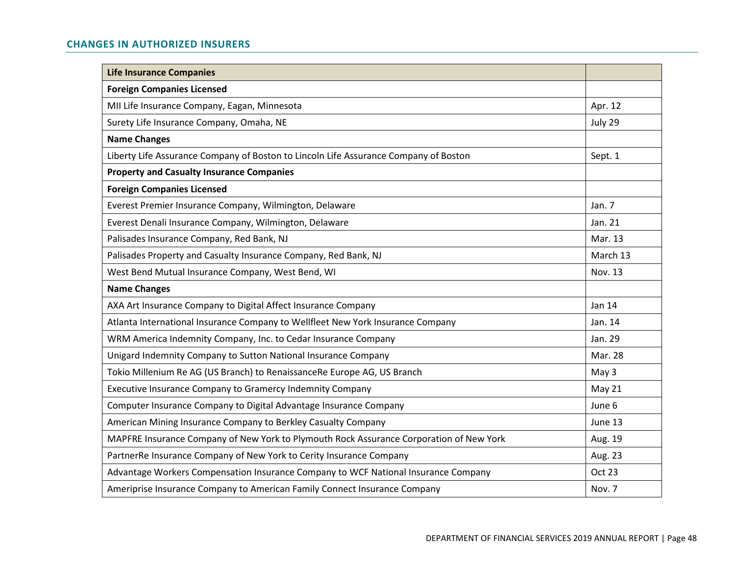## CHANGES IN AUTHORIZED INSURERS

| Life Insurance Companies | |
|---|---|
| **Foreign Companies Licensed** | |
| MII Life Insurance Company, Eagan, Minnesota | Apr. 12 |
| Surety Life Insurance Company, Omaha, NE | July 29 |
| **Name Changes** | |
| Liberty Life Assurance Company of Boston to Lincoln Life Assurance Company of Boston | Sept. 1 |
| **Property and Casualty Insurance Companies** | |
| **Foreign Companies Licensed** | |
| Everest Premier Insurance Company, Wilmington, Delaware | Jan. 7 |
| Everest Denali Insurance Company, Wilmington, Delaware | Jan. 21 |
| Palisades Insurance Company, Red Bank, NJ | Mar. 13 |
| Palisades Property and Casualty Insurance Company, Red Bank, NJ | March 13 |
| West Bend Mutual Insurance Company, West Bend, WI | Nov. 13 |
| **Name Changes** | |
| AXA Art Insurance Company to Digital Affect Insurance Company | Jan 14 |
| Atlanta International Insurance Company to Wellfleet New York Insurance Company | Jan. 14 |
| WRM America Indemnity Company, Inc. to Cedar Insurance Company | Jan. 29 |
| Unigard Indemnity Company to Sutton National Insurance Company | Mar. 28 |
| Tokio Millenium Re AG (US Branch) to RenaissanceRe Europe AG, US Branch | May 3 |
| Executive Insurance Company to Gramercy Indemnity Company | May 21 |
| Computer Insurance Company to Digital Advantage Insurance Company | June 6 |
| American Mining Insurance Company to Berkley Casualty Company | June 13 |
| MAPFRE Insurance Company of New York to Plymouth Rock Assurance Corporation of New York | Aug. 19 |
| PartnerRe Insurance Company of New York to Cerity Insurance Company | Aug. 23 |
| Advantage Workers Compensation Insurance Company to WCF National Insurance Company | Oct 23 |
| Ameriprise Insurance Company to American Family Connect Insurance Company | Nov. 7 |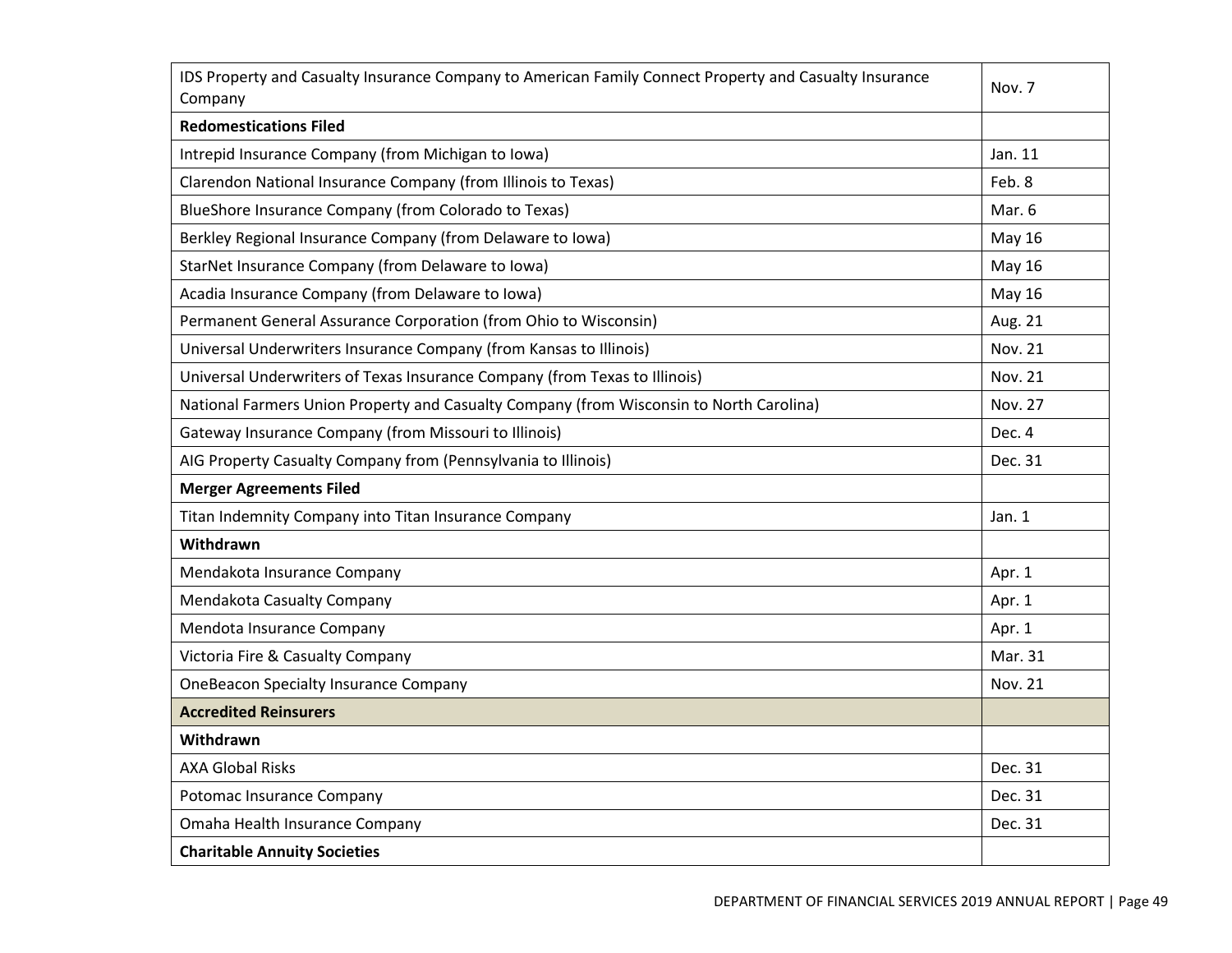| | |
|---|---|
| IDS Property and Casualty Insurance Company to American Family Connect Property and Casualty Insurance Company | Nov. 7 |
| **Redomestications Filed** | |
| Intrepid Insurance Company (from Michigan to Iowa) | Jan. 11 |
| Clarendon National Insurance Company (from Illinois to Texas) | Feb. 8 |
| BlueShore Insurance Company (from Colorado to Texas) | Mar. 6 |
| Berkley Regional Insurance Company (from Delaware to Iowa) | May 16 |
| StarNet Insurance Company (from Delaware to Iowa) | May 16 |
| Acadia Insurance Company (from Delaware to Iowa) | May 16 |
| Permanent General Assurance Corporation (from Ohio to Wisconsin) | Aug. 21 |
| Universal Underwriters Insurance Company (from Kansas to Illinois) | Nov. 21 |
| Universal Underwriters of Texas Insurance Company (from Texas to Illinois) | Nov. 21 |
| National Farmers Union Property and Casualty Company (from Wisconsin to North Carolina) | Nov. 27 |
| Gateway Insurance Company (from Missouri to Illinois) | Dec. 4 |
| AIG Property Casualty Company from (Pennsylvania to Illinois) | Dec. 31 |
| **Merger Agreements Filed** | |
| Titan Indemnity Company into Titan Insurance Company | Jan. 1 |
| **Withdrawn** | |
| Mendakota Insurance Company | Apr. 1 |
| Mendakota Casualty Company | Apr. 1 |
| Mendota Insurance Company | Apr. 1 |
| Victoria Fire & Casualty Company | Mar. 31 |
| OneBeacon Specialty Insurance Company | Nov. 21 |
| **Accredited Reinsurers** | |
| **Withdrawn** | |
| AXA Global Risks | Dec. 31 |
| Potomac Insurance Company | Dec. 31 |
| Omaha Health Insurance Company | Dec. 31 |
| **Charitable Annuity Societies** | |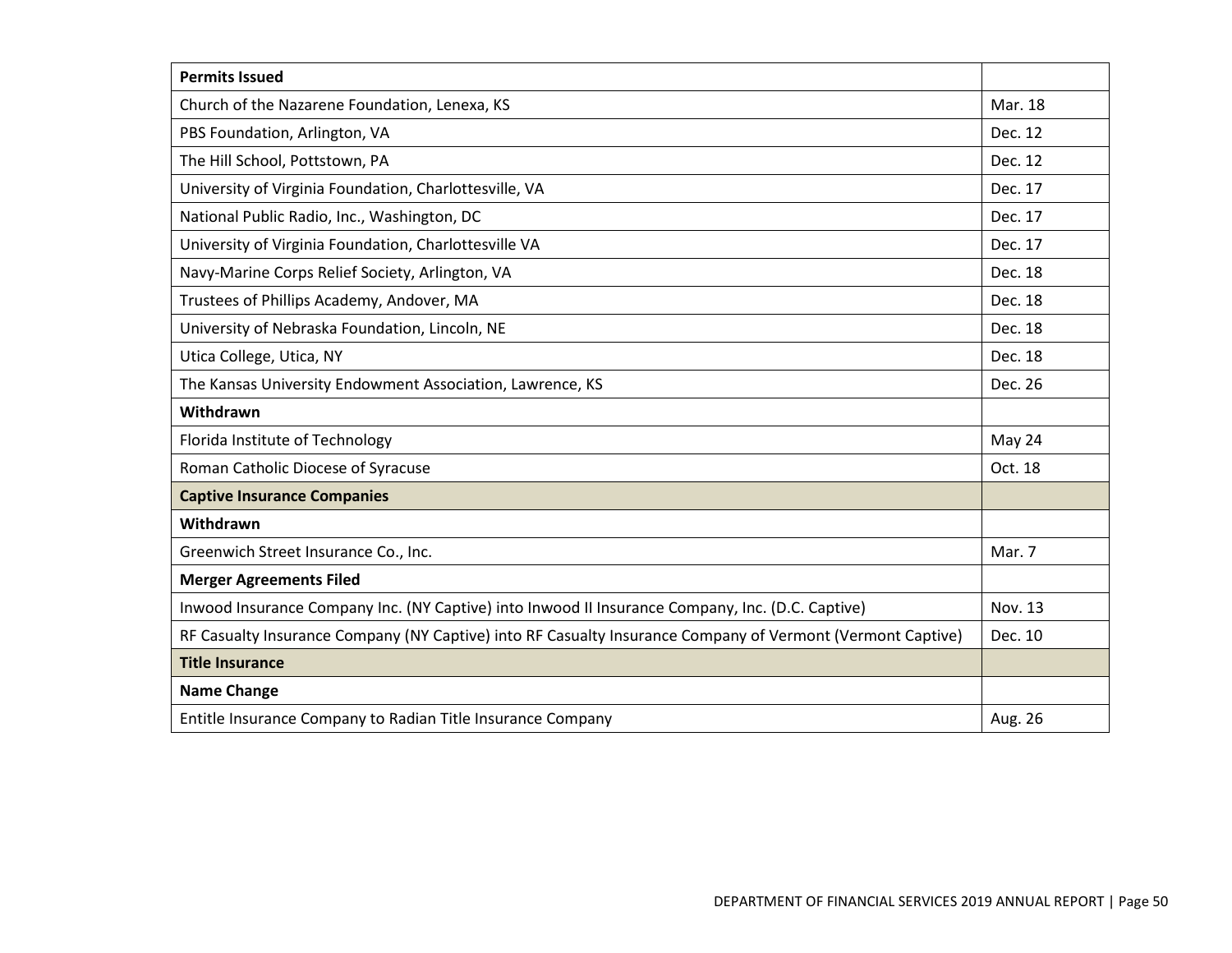| **Permits Issued** | |
|---|---|
| Church of the Nazarene Foundation, Lenexa, KS | Mar. 18 |
| PBS Foundation, Arlington, VA | Dec. 12 |
| The Hill School, Pottstown, PA | Dec. 12 |
| University of Virginia Foundation, Charlottesville, VA | Dec. 17 |
| National Public Radio, Inc., Washington, DC | Dec. 17 |
| University of Virginia Foundation, Charlottesville VA | Dec. 17 |
| Navy-Marine Corps Relief Society, Arlington, VA | Dec. 18 |
| Trustees of Phillips Academy, Andover, MA | Dec. 18 |
| University of Nebraska Foundation, Lincoln, NE | Dec. 18 |
| Utica College, Utica, NY | Dec. 18 |
| The Kansas University Endowment Association, Lawrence, KS | Dec. 26 |
| **Withdrawn** | |
| Florida Institute of Technology | May 24 |
| Roman Catholic Diocese of Syracuse | Oct. 18 |
| **Captive Insurance Companies** | |
| **Withdrawn** | |
| Greenwich Street Insurance Co., Inc. | Mar. 7 |
| **Merger Agreements Filed** | |
| Inwood Insurance Company Inc. (NY Captive) into Inwood II Insurance Company, Inc. (D.C. Captive) | Nov. 13 |
| RF Casualty Insurance Company (NY Captive) into RF Casualty Insurance Company of Vermont (Vermont Captive) | Dec. 10 |
| **Title Insurance** | |
| **Name Change** | |
| Entitle Insurance Company to Radian Title Insurance Company | Aug. 26 |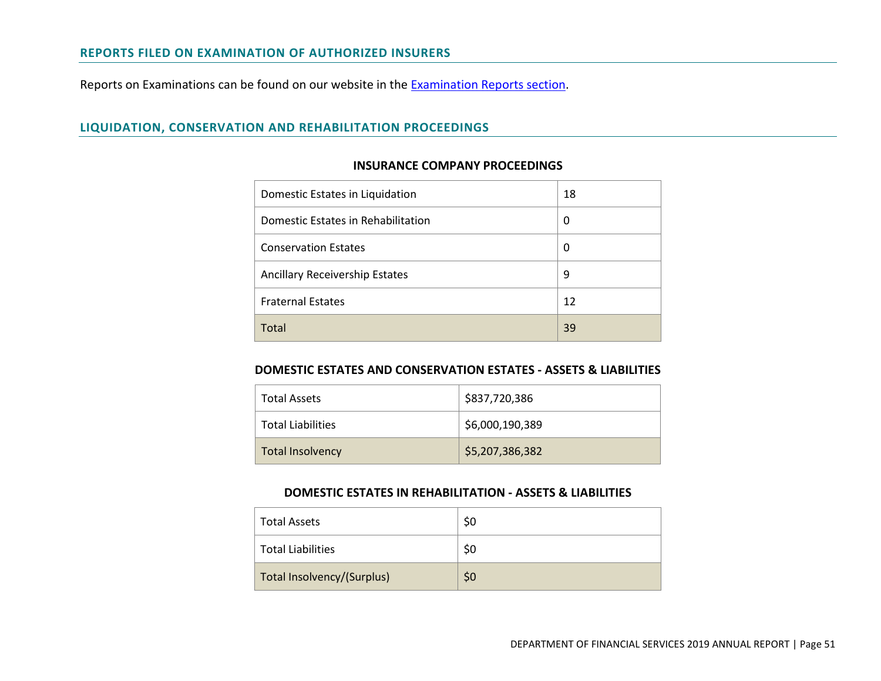## REPORTS FILED ON EXAMINATION OF AUTHORIZED INSURERS

Reports on Examinations can be found on our website in the Examination Reports section.

## LIQUIDATION, CONSERVATION AND REHABILITATION PROCEEDINGS

**INSURANCE COMPANY PROCEEDINGS**

| | |
|---|---|
| Domestic Estates in Liquidation | 18 |
| Domestic Estates in Rehabilitation | 0 |
| Conservation Estates | 0 |
| Ancillary Receivership Estates | 9 |
| Fraternal Estates | 12 |
| Total | 39 |

**DOMESTIC ESTATES AND CONSERVATION ESTATES - ASSETS & LIABILITIES**

| | |
|---|---|
| Total Assets | $837,720,386 |
| Total Liabilities | $6,000,190,389 |
| Total Insolvency | $5,207,386,382 |

**DOMESTIC ESTATES IN REHABILITATION - ASSETS & LIABILITIES**

| | |
|---|---|
| Total Assets | $0 |
| Total Liabilities | $0 |
| Total Insolvency/(Surplus) | $0 |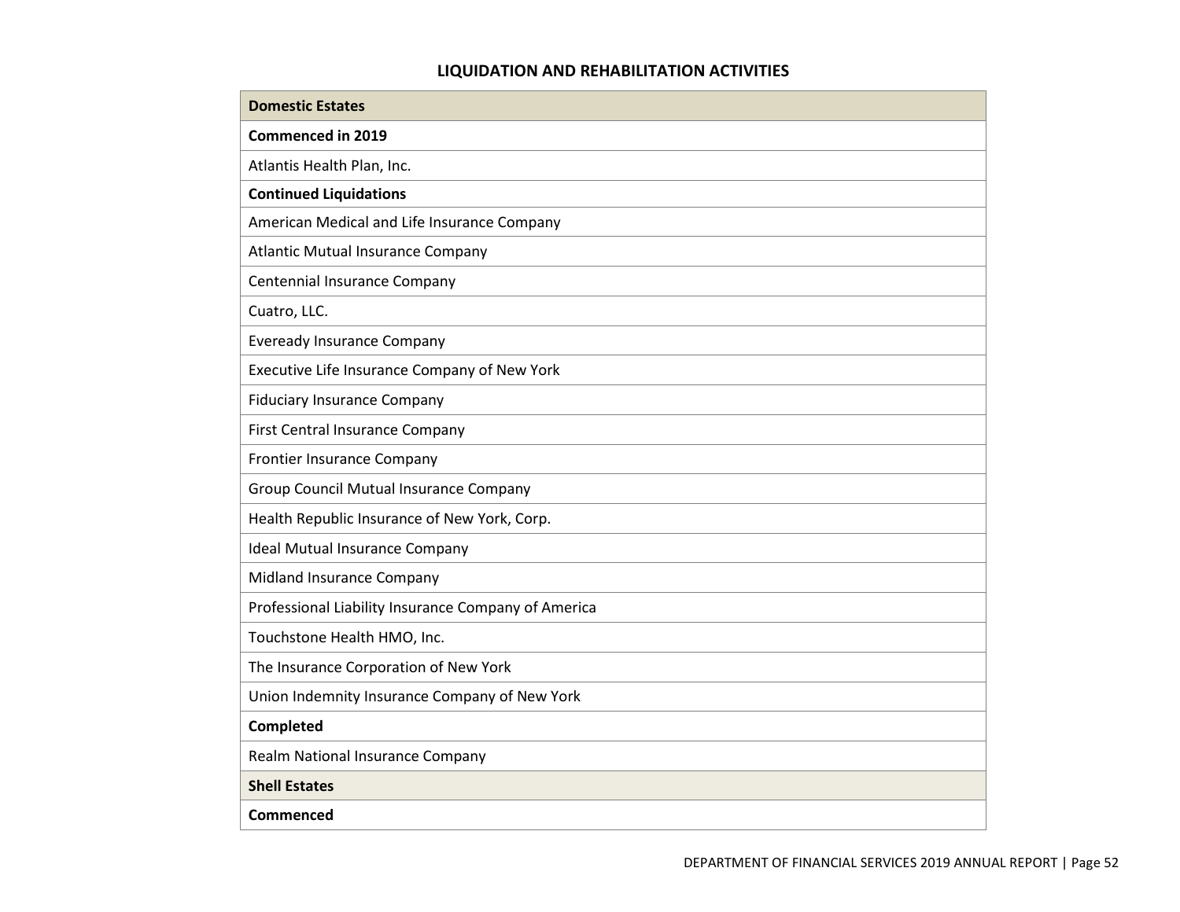## LIQUIDATION AND REHABILITATION ACTIVITIES

| **Domestic Estates** |
|---|
| **Commenced in 2019** |
| Atlantis Health Plan, Inc. |
| **Continued Liquidations** |
| American Medical and Life Insurance Company |
| Atlantic Mutual Insurance Company |
| Centennial Insurance Company |
| Cuatro, LLC. |
| Eveready Insurance Company |
| Executive Life Insurance Company of New York |
| Fiduciary Insurance Company |
| First Central Insurance Company |
| Frontier Insurance Company |
| Group Council Mutual Insurance Company |
| Health Republic Insurance of New York, Corp. |
| Ideal Mutual Insurance Company |
| Midland Insurance Company |
| Professional Liability Insurance Company of America |
| Touchstone Health HMO, Inc. |
| The Insurance Corporation of New York |
| Union Indemnity Insurance Company of New York |
| **Completed** |
| Realm National Insurance Company |
| **Shell Estates** |
| **Commenced** |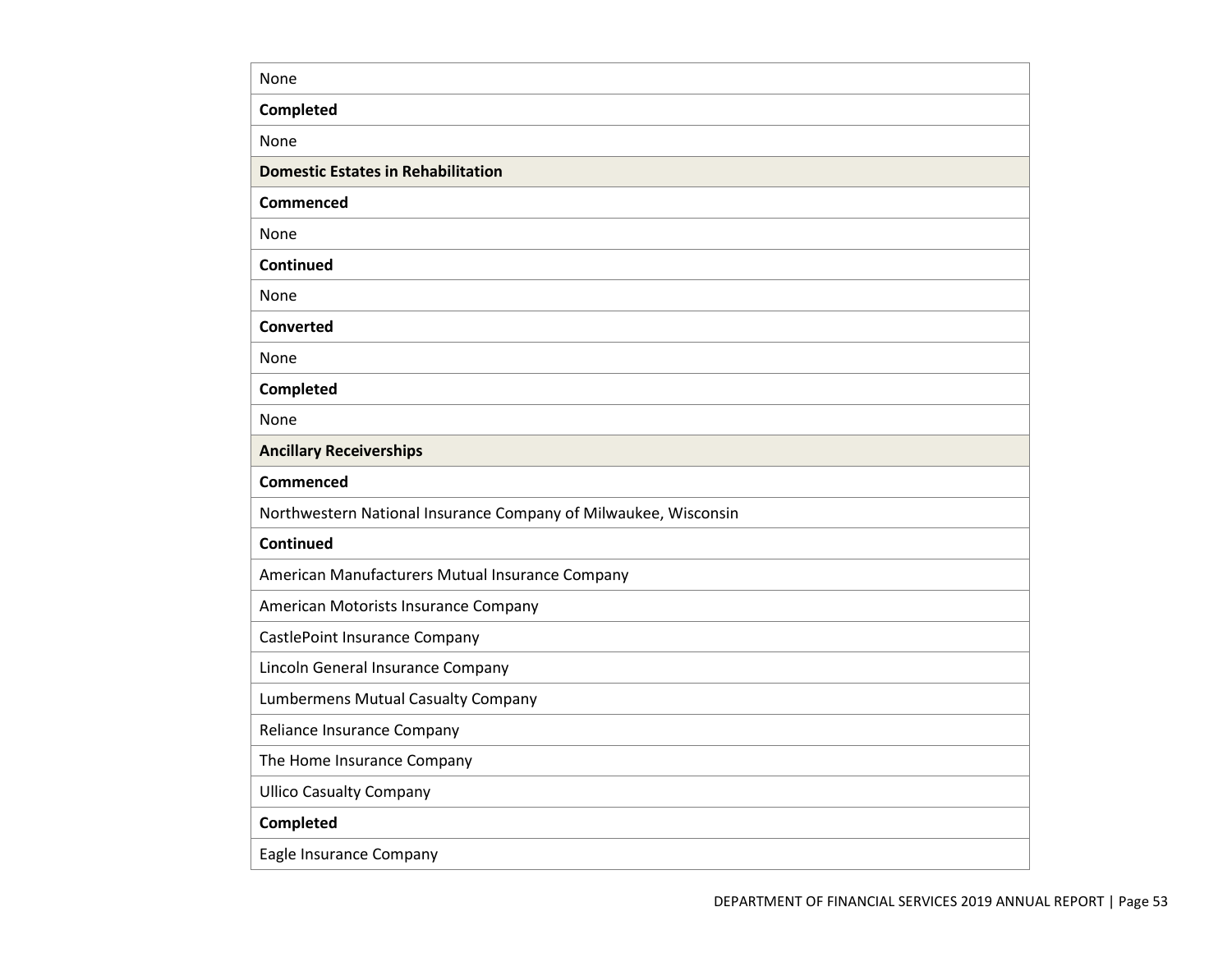| None |
| --- |
| **Completed** |
| None |
| **Domestic Estates in Rehabilitation** |
| **Commenced** |
| None |
| **Continued** |
| None |
| **Converted** |
| None |
| **Completed** |
| None |
| **Ancillary Receiverships** |
| **Commenced** |
| Northwestern National Insurance Company of Milwaukee, Wisconsin |
| **Continued** |
| American Manufacturers Mutual Insurance Company |
| American Motorists Insurance Company |
| CastlePoint Insurance Company |
| Lincoln General Insurance Company |
| Lumbermens Mutual Casualty Company |
| Reliance Insurance Company |
| The Home Insurance Company |
| Ullico Casualty Company |
| **Completed** |
| Eagle Insurance Company |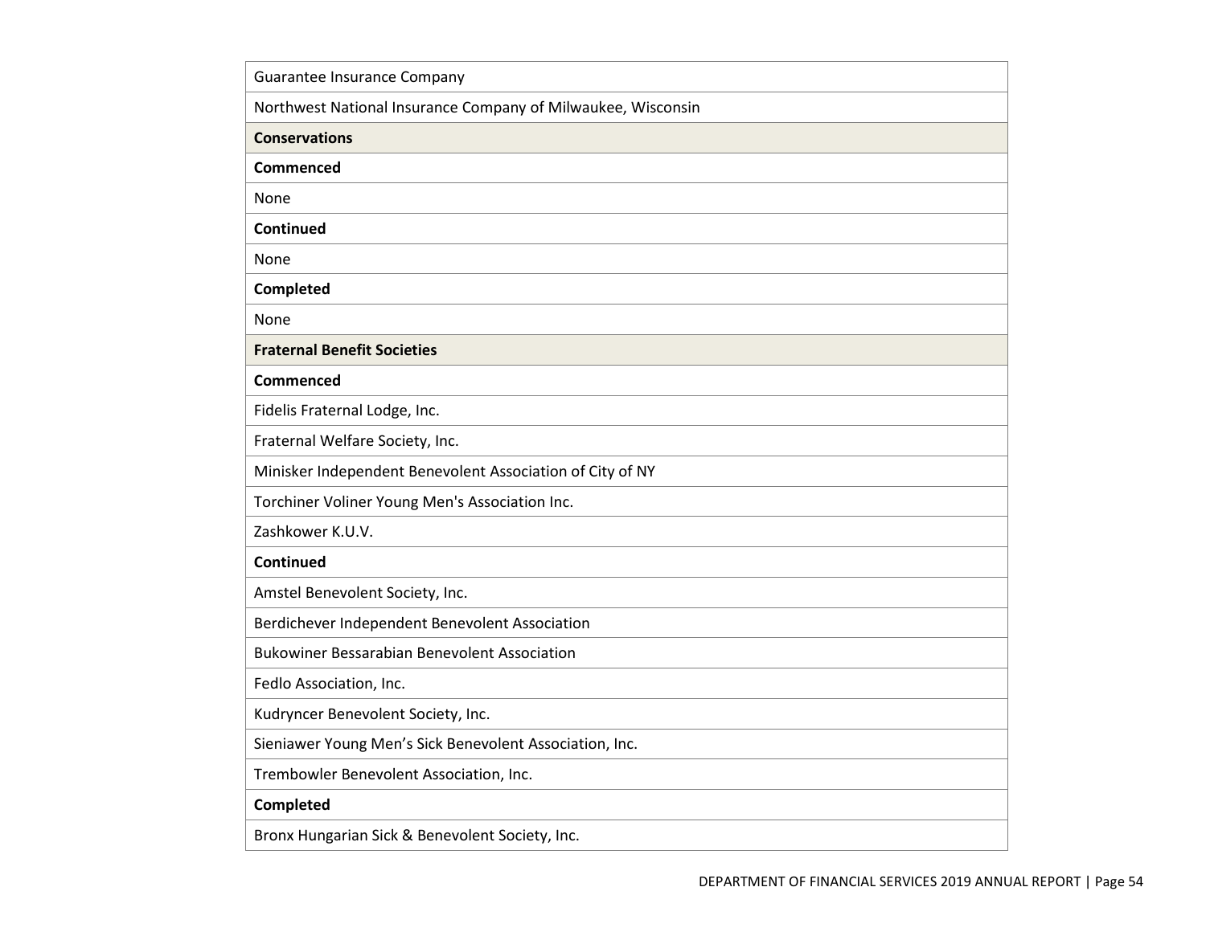| Guarantee Insurance Company |
| --- |
| Northwest National Insurance Company of Milwaukee, Wisconsin |
| **Conservations** |
| **Commenced** |
| None |
| **Continued** |
| None |
| **Completed** |
| None |
| **Fraternal Benefit Societies** |
| **Commenced** |
| Fidelis Fraternal Lodge, Inc. |
| Fraternal Welfare Society, Inc. |
| Minisker Independent Benevolent Association of City of NY |
| Torchiner Voliner Young Men's Association Inc. |
| Zashkower K.U.V. |
| **Continued** |
| Amstel Benevolent Society, Inc. |
| Berdichever Independent Benevolent Association |
| Bukowiner Bessarabian Benevolent Association |
| Fedlo Association, Inc. |
| Kudryncer Benevolent Society, Inc. |
| Sieniawer Young Men's Sick Benevolent Association, Inc. |
| Trembowler Benevolent Association, Inc. |
| **Completed** |
| Bronx Hungarian Sick & Benevolent Society, Inc. |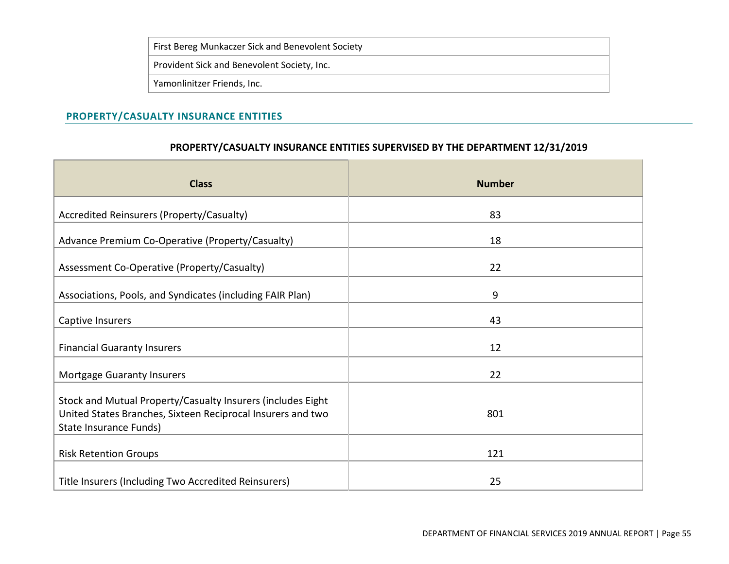| First Bereg Munkaczer Sick and Benevolent Society |
|---|
| Provident Sick and Benevolent Society, Inc. |
| Yamonlinitzer Friends, Inc. |

## PROPERTY/CASUALTY INSURANCE ENTITIES

**PROPERTY/CASUALTY INSURANCE ENTITIES SUPERVISED BY THE DEPARTMENT 12/31/2019**

| Class | Number |
|---|---|
| Accredited Reinsurers (Property/Casualty) | 83 |
| Advance Premium Co-Operative (Property/Casualty) | 18 |
| Assessment Co-Operative (Property/Casualty) | 22 |
| Associations, Pools, and Syndicates (including FAIR Plan) | 9 |
| Captive Insurers | 43 |
| Financial Guaranty Insurers | 12 |
| Mortgage Guaranty Insurers | 22 |
| Stock and Mutual Property/Casualty Insurers (includes Eight United States Branches, Sixteen Reciprocal Insurers and two State Insurance Funds) | 801 |
| Risk Retention Groups | 121 |
| Title Insurers (Including Two Accredited Reinsurers) | 25 |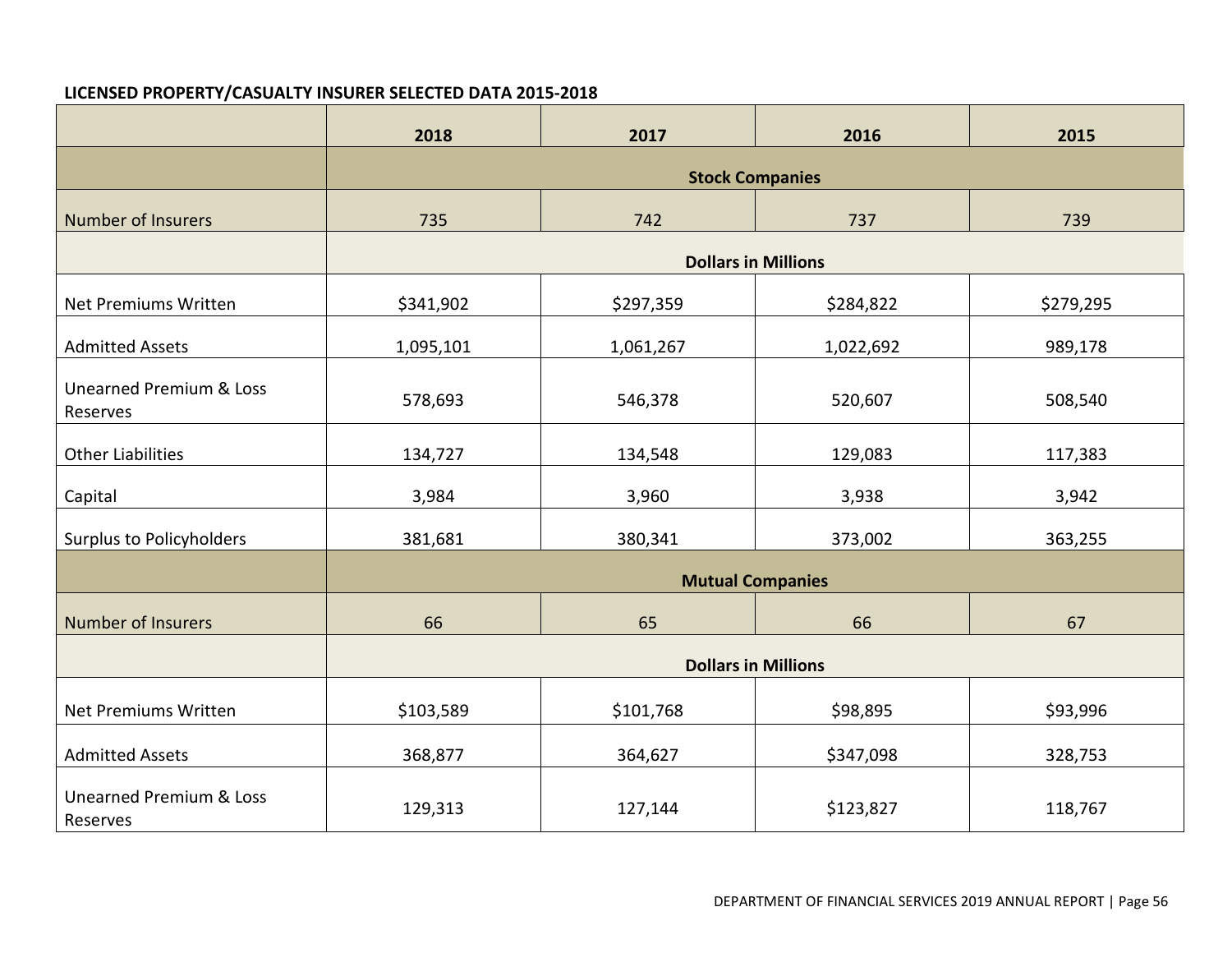**LICENSED PROPERTY/CASUALTY INSURER SELECTED DATA 2015-2018**

| | 2018 | 2017 | 2016 | 2015 |
|---|---|---|---|---|
| | **Stock Companies** | | | |
| Number of Insurers | 735 | 742 | 737 | 739 |
| | **Dollars in Millions** | | | |
| Net Premiums Written | $341,902 | $297,359 | $284,822 | $279,295 |
| Admitted Assets | 1,095,101 | 1,061,267 | 1,022,692 | 989,178 |
| Unearned Premium & Loss Reserves | 578,693 | 546,378 | 520,607 | 508,540 |
| Other Liabilities | 134,727 | 134,548 | 129,083 | 117,383 |
| Capital | 3,984 | 3,960 | 3,938 | 3,942 |
| Surplus to Policyholders | 381,681 | 380,341 | 373,002 | 363,255 |
| | **Mutual Companies** | | | |
| Number of Insurers | 66 | 65 | 66 | 67 |
| | **Dollars in Millions** | | | |
| Net Premiums Written | $103,589 | $101,768 | $98,895 | $93,996 |
| Admitted Assets | 368,877 | 364,627 | $347,098 | 328,753 |
| Unearned Premium & Loss Reserves | 129,313 | 127,144 | $123,827 | 118,767 |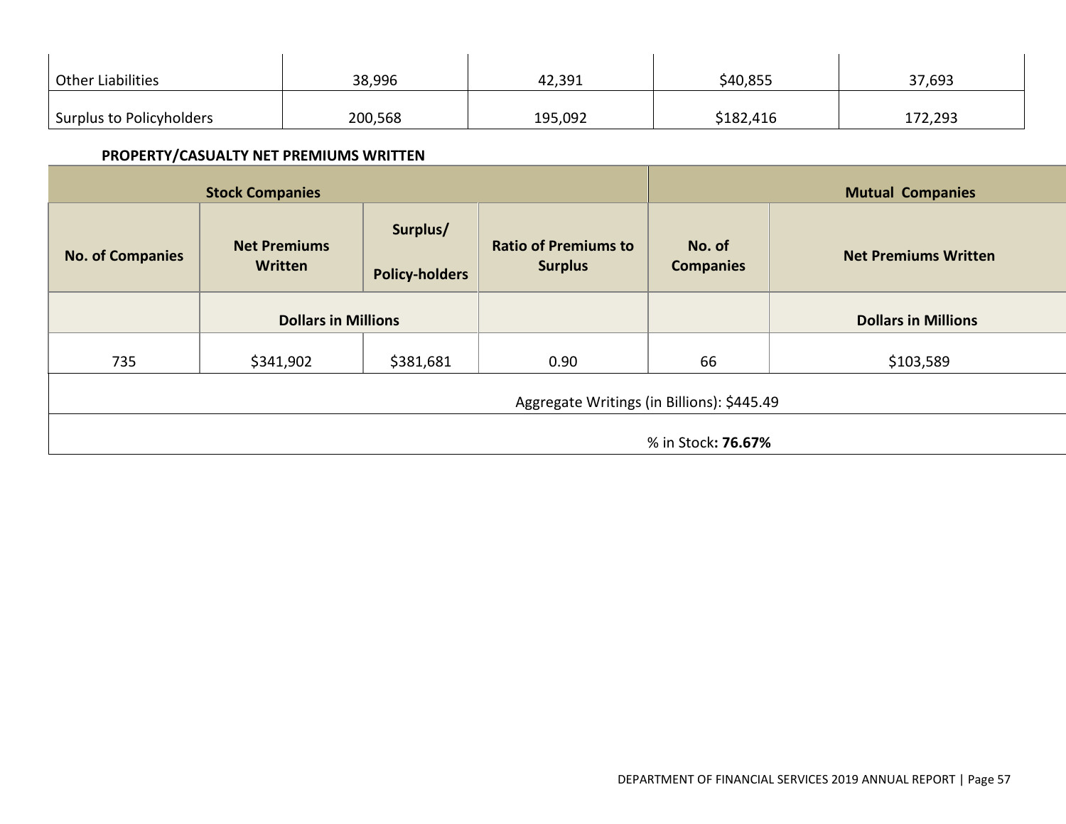| | | | | |
|---|---|---|---|---|
| Other Liabilities | 38,996 | 42,391 | $40,855 | 37,693 |
| Surplus to Policyholders | 200,568 | 195,092 | $182,416 | 172,293 |

**PROPERTY/CASUALTY NET PREMIUMS WRITTEN**

| Stock Companies | | | | Mutual Companies | |
|---|---|---|---|---|---|
| No. of Companies | Net Premiums Written | Surplus/ Policy-holders | Ratio of Premiums to Surplus | No. of Companies | Net Premiums Written |
| | Dollars in Millions | | | | Dollars in Millions |
| 735 | $341,902 | $381,681 | 0.90 | 66 | $103,589 |
| Aggregate Writings (in Billions): $445.49 | | | | | |
| % in Stock**: 76.67%** | | | | | |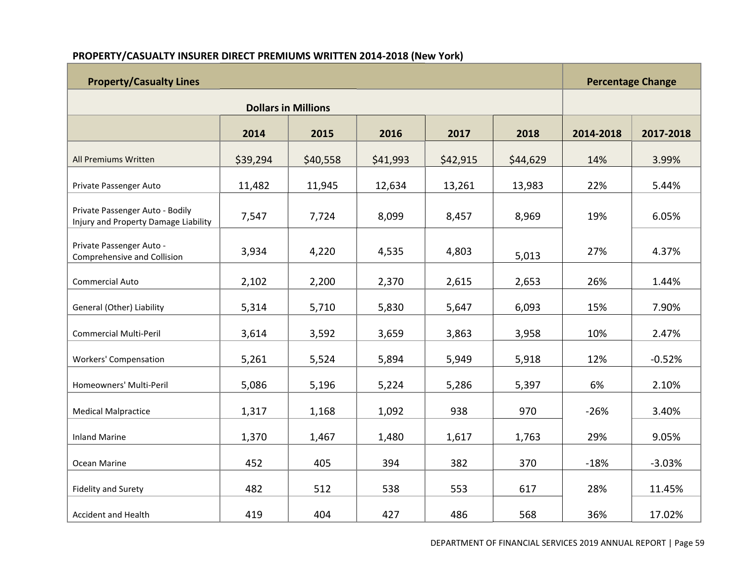**PROPERTY/CASUALTY INSURER DIRECT PREMIUMS WRITTEN 2014-2018 (New York)**

| Property/Casualty Lines | | | | | | Percentage Change | |
|---|---|---|---|---|---|---|---|
| | Dollars in Millions | | | | | | |
| | 2014 | 2015 | 2016 | 2017 | 2018 | 2014-2018 | 2017-2018 |
| All Premiums Written | $39,294 | $40,558 | $41,993 | $42,915 | $44,629 | 14% | 3.99% |
| Private Passenger Auto | 11,482 | 11,945 | 12,634 | 13,261 | 13,983 | 22% | 5.44% |
| Private Passenger Auto - Bodily Injury and Property Damage Liability | 7,547 | 7,724 | 8,099 | 8,457 | 8,969 | 19% | 6.05% |
| Private Passenger Auto - Comprehensive and Collision | 3,934 | 4,220 | 4,535 | 4,803 | 5,013 | 27% | 4.37% |
| Commercial Auto | 2,102 | 2,200 | 2,370 | 2,615 | 2,653 | 26% | 1.44% |
| General (Other) Liability | 5,314 | 5,710 | 5,830 | 5,647 | 6,093 | 15% | 7.90% |
| Commercial Multi-Peril | 3,614 | 3,592 | 3,659 | 3,863 | 3,958 | 10% | 2.47% |
| Workers' Compensation | 5,261 | 5,524 | 5,894 | 5,949 | 5,918 | 12% | -0.52% |
| Homeowners' Multi-Peril | 5,086 | 5,196 | 5,224 | 5,286 | 5,397 | 6% | 2.10% |
| Medical Malpractice | 1,317 | 1,168 | 1,092 | 938 | 970 | -26% | 3.40% |
| Inland Marine | 1,370 | 1,467 | 1,480 | 1,617 | 1,763 | 29% | 9.05% |
| Ocean Marine | 452 | 405 | 394 | 382 | 370 | -18% | -3.03% |
| Fidelity and Surety | 482 | 512 | 538 | 553 | 617 | 28% | 11.45% |
| Accident and Health | 419 | 404 | 427 | 486 | 568 | 36% | 17.02% |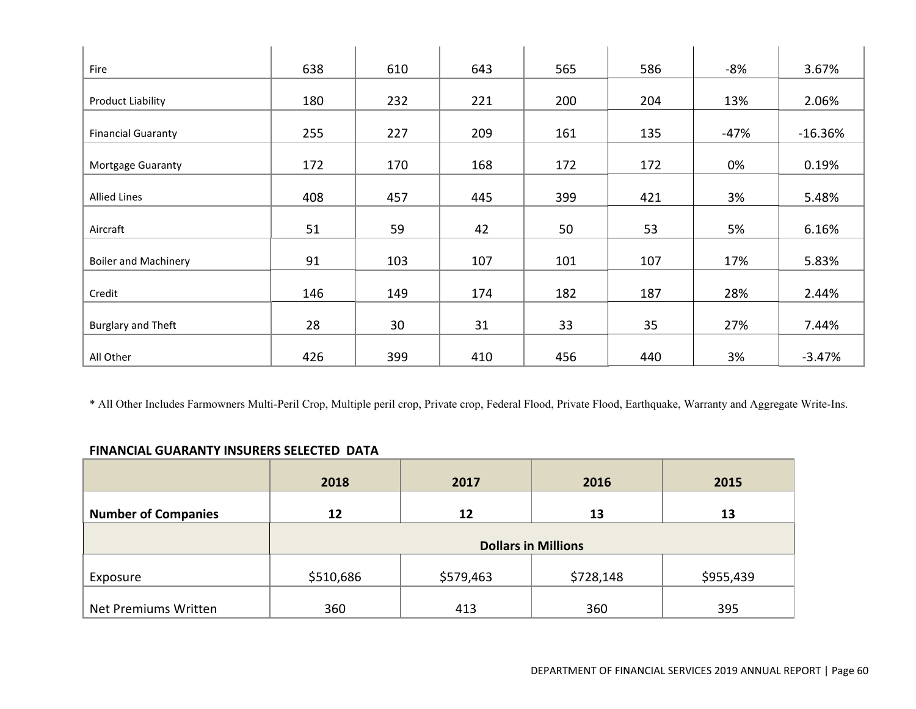|  |  |  |  |  |  |  |  |
|---|---|---|---|---|---|---|---|
| Fire | 638 | 610 | 643 | 565 | 586 | -8% | 3.67% |
| Product Liability | 180 | 232 | 221 | 200 | 204 | 13% | 2.06% |
| Financial Guaranty | 255 | 227 | 209 | 161 | 135 | -47% | -16.36% |
| Mortgage Guaranty | 172 | 170 | 168 | 172 | 172 | 0% | 0.19% |
| Allied Lines | 408 | 457 | 445 | 399 | 421 | 3% | 5.48% |
| Aircraft | 51 | 59 | 42 | 50 | 53 | 5% | 6.16% |
| Boiler and Machinery | 91 | 103 | 107 | 101 | 107 | 17% | 5.83% |
| Credit | 146 | 149 | 174 | 182 | 187 | 28% | 2.44% |
| Burglary and Theft | 28 | 30 | 31 | 33 | 35 | 27% | 7.44% |
| All Other | 426 | 399 | 410 | 456 | 440 | 3% | -3.47% |

* All Other Includes Farmowners Multi-Peril Crop, Multiple peril crop, Private crop, Federal Flood, Private Flood, Earthquake, Warranty and Aggregate Write-Ins.

**FINANCIAL GUARANTY INSURERS SELECTED DATA**

|  | 2018 | 2017 | 2016 | 2015 |
|---|---|---|---|---|
| **Number of Companies** | **12** | **12** | **13** | **13** |
|  | **Dollars in Millions** | | | |
| Exposure | $510,686 | $579,463 | $728,148 | $955,439 |
| Net Premiums Written | 360 | 413 | 360 | 395 |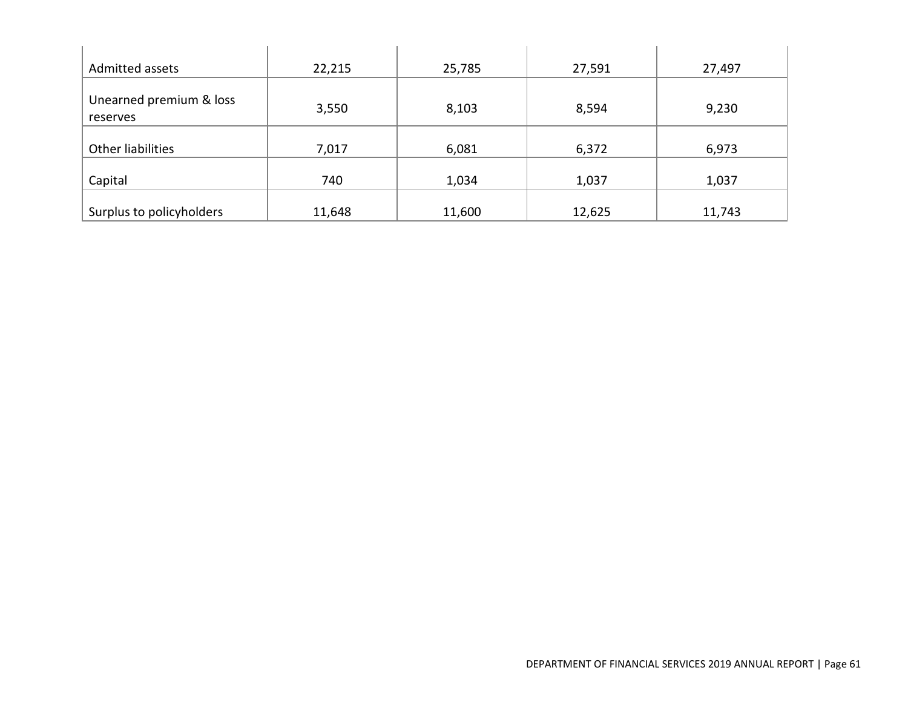| | | | | |
|---|---|---|---|---|
| Admitted assets | 22,215 | 25,785 | 27,591 | 27,497 |
| Unearned premium & loss reserves | 3,550 | 8,103 | 8,594 | 9,230 |
| Other liabilities | 7,017 | 6,081 | 6,372 | 6,973 |
| Capital | 740 | 1,034 | 1,037 | 1,037 |
| Surplus to policyholders | 11,648 | 11,600 | 12,625 | 11,743 |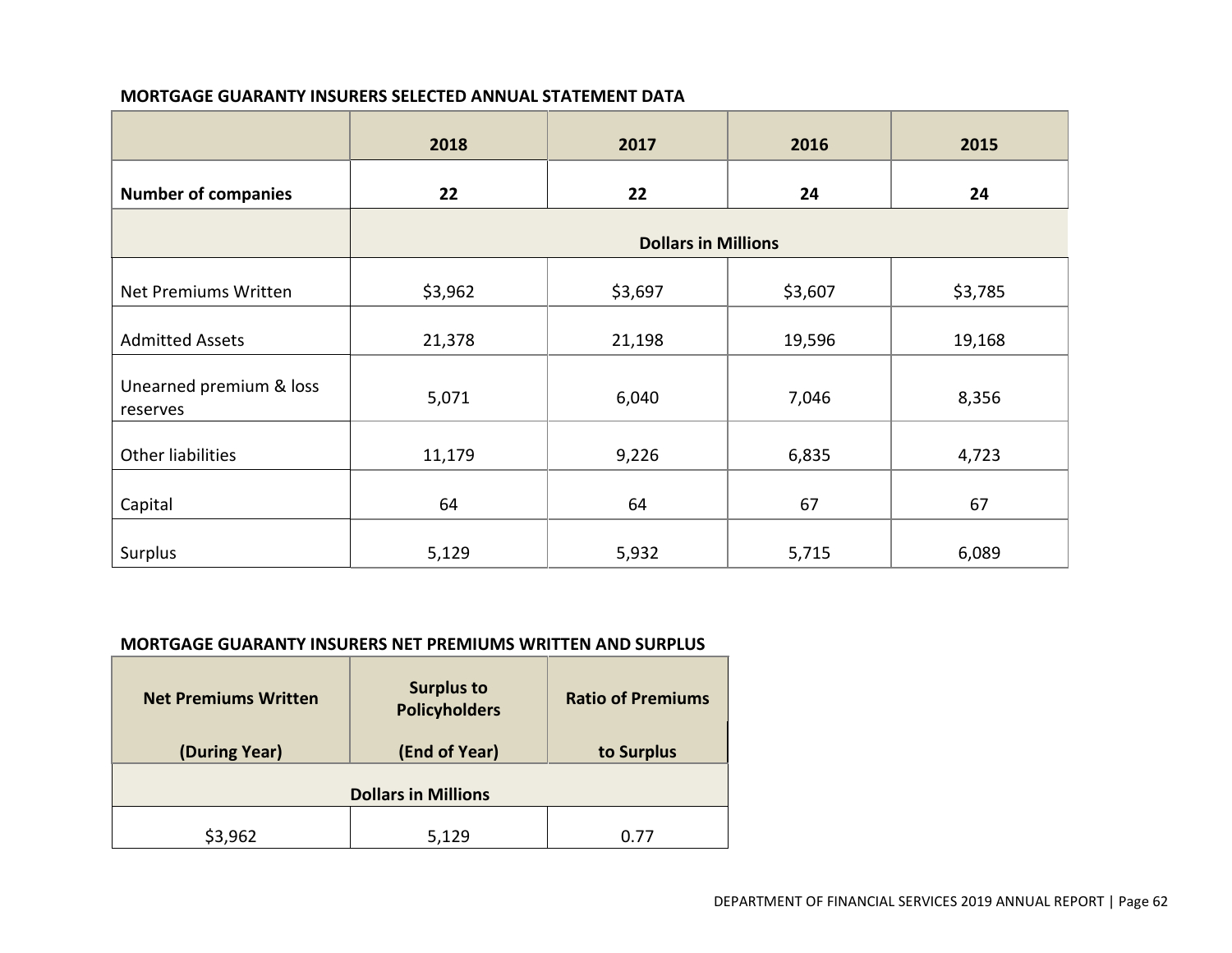**MORTGAGE GUARANTY INSURERS SELECTED ANNUAL STATEMENT DATA**

| | 2018 | 2017 | 2016 | 2015 |
|---|---|---|---|---|
| **Number of companies** | **22** | **22** | **24** | **24** |
| | **Dollars in Millions** | | | |
| Net Premiums Written | $3,962 | $3,697 | $3,607 | $3,785 |
| Admitted Assets | 21,378 | 21,198 | 19,596 | 19,168 |
| Unearned premium & loss reserves | 5,071 | 6,040 | 7,046 | 8,356 |
| Other liabilities | 11,179 | 9,226 | 6,835 | 4,723 |
| Capital | 64 | 64 | 67 | 67 |
| Surplus | 5,129 | 5,932 | 5,715 | 6,089 |

**MORTGAGE GUARANTY INSURERS NET PREMIUMS WRITTEN AND SURPLUS**

| Net Premiums Written (During Year) | Surplus to Policyholders (End of Year) | Ratio of Premiums to Surplus |
|---|---|---|
| **Dollars in Millions** | | |
| $3,962 | 5,129 | 0.77 |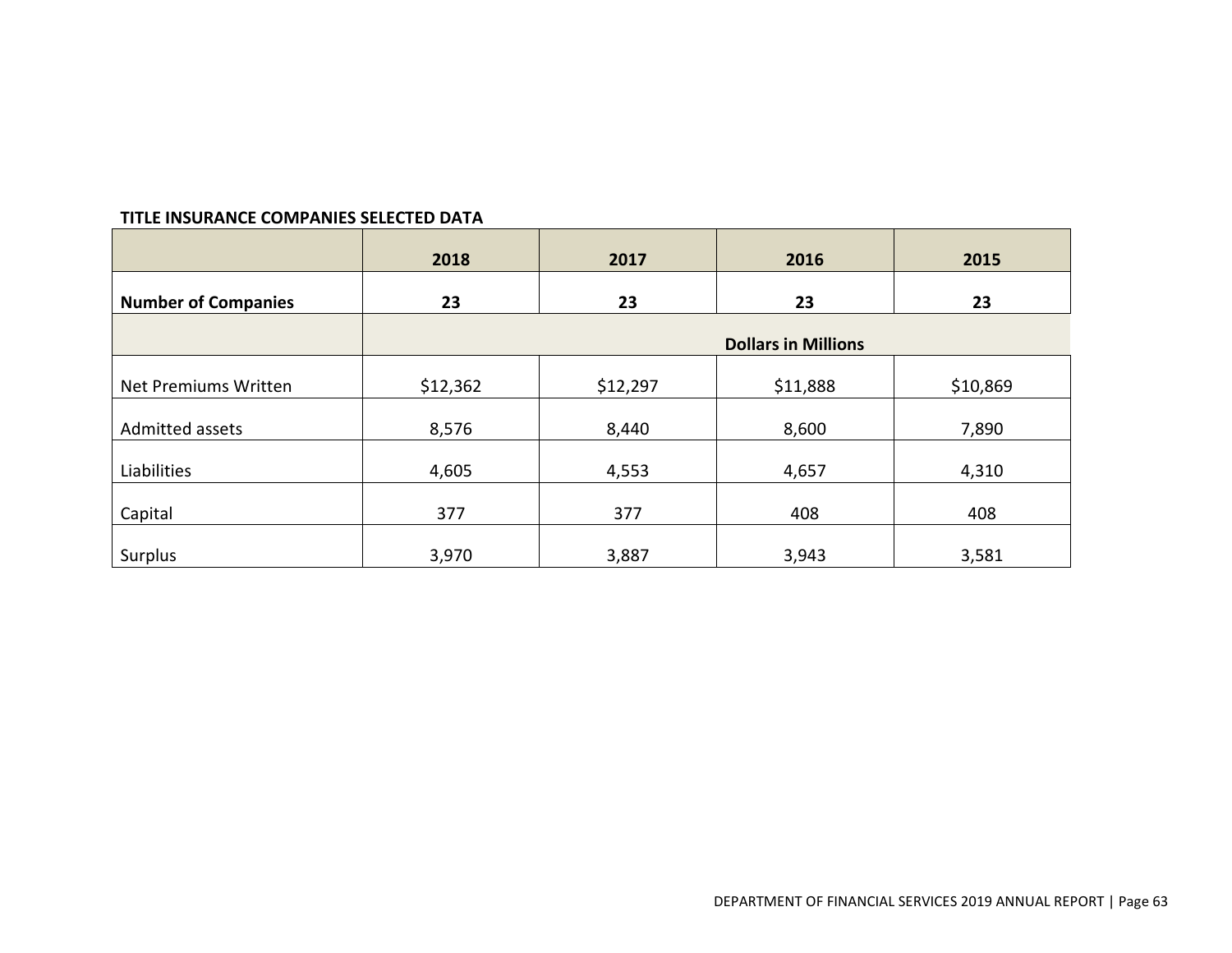**TITLE INSURANCE COMPANIES SELECTED DATA**

| | 2018 | 2017 | 2016 | 2015 |
|---|---|---|---|---|
| **Number of Companies** | **23** | **23** | **23** | **23** |
| | **Dollars in Millions** | | | |
| Net Premiums Written | $12,362 | $12,297 | $11,888 | $10,869 |
| Admitted assets | 8,576 | 8,440 | 8,600 | 7,890 |
| Liabilities | 4,605 | 4,553 | 4,657 | 4,310 |
| Capital | 377 | 377 | 408 | 408 |
| Surplus | 3,970 | 3,887 | 3,943 | 3,581 |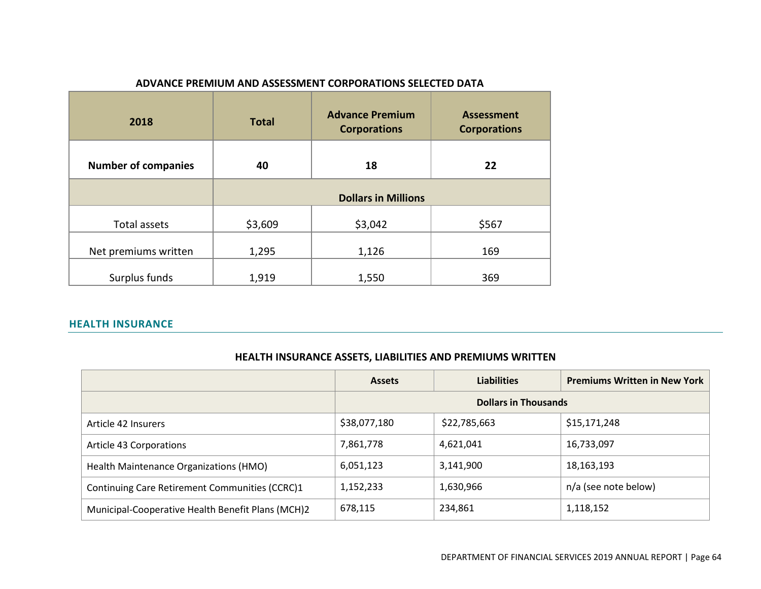**ADVANCE PREMIUM AND ASSESSMENT CORPORATIONS SELECTED DATA**

| 2018 | Total | Advance Premium Corporations | Assessment Corporations |
|---|---|---|---|
| **Number of companies** | **40** | **18** | **22** |
| | **Dollars in Millions** | | |
| Total assets | $3,609 | $3,042 | $567 |
| Net premiums written | 1,295 | 1,126 | 169 |
| Surplus funds | 1,919 | 1,550 | 369 |

## HEALTH INSURANCE

**HEALTH INSURANCE ASSETS, LIABILITIES AND PREMIUMS WRITTEN**

| | Assets | Liabilities | Premiums Written in New York |
|---|---|---|---|
| | **Dollars in Thousands** | | |
| Article 42 Insurers | $38,077,180 | $22,785,663 | $15,171,248 |
| Article 43 Corporations | 7,861,778 | 4,621,041 | 16,733,097 |
| Health Maintenance Organizations (HMO) | 6,051,123 | 3,141,900 | 18,163,193 |
| Continuing Care Retirement Communities (CCRC)1 | 1,152,233 | 1,630,966 | n/a (see note below) |
| Municipal-Cooperative Health Benefit Plans (MCH)2 | 678,115 | 234,861 | 1,118,152 |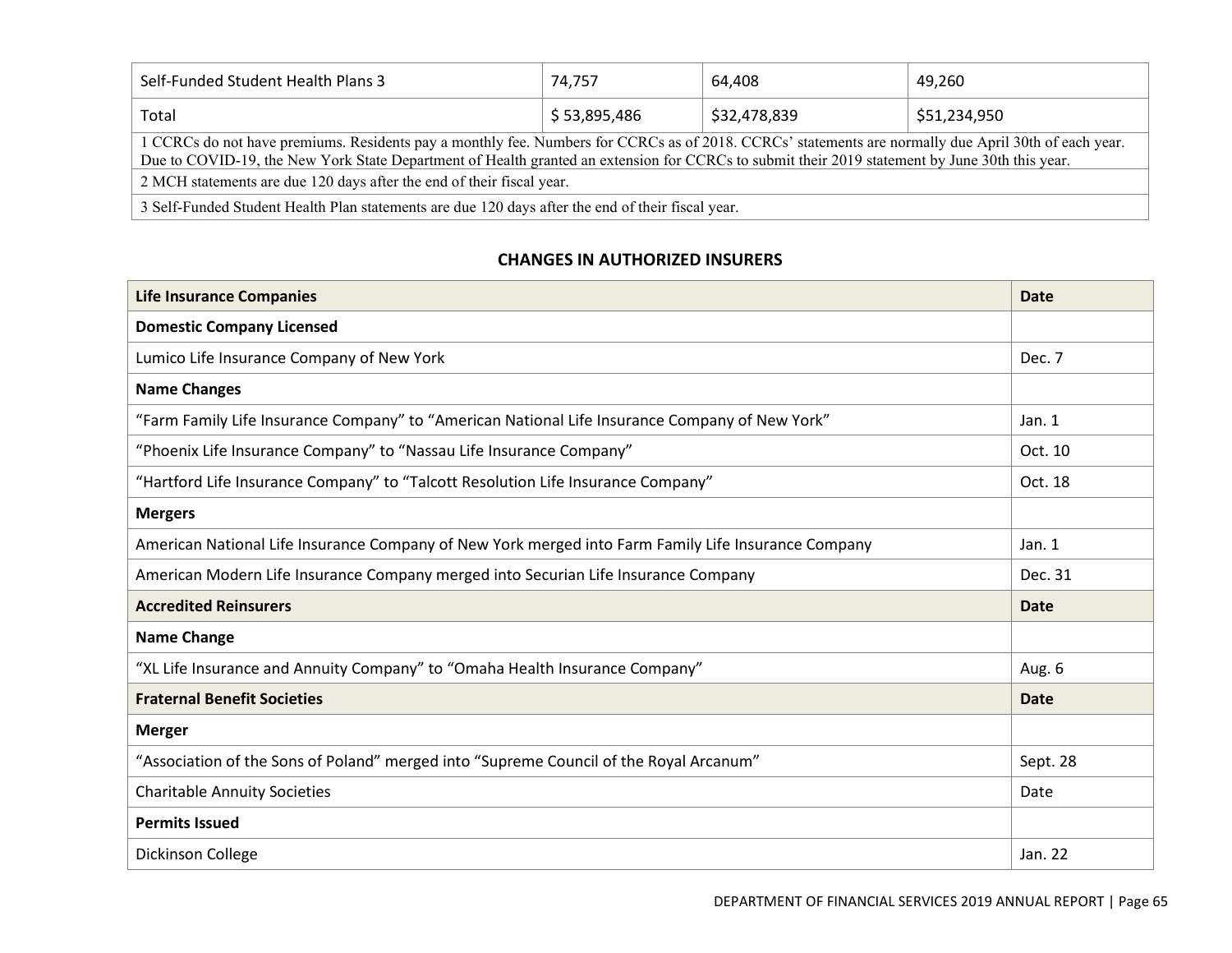| | | | |
|---|---|---|---|
| Self-Funded Student Health Plans 3 | 74,757 | 64,408 | 49,260 |
| Total | $ 53,895,486 | $32,478,839 | $51,234,950 |

1 CCRCs do not have premiums. Residents pay a monthly fee. Numbers for CCRCs as of 2018. CCRCs' statements are normally due April 30th of each year. Due to COVID-19, the New York State Department of Health granted an extension for CCRCs to submit their 2019 statement by June 30th this year.

2 MCH statements are due 120 days after the end of their fiscal year.

3 Self-Funded Student Health Plan statements are due 120 days after the end of their fiscal year.

## CHANGES IN AUTHORIZED INSURERS

| Life Insurance Companies | Date |
|---|---|
| **Domestic Company Licensed** | |
| Lumico Life Insurance Company of New York | Dec. 7 |
| **Name Changes** | |
| "Farm Family Life Insurance Company" to "American National Life Insurance Company of New York" | Jan. 1 |
| "Phoenix Life Insurance Company" to "Nassau Life Insurance Company" | Oct. 10 |
| "Hartford Life Insurance Company" to "Talcott Resolution Life Insurance Company" | Oct. 18 |
| **Mergers** | |
| American National Life Insurance Company of New York merged into Farm Family Life Insurance Company | Jan. 1 |
| American Modern Life Insurance Company merged into Securian Life Insurance Company | Dec. 31 |
| **Accredited Reinsurers** | **Date** |
| **Name Change** | |
| "XL Life Insurance and Annuity Company" to "Omaha Health Insurance Company" | Aug. 6 |
| **Fraternal Benefit Societies** | **Date** |
| **Merger** | |
| "Association of the Sons of Poland" merged into "Supreme Council of the Royal Arcanum" | Sept. 28 |
| Charitable Annuity Societies | Date |
| **Permits Issued** | |
| Dickinson College | Jan. 22 |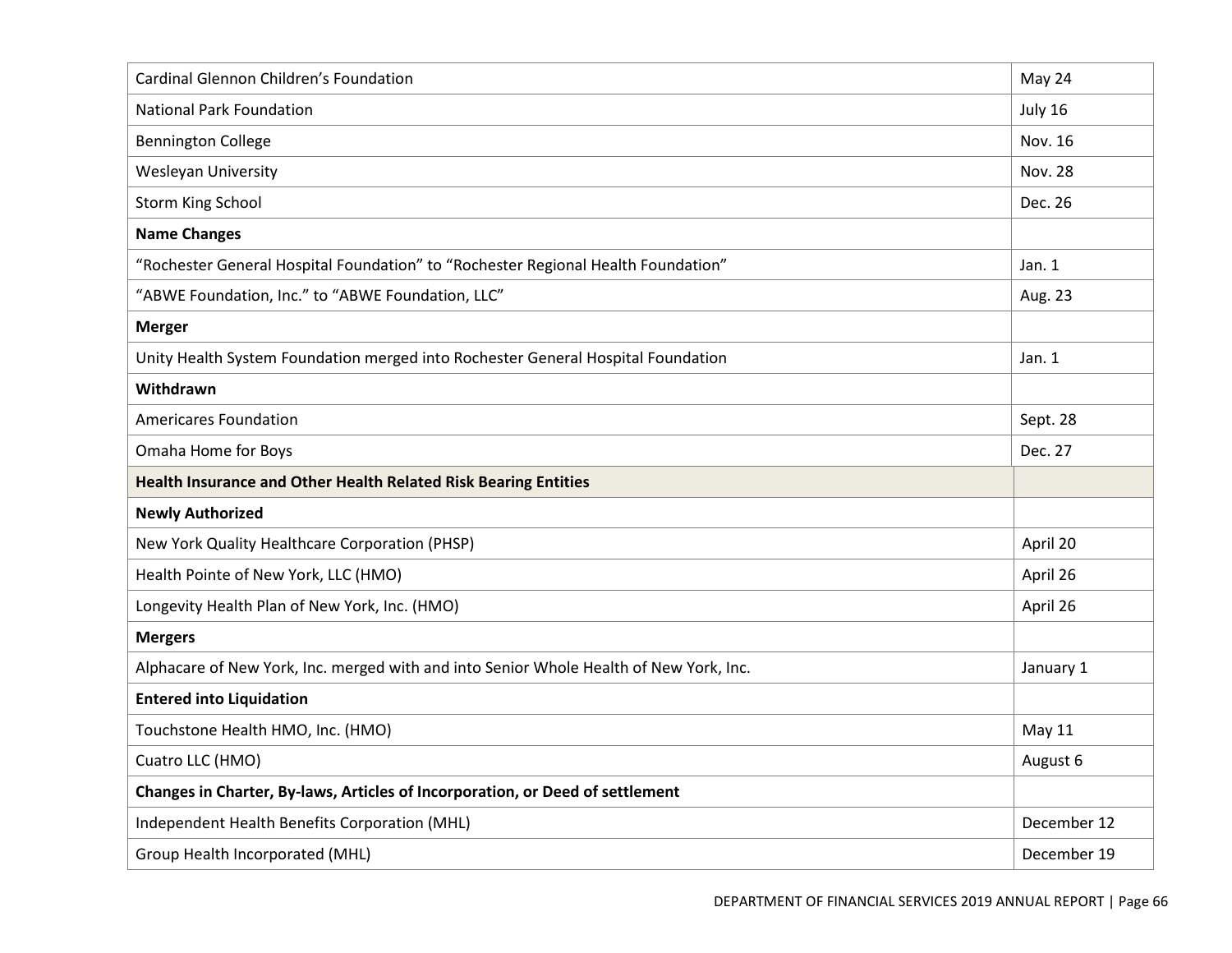| | |
|---|---|
| Cardinal Glennon Children's Foundation | May 24 |
| National Park Foundation | July 16 |
| Bennington College | Nov. 16 |
| Wesleyan University | Nov. 28 |
| Storm King School | Dec. 26 |
| **Name Changes** | |
| "Rochester General Hospital Foundation" to "Rochester Regional Health Foundation" | Jan. 1 |
| "ABWE Foundation, Inc." to "ABWE Foundation, LLC" | Aug. 23 |
| **Merger** | |
| Unity Health System Foundation merged into Rochester General Hospital Foundation | Jan. 1 |
| **Withdrawn** | |
| Americares Foundation | Sept. 28 |
| Omaha Home for Boys | Dec. 27 |
| **Health Insurance and Other Health Related Risk Bearing Entities** | |
| **Newly Authorized** | |
| New York Quality Healthcare Corporation (PHSP) | April 20 |
| Health Pointe of New York, LLC (HMO) | April 26 |
| Longevity Health Plan of New York, Inc. (HMO) | April 26 |
| **Mergers** | |
| Alphacare of New York, Inc. merged with and into Senior Whole Health of New York, Inc. | January 1 |
| **Entered into Liquidation** | |
| Touchstone Health HMO, Inc. (HMO) | May 11 |
| Cuatro LLC (HMO) | August 6 |
| **Changes in Charter, By-laws, Articles of Incorporation, or Deed of settlement** | |
| Independent Health Benefits Corporation (MHL) | December 12 |
| Group Health Incorporated (MHL) | December 19 |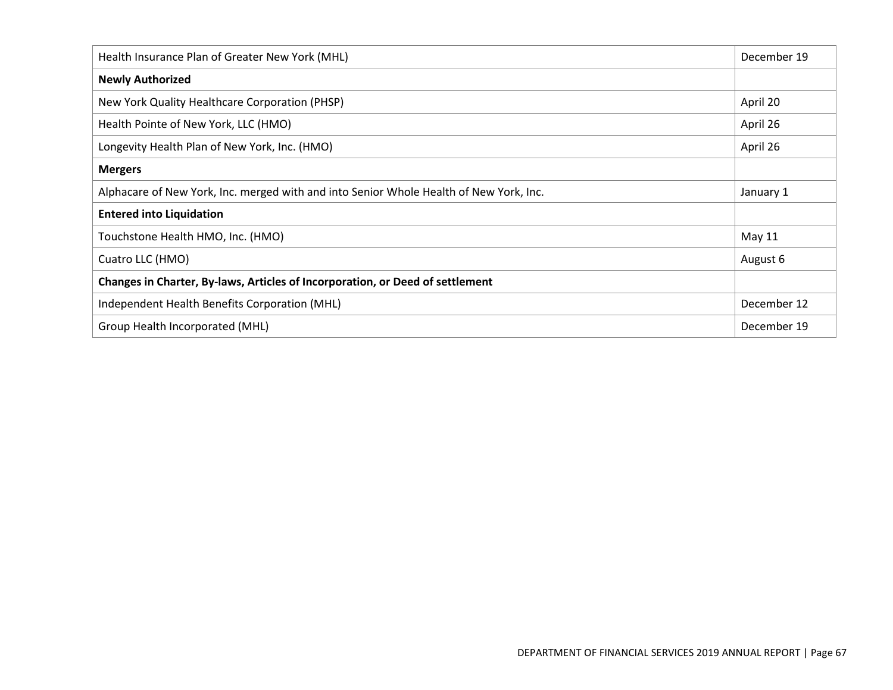| | |
|---|---|
| Health Insurance Plan of Greater New York (MHL) | December 19 |
| **Newly Authorized** | |
| New York Quality Healthcare Corporation (PHSP) | April 20 |
| Health Pointe of New York, LLC (HMO) | April 26 |
| Longevity Health Plan of New York, Inc. (HMO) | April 26 |
| **Mergers** | |
| Alphacare of New York, Inc. merged with and into Senior Whole Health of New York, Inc. | January 1 |
| **Entered into Liquidation** | |
| Touchstone Health HMO, Inc. (HMO) | May 11 |
| Cuatro LLC (HMO) | August 6 |
| **Changes in Charter, By-laws, Articles of Incorporation, or Deed of settlement** | |
| Independent Health Benefits Corporation (MHL) | December 12 |
| Group Health Incorporated (MHL) | December 19 |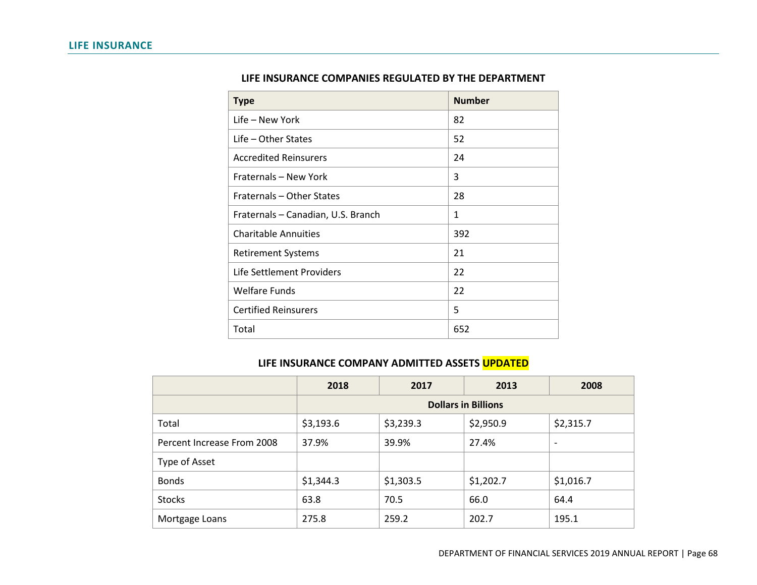## LIFE INSURANCE

### LIFE INSURANCE COMPANIES REGULATED BY THE DEPARTMENT

| Type | Number |
|---|---|
| Life – New York | 82 |
| Life – Other States | 52 |
| Accredited Reinsurers | 24 |
| Fraternals – New York | 3 |
| Fraternals – Other States | 28 |
| Fraternals – Canadian, U.S. Branch | 1 |
| Charitable Annuities | 392 |
| Retirement Systems | 21 |
| Life Settlement Providers | 22 |
| Welfare Funds | 22 |
| Certified Reinsurers | 5 |
| Total | 652 |

### LIFE INSURANCE COMPANY ADMITTED ASSETS UPDATED

| | 2018 | 2017 | 2013 | 2008 |
|---|---|---|---|---|
| | Dollars in Billions | | | |
| Total | $3,193.6 | $3,239.3 | $2,950.9 | $2,315.7 |
| Percent Increase From 2008 | 37.9% | 39.9% | 27.4% | - |
| Type of Asset | | | | |
| Bonds | $1,344.3 | $1,303.5 | $1,202.7 | $1,016.7 |
| Stocks | 63.8 | 70.5 | 66.0 | 64.4 |
| Mortgage Loans | 275.8 | 259.2 | 202.7 | 195.1 |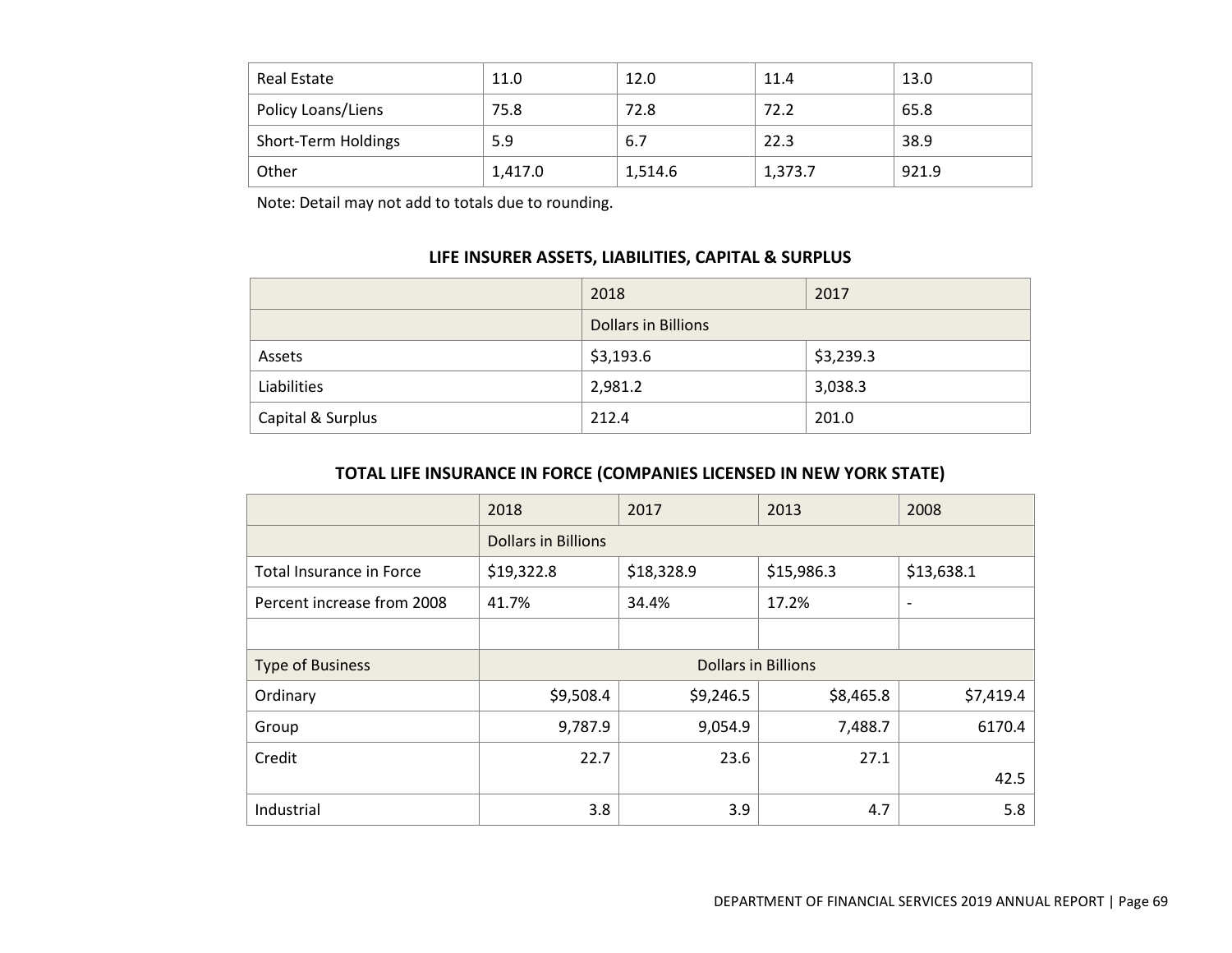| Real Estate | 11.0 | 12.0 | 11.4 | 13.0 |
|---|---|---|---|---|
| Policy Loans/Liens | 75.8 | 72.8 | 72.2 | 65.8 |
| Short-Term Holdings | 5.9 | 6.7 | 22.3 | 38.9 |
| Other | 1,417.0 | 1,514.6 | 1,373.7 | 921.9 |

Note: Detail may not add to totals due to rounding.

### LIFE INSURER ASSETS, LIABILITIES, CAPITAL & SURPLUS

| | 2018 | 2017 |
|---|---|---|
| | Dollars in Billions | |
| Assets | $3,193.6 | $3,239.3 |
| Liabilities | 2,981.2 | 3,038.3 |
| Capital & Surplus | 212.4 | 201.0 |

### TOTAL LIFE INSURANCE IN FORCE (COMPANIES LICENSED IN NEW YORK STATE)

| | 2018 | 2017 | 2013 | 2008 |
|---|---|---|---|---|
| | Dollars in Billions | | | |
| Total Insurance in Force | $19,322.8 | $18,328.9 | $15,986.3 | $13,638.1 |
| Percent increase from 2008 | 41.7% | 34.4% | 17.2% | - |
| | | | | |
| Type of Business | Dollars in Billions | | | |
| Ordinary | $9,508.4 | $9,246.5 | $8,465.8 | $7,419.4 |
| Group | 9,787.9 | 9,054.9 | 7,488.7 | 6170.4 |
| Credit | 22.7 | 23.6 | 27.1 | 42.5 |
| Industrial | 3.8 | 3.9 | 4.7 | 5.8 |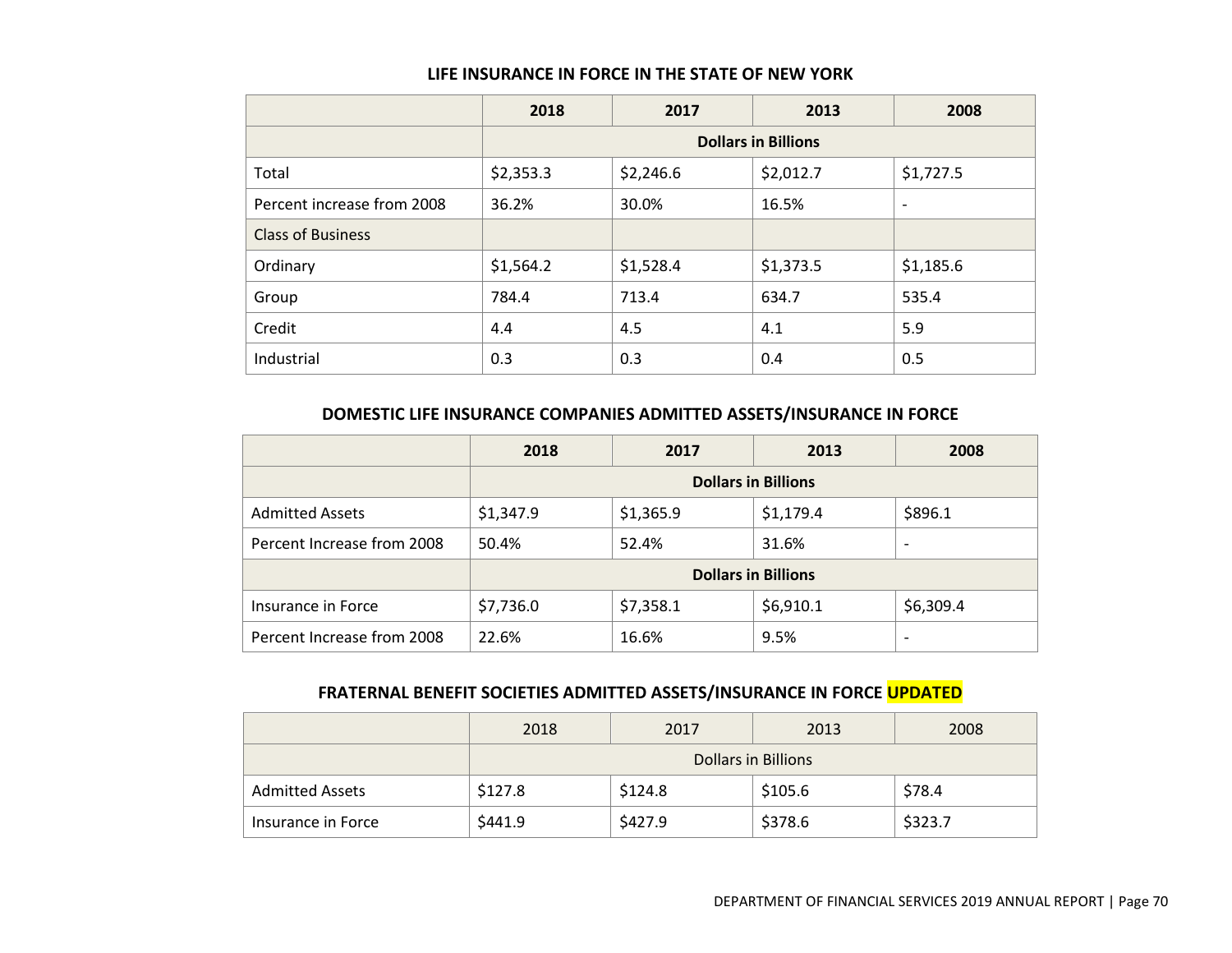## LIFE INSURANCE IN FORCE IN THE STATE OF NEW YORK

| | 2018 | 2017 | 2013 | 2008 |
|---|---|---|---|---|
| | Dollars in Billions | | | |
| Total | $2,353.3 | $2,246.6 | $2,012.7 | $1,727.5 |
| Percent increase from 2008 | 36.2% | 30.0% | 16.5% | - |
| Class of Business | | | | |
| Ordinary | $1,564.2 | $1,528.4 | $1,373.5 | $1,185.6 |
| Group | 784.4 | 713.4 | 634.7 | 535.4 |
| Credit | 4.4 | 4.5 | 4.1 | 5.9 |
| Industrial | 0.3 | 0.3 | 0.4 | 0.5 |

## DOMESTIC LIFE INSURANCE COMPANIES ADMITTED ASSETS/INSURANCE IN FORCE

| | 2018 | 2017 | 2013 | 2008 |
|---|---|---|---|---|
| | Dollars in Billions | | | |
| Admitted Assets | $1,347.9 | $1,365.9 | $1,179.4 | $896.1 |
| Percent Increase from 2008 | 50.4% | 52.4% | 31.6% | - |
| | Dollars in Billions | | | |
| Insurance in Force | $7,736.0 | $7,358.1 | $6,910.1 | $6,309.4 |
| Percent Increase from 2008 | 22.6% | 16.6% | 9.5% | - |

## FRATERNAL BENEFIT SOCIETIES ADMITTED ASSETS/INSURANCE IN FORCE UPDATED

| | 2018 | 2017 | 2013 | 2008 |
|---|---|---|---|---|
| | Dollars in Billions | | | |
| Admitted Assets | $127.8 | $124.8 | $105.6 | $78.4 |
| Insurance in Force | $441.9 | $427.9 | $378.6 | $323.7 |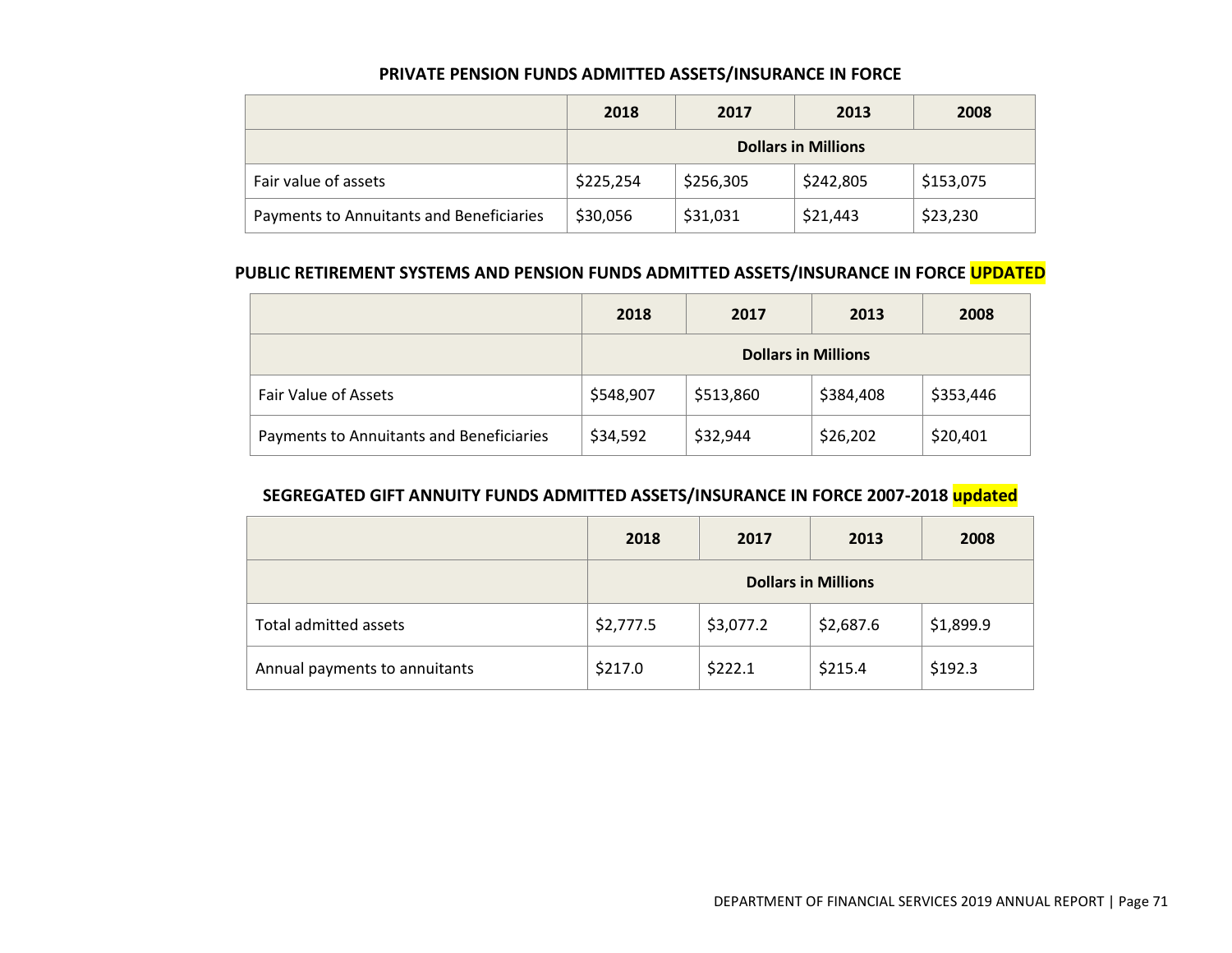### PRIVATE PENSION FUNDS ADMITTED ASSETS/INSURANCE IN FORCE

| | 2018 | 2017 | 2013 | 2008 |
|---|---|---|---|---|
| | Dollars in Millions | | | |
| Fair value of assets | $225,254 | $256,305 | $242,805 | $153,075 |
| Payments to Annuitants and Beneficiaries | $30,056 | $31,031 | $21,443 | $23,230 |

### PUBLIC RETIREMENT SYSTEMS AND PENSION FUNDS ADMITTED ASSETS/INSURANCE IN FORCE UPDATED

| | 2018 | 2017 | 2013 | 2008 |
|---|---|---|---|---|
| | Dollars in Millions | | | |
| Fair Value of Assets | $548,907 | $513,860 | $384,408 | $353,446 |
| Payments to Annuitants and Beneficiaries | $34,592 | $32,944 | $26,202 | $20,401 |

### SEGREGATED GIFT ANNUITY FUNDS ADMITTED ASSETS/INSURANCE IN FORCE 2007-2018 updated

| | 2018 | 2017 | 2013 | 2008 |
|---|---|---|---|---|
| | Dollars in Millions | | | |
| Total admitted assets | $2,777.5 | $3,077.2 | $2,687.6 | $1,899.9 |
| Annual payments to annuitants | $217.0 | $222.1 | $215.4 | $192.3 |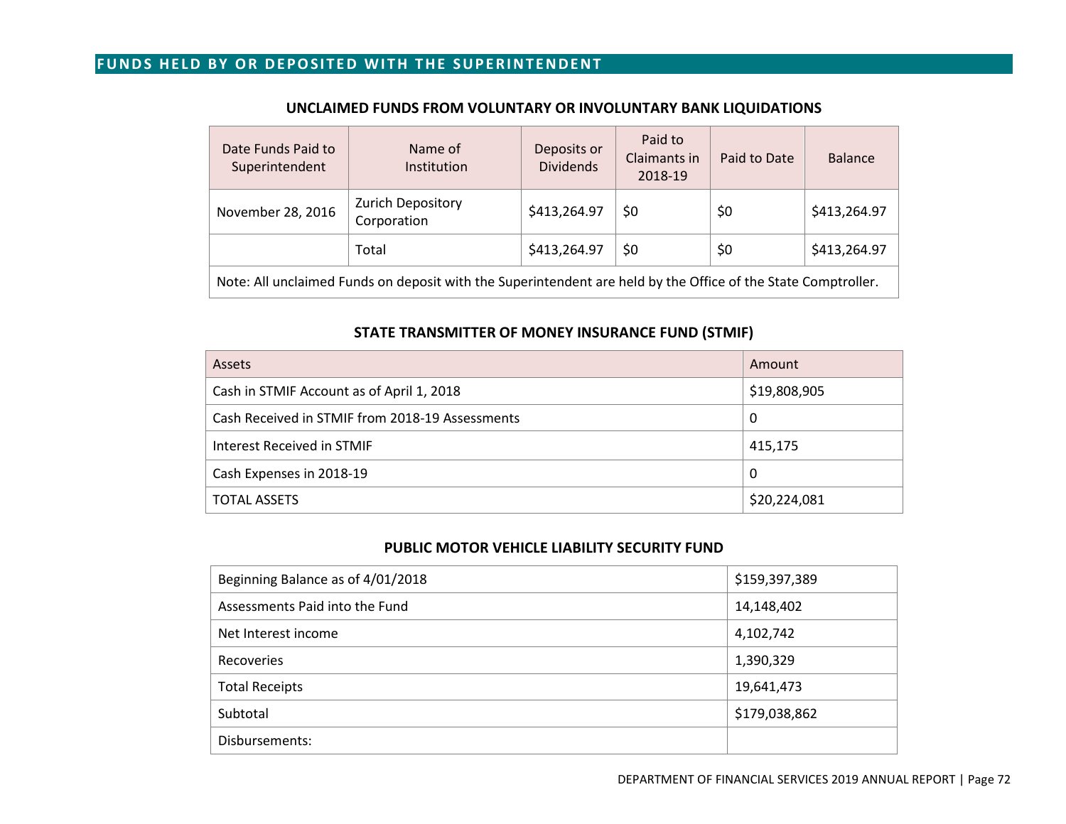## FUNDS HELD BY OR DEPOSITED WITH THE SUPERINTENDENT

### UNCLAIMED FUNDS FROM VOLUNTARY OR INVOLUNTARY BANK LIQUIDATIONS

| Date Funds Paid to Superintendent | Name of Institution | Deposits or Dividends | Paid to Claimants in 2018-19 | Paid to Date | Balance |
|---|---|---|---|---|---|
| November 28, 2016 | Zurich Depository Corporation | $413,264.97 | $0 | $0 | $413,264.97 |
| | Total | $413,264.97 | $0 | $0 | $413,264.97 |
| Note: All unclaimed Funds on deposit with the Superintendent are held by the Office of the State Comptroller. | | | | | |

### STATE TRANSMITTER OF MONEY INSURANCE FUND (STMIF)

| Assets | Amount |
|---|---|
| Cash in STMIF Account as of April 1, 2018 | $19,808,905 |
| Cash Received in STMIF from 2018-19 Assessments | 0 |
| Interest Received in STMIF | 415,175 |
| Cash Expenses in 2018-19 | 0 |
| TOTAL ASSETS | $20,224,081 |

### PUBLIC MOTOR VEHICLE LIABILITY SECURITY FUND

| | |
|---|---|
| Beginning Balance as of 4/01/2018 | $159,397,389 |
| Assessments Paid into the Fund | 14,148,402 |
| Net Interest income | 4,102,742 |
| Recoveries | 1,390,329 |
| Total Receipts | 19,641,473 |
| Subtotal | $179,038,862 |
| Disbursements: | |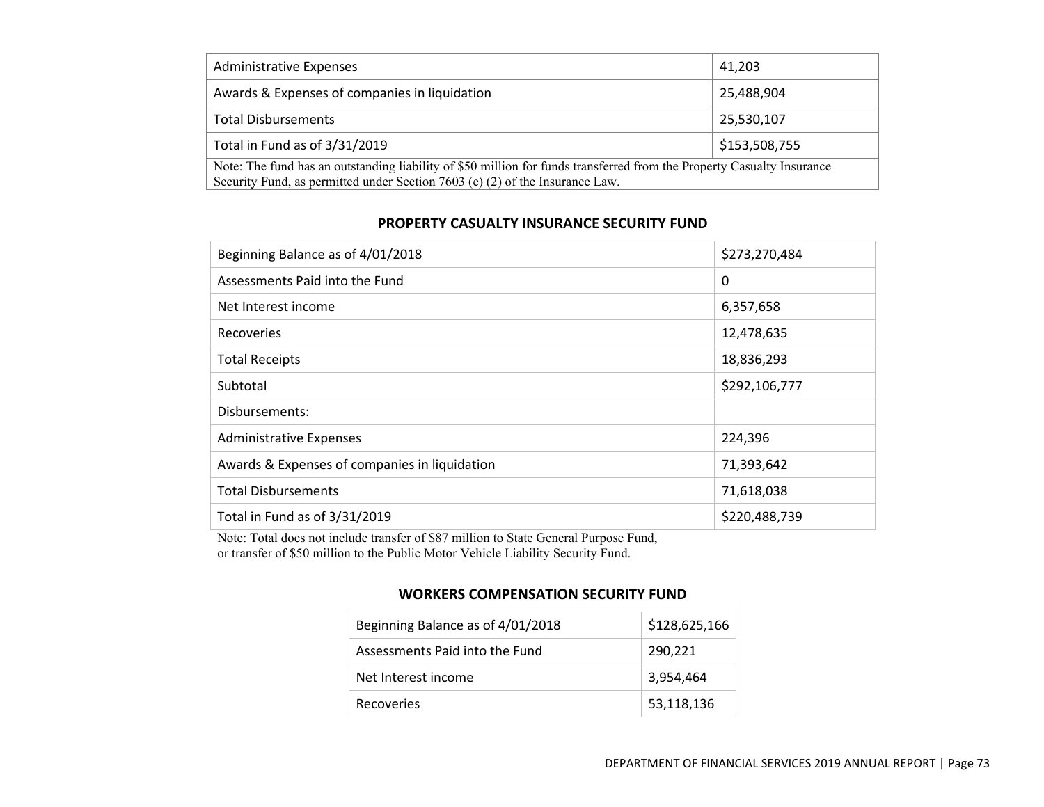| | |
|---|---|
| Administrative Expenses | 41,203 |
| Awards & Expenses of companies in liquidation | 25,488,904 |
| Total Disbursements | 25,530,107 |
| Total in Fund as of 3/31/2019 | $153,508,755 |
| Note: The fund has an outstanding liability of $50 million for funds transferred from the Property Casualty Insurance Security Fund, as permitted under Section 7603 (e) (2) of the Insurance Law. | |

## PROPERTY CASUALTY INSURANCE SECURITY FUND

| | |
|---|---|
| Beginning Balance as of 4/01/2018 | $273,270,484 |
| Assessments Paid into the Fund | 0 |
| Net Interest income | 6,357,658 |
| Recoveries | 12,478,635 |
| Total Receipts | 18,836,293 |
| Subtotal | $292,106,777 |
| Disbursements: | |
| Administrative Expenses | 224,396 |
| Awards & Expenses of companies in liquidation | 71,393,642 |
| Total Disbursements | 71,618,038 |
| Total in Fund as of 3/31/2019 | $220,488,739 |

Note: Total does not include transfer of $87 million to State General Purpose Fund, or transfer of $50 million to the Public Motor Vehicle Liability Security Fund.

## WORKERS COMPENSATION SECURITY FUND

| | |
|---|---|
| Beginning Balance as of 4/01/2018 | $128,625,166 |
| Assessments Paid into the Fund | 290,221 |
| Net Interest income | 3,954,464 |
| Recoveries | 53,118,136 |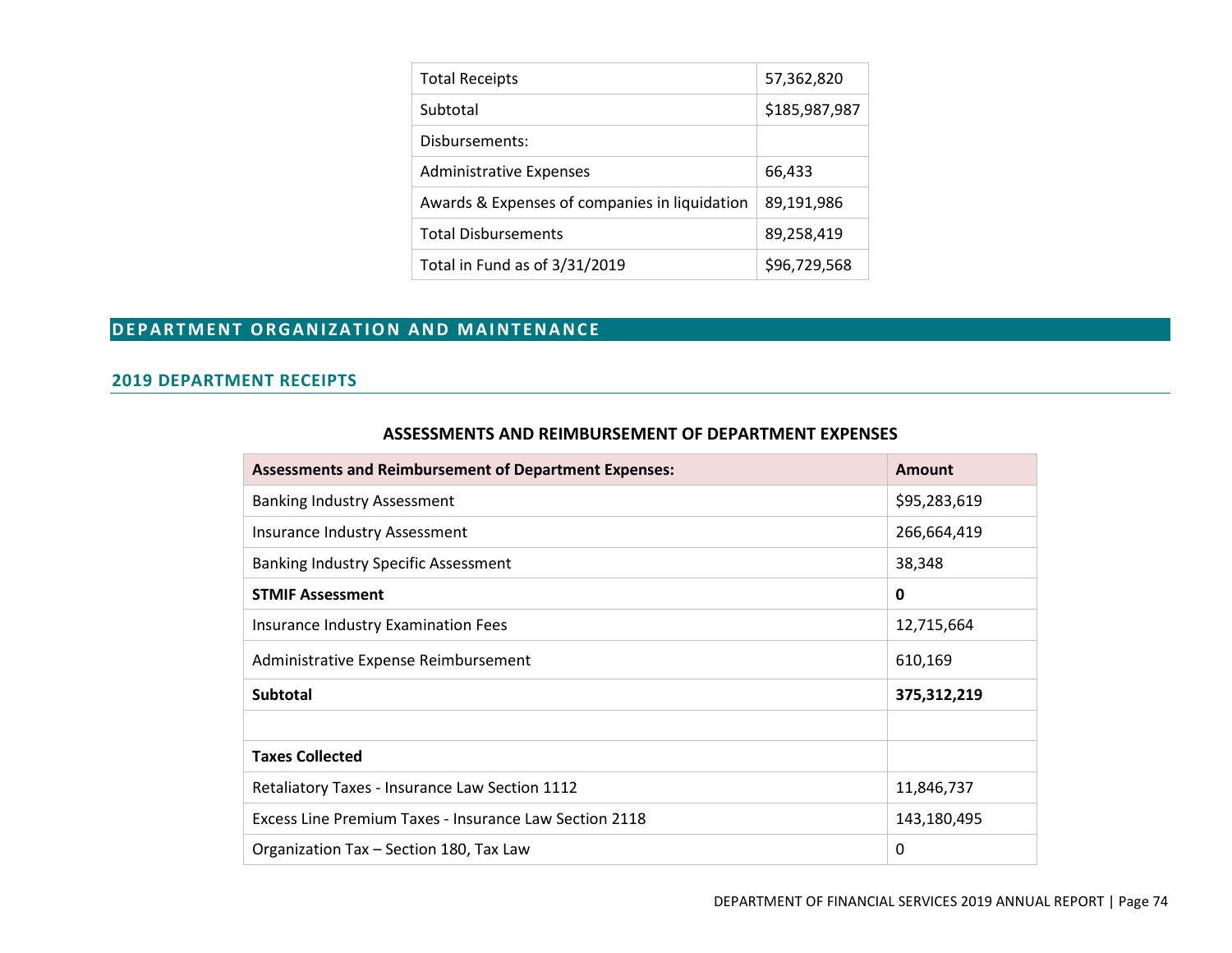| Total Receipts | 57,362,820 |
|---|---|
| Subtotal | $185,987,987 |
| Disbursements: | |
| Administrative Expenses | 66,433 |
| Awards & Expenses of companies in liquidation | 89,191,986 |
| Total Disbursements | 89,258,419 |
| Total in Fund as of 3/31/2019 | $96,729,568 |

# DEPARTMENT ORGANIZATION AND MAINTENANCE

## 2019 DEPARTMENT RECEIPTS

**ASSESSMENTS AND REIMBURSEMENT OF DEPARTMENT EXPENSES**

| Assessments and Reimbursement of Department Expenses: | Amount |
|---|---|
| Banking Industry Assessment | $95,283,619 |
| Insurance Industry Assessment | 266,664,419 |
| Banking Industry Specific Assessment | 38,348 |
| **STMIF Assessment** | **0** |
| Insurance Industry Examination Fees | 12,715,664 |
| Administrative Expense Reimbursement | 610,169 |
| **Subtotal** | **375,312,219** |
| | |
| **Taxes Collected** | |
| Retaliatory Taxes - Insurance Law Section 1112 | 11,846,737 |
| Excess Line Premium Taxes - Insurance Law Section 2118 | 143,180,495 |
| Organization Tax – Section 180, Tax Law | 0 |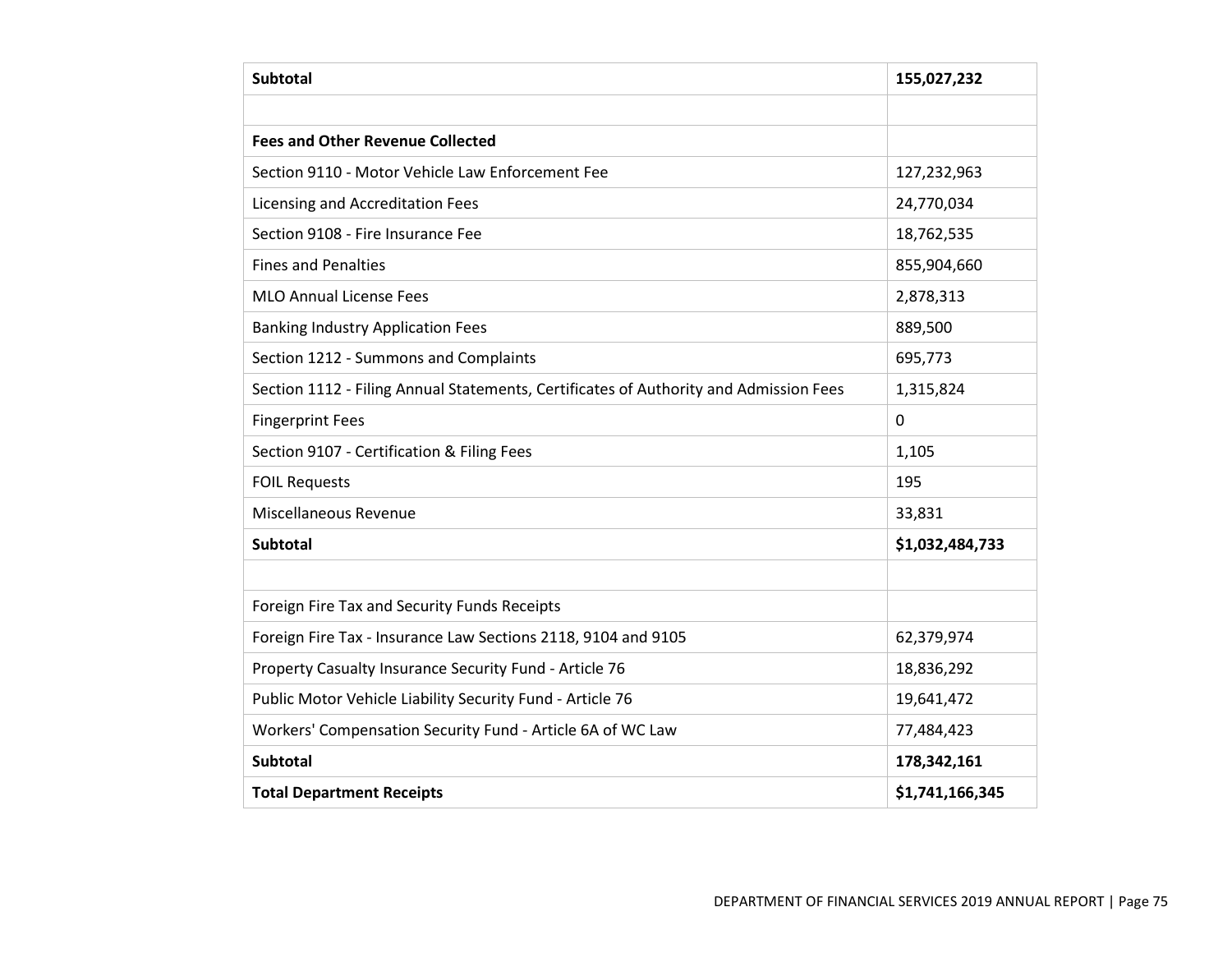| **Subtotal** | **155,027,232** |
|---|---|
| | |
| **Fees and Other Revenue Collected** | |
| Section 9110 - Motor Vehicle Law Enforcement Fee | 127,232,963 |
| Licensing and Accreditation Fees | 24,770,034 |
| Section 9108 - Fire Insurance Fee | 18,762,535 |
| Fines and Penalties | 855,904,660 |
| MLO Annual License Fees | 2,878,313 |
| Banking Industry Application Fees | 889,500 |
| Section 1212 - Summons and Complaints | 695,773 |
| Section 1112 - Filing Annual Statements, Certificates of Authority and Admission Fees | 1,315,824 |
| Fingerprint Fees | 0 |
| Section 9107 - Certification & Filing Fees | 1,105 |
| FOIL Requests | 195 |
| Miscellaneous Revenue | 33,831 |
| **Subtotal** | **$1,032,484,733** |
| | |
| Foreign Fire Tax and Security Funds Receipts | |
| Foreign Fire Tax - Insurance Law Sections 2118, 9104 and 9105 | 62,379,974 |
| Property Casualty Insurance Security Fund - Article 76 | 18,836,292 |
| Public Motor Vehicle Liability Security Fund - Article 76 | 19,641,472 |
| Workers' Compensation Security Fund - Article 6A of WC Law | 77,484,423 |
| **Subtotal** | **178,342,161** |
| **Total Department Receipts** | **$1,741,166,345** |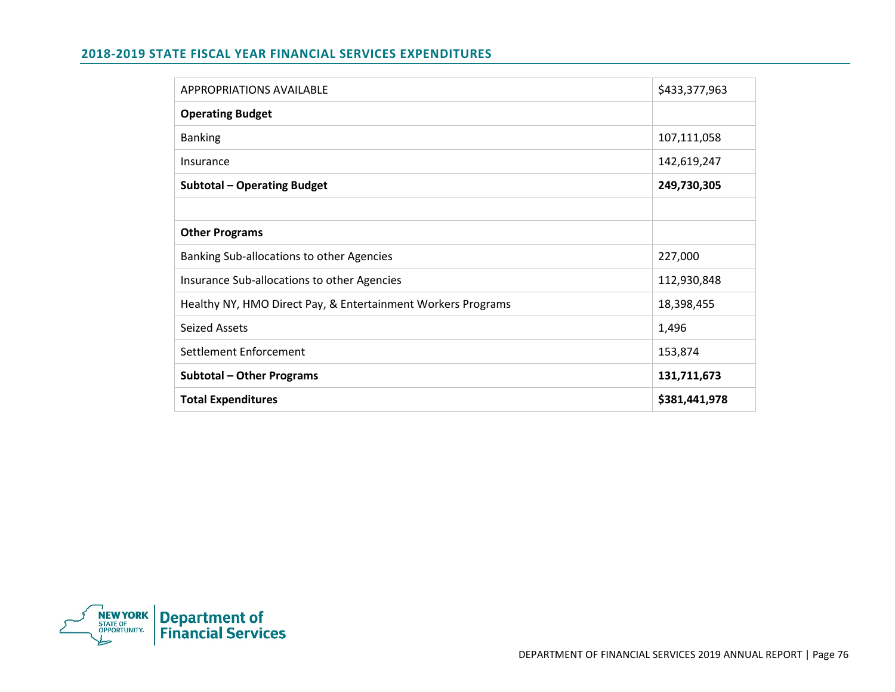## 2018-2019 STATE FISCAL YEAR FINANCIAL SERVICES EXPENDITURES

| | |
|---|---|
| APPROPRIATIONS AVAILABLE | $433,377,963 |
| **Operating Budget** | |
| Banking | 107,111,058 |
| Insurance | 142,619,247 |
| **Subtotal – Operating Budget** | **249,730,305** |
| | |
| **Other Programs** | |
| Banking Sub-allocations to other Agencies | 227,000 |
| Insurance Sub-allocations to other Agencies | 112,930,848 |
| Healthy NY, HMO Direct Pay, & Entertainment Workers Programs | 18,398,455 |
| Seized Assets | 1,496 |
| Settlement Enforcement | 153,874 |
| **Subtotal – Other Programs** | **131,711,673** |
| **Total Expenditures** | **$381,441,978** |